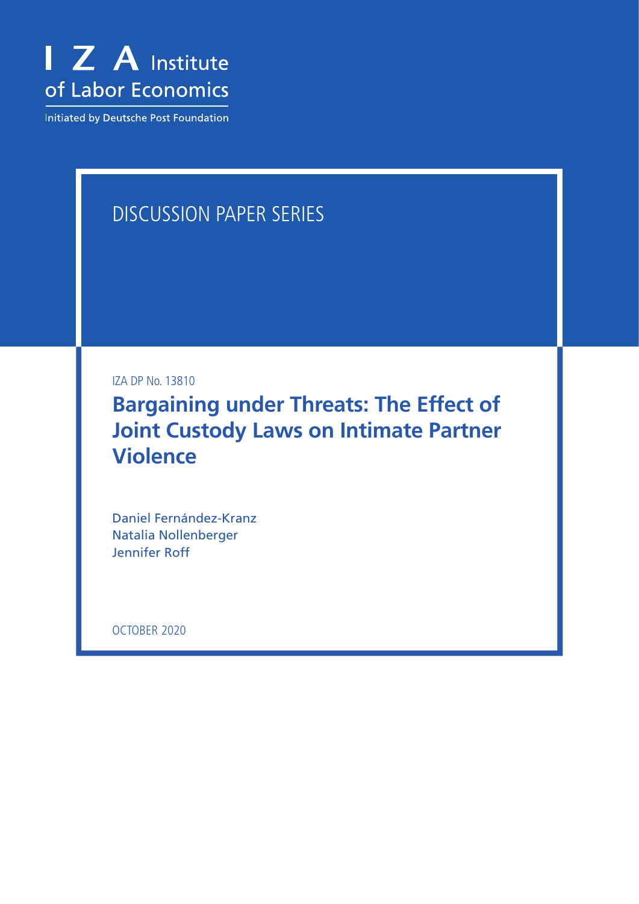I Z A Institute of Labor Economics

Initiated by Deutsche Post Foundation

DISCUSSION PAPER SERIES

IZA DP No. 13810

# Bargaining under Threats: The Effect of Joint Custody Laws on Intimate Partner Violence

Daniel Fernández-Kranz
Natalia Nollenberger
Jennifer Roff

OCTOBER 2020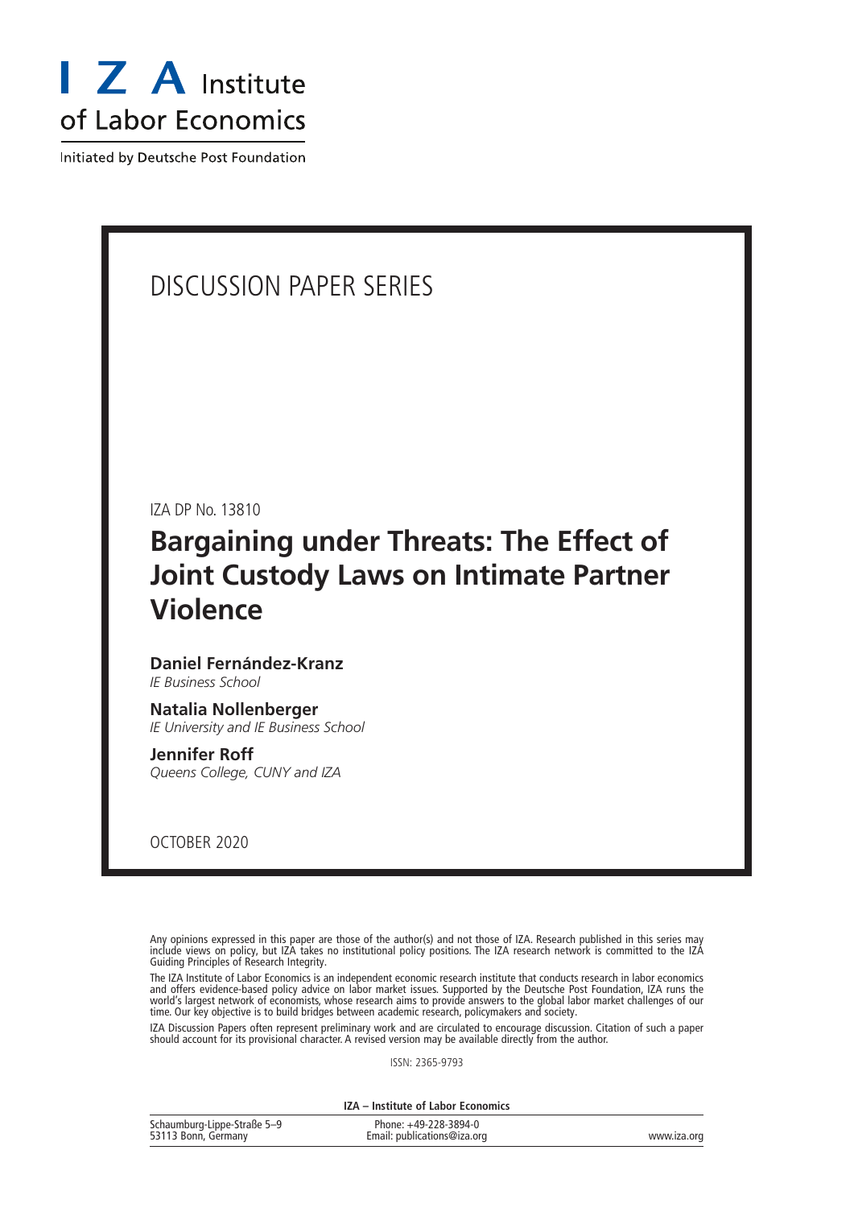I Z A Institute of Labor Economics

Initiated by Deutsche Post Foundation

DISCUSSION PAPER SERIES

IZA DP No. 13810

# Bargaining under Threats: The Effect of Joint Custody Laws on Intimate Partner Violence

**Daniel Fernández-Kranz**
*IE Business School*

**Natalia Nollenberger**
*IE University and IE Business School*

**Jennifer Roff**
*Queens College, CUNY and IZA*

OCTOBER 2020

Any opinions expressed in this paper are those of the author(s) and not those of IZA. Research published in this series may include views on policy, but IZA takes no institutional policy positions. The IZA research network is committed to the IZA Guiding Principles of Research Integrity.

The IZA Institute of Labor Economics is an independent economic research institute that conducts research in labor economics and offers evidence-based policy advice on labor market issues. Supported by the Deutsche Post Foundation, IZA runs the world's largest network of economists, whose research aims to provide answers to the global labor market challenges of our time. Our key objective is to build bridges between academic research, policymakers and society.

IZA Discussion Papers often represent preliminary work and are circulated to encourage discussion. Citation of such a paper should account for its provisional character. A revised version may be available directly from the author.

ISSN: 2365-9793

**IZA – Institute of Labor Economics**

| Schaumburg-Lippe-Straße 5–9<br>53113 Bonn, Germany | Phone: +49-228-3894-0<br>Email: publications@iza.org | www.iza.org |
|---|---|---|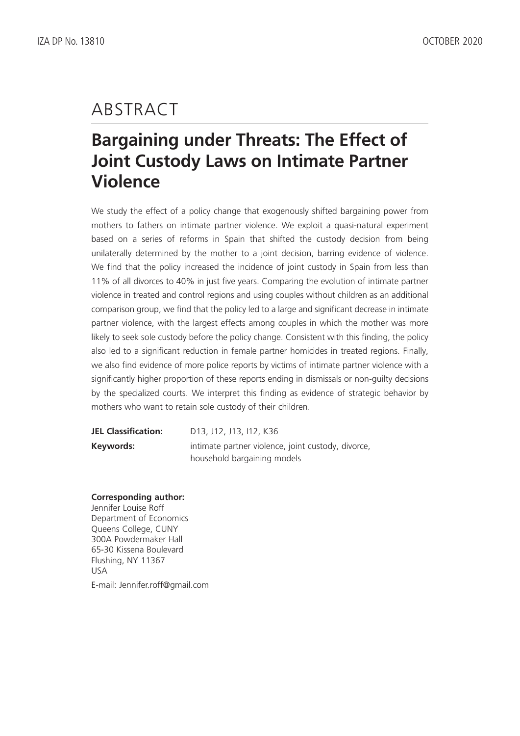# ABSTRACT

## Bargaining under Threats: The Effect of Joint Custody Laws on Intimate Partner Violence

We study the effect of a policy change that exogenously shifted bargaining power from mothers to fathers on intimate partner violence. We exploit a quasi-natural experiment based on a series of reforms in Spain that shifted the custody decision from being unilaterally determined by the mother to a joint decision, barring evidence of violence. We find that the policy increased the incidence of joint custody in Spain from less than 11% of all divorces to 40% in just five years. Comparing the evolution of intimate partner violence in treated and control regions and using couples without children as an additional comparison group, we find that the policy led to a large and significant decrease in intimate partner violence, with the largest effects among couples in which the mother was more likely to seek sole custody before the policy change. Consistent with this finding, the policy also led to a significant reduction in female partner homicides in treated regions. Finally, we also find evidence of more police reports by victims of intimate partner violence with a significantly higher proportion of these reports ending in dismissals or non-guilty decisions by the specialized courts. We interpret this finding as evidence of strategic behavior by mothers who want to retain sole custody of their children.

**JEL Classification:** D13, J12, J13, I12, K36

**Keywords:** intimate partner violence, joint custody, divorce, household bargaining models

**Corresponding author:**
Jennifer Louise Roff
Department of Economics
Queens College, CUNY
300A Powdermaker Hall
65-30 Kissena Boulevard
Flushing, NY 11367
USA

E-mail: Jennifer.roff@gmail.com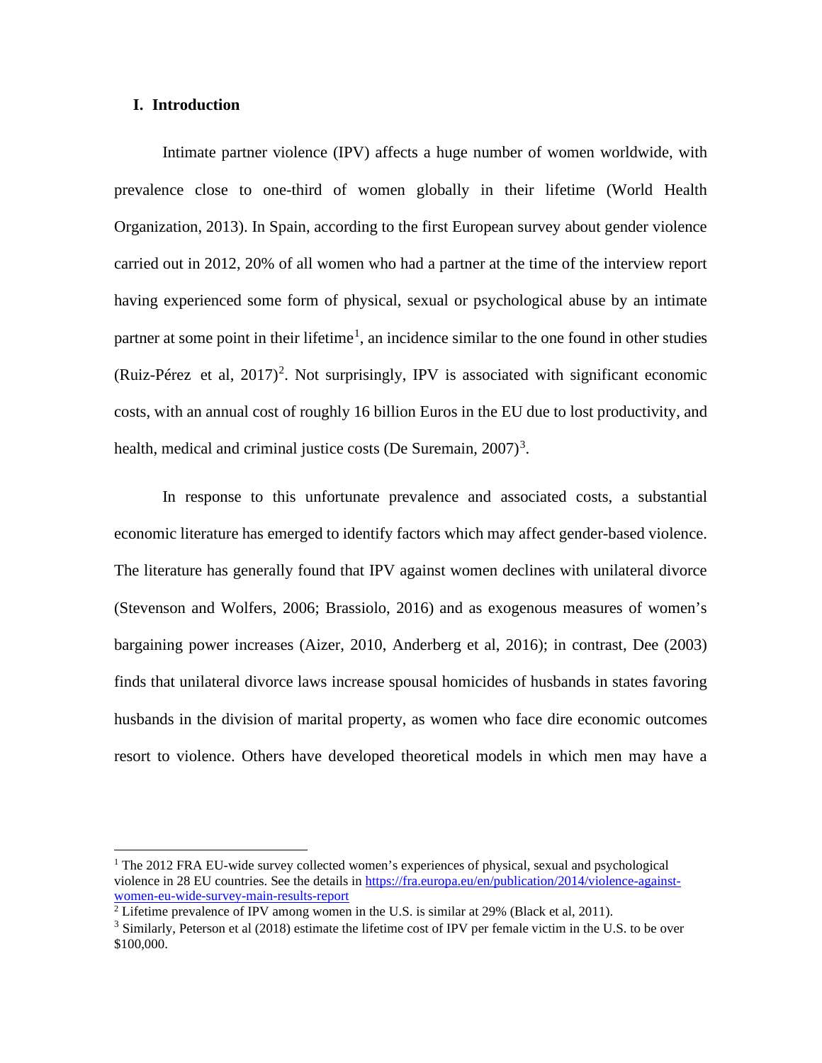## I. Introduction

Intimate partner violence (IPV) affects a huge number of women worldwide, with prevalence close to one-third of women globally in their lifetime (World Health Organization, 2013). In Spain, according to the first European survey about gender violence carried out in 2012, 20% of all women who had a partner at the time of the interview report having experienced some form of physical, sexual or psychological abuse by an intimate partner at some point in their lifetime[1], an incidence similar to the one found in other studies (Ruiz-Pérez et al, 2017)[2]. Not surprisingly, IPV is associated with significant economic costs, with an annual cost of roughly 16 billion Euros in the EU due to lost productivity, and health, medical and criminal justice costs (De Suremain, 2007)[3].

In response to this unfortunate prevalence and associated costs, a substantial economic literature has emerged to identify factors which may affect gender-based violence. The literature has generally found that IPV against women declines with unilateral divorce (Stevenson and Wolfers, 2006; Brassiolo, 2016) and as exogenous measures of women's bargaining power increases (Aizer, 2010, Anderberg et al, 2016); in contrast, Dee (2003) finds that unilateral divorce laws increase spousal homicides of husbands in states favoring husbands in the division of marital property, as women who face dire economic outcomes resort to violence. Others have developed theoretical models in which men may have a

---

[1] The 2012 FRA EU-wide survey collected women's experiences of physical, sexual and psychological violence in 28 EU countries. See the details in https://fra.europa.eu/en/publication/2014/violence-against-women-eu-wide-survey-main-results-report

[2] Lifetime prevalence of IPV among women in the U.S. is similar at 29% (Black et al, 2011).

[3] Similarly, Peterson et al (2018) estimate the lifetime cost of IPV per female victim in the U.S. to be over $100,000.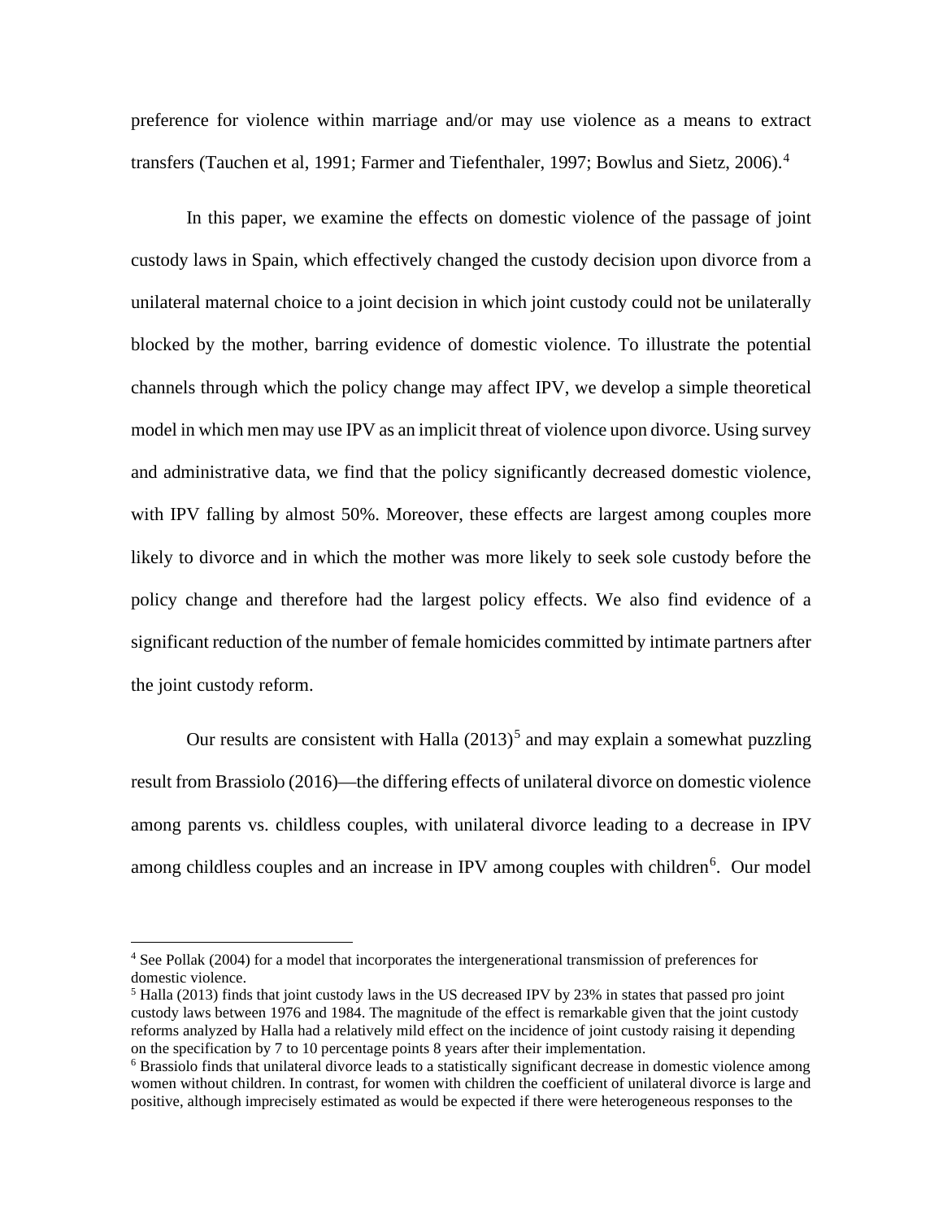preference for violence within marriage and/or may use violence as a means to extract transfers (Tauchen et al, 1991; Farmer and Tiefenthaler, 1997; Bowlus and Sietz, 2006).[4]

In this paper, we examine the effects on domestic violence of the passage of joint custody laws in Spain, which effectively changed the custody decision upon divorce from a unilateral maternal choice to a joint decision in which joint custody could not be unilaterally blocked by the mother, barring evidence of domestic violence. To illustrate the potential channels through which the policy change may affect IPV, we develop a simple theoretical model in which men may use IPV as an implicit threat of violence upon divorce. Using survey and administrative data, we find that the policy significantly decreased domestic violence, with IPV falling by almost 50%. Moreover, these effects are largest among couples more likely to divorce and in which the mother was more likely to seek sole custody before the policy change and therefore had the largest policy effects. We also find evidence of a significant reduction of the number of female homicides committed by intimate partners after the joint custody reform.

Our results are consistent with Halla (2013)[5] and may explain a somewhat puzzling result from Brassiolo (2016)—the differing effects of unilateral divorce on domestic violence among parents vs. childless couples, with unilateral divorce leading to a decrease in IPV among childless couples and an increase in IPV among couples with children[6]. Our model

---

[4] See Pollak (2004) for a model that incorporates the intergenerational transmission of preferences for domestic violence.

[5] Halla (2013) finds that joint custody laws in the US decreased IPV by 23% in states that passed pro joint custody laws between 1976 and 1984. The magnitude of the effect is remarkable given that the joint custody reforms analyzed by Halla had a relatively mild effect on the incidence of joint custody raising it depending on the specification by 7 to 10 percentage points 8 years after their implementation.

[6] Brassiolo finds that unilateral divorce leads to a statistically significant decrease in domestic violence among women without children. In contrast, for women with children the coefficient of unilateral divorce is large and positive, although imprecisely estimated as would be expected if there were heterogeneous responses to the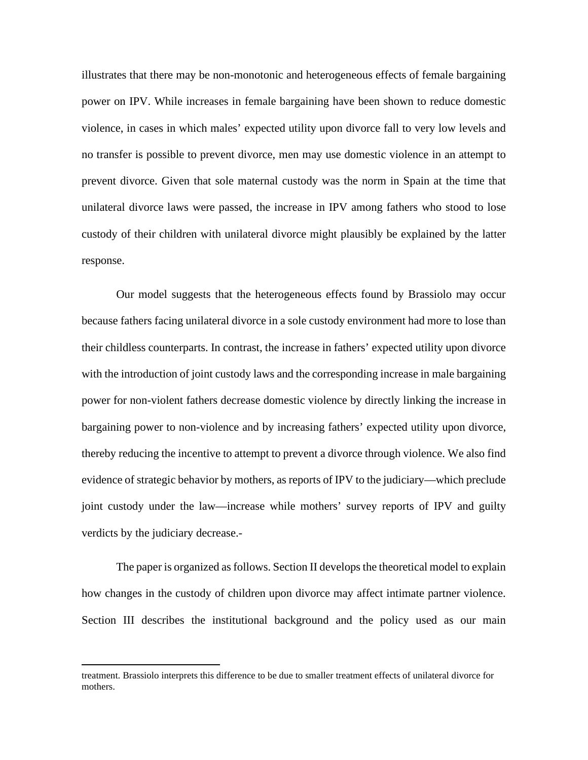illustrates that there may be non-monotonic and heterogeneous effects of female bargaining power on IPV. While increases in female bargaining have been shown to reduce domestic violence, in cases in which males' expected utility upon divorce fall to very low levels and no transfer is possible to prevent divorce, men may use domestic violence in an attempt to prevent divorce. Given that sole maternal custody was the norm in Spain at the time that unilateral divorce laws were passed, the increase in IPV among fathers who stood to lose custody of their children with unilateral divorce might plausibly be explained by the latter response.

Our model suggests that the heterogeneous effects found by Brassiolo may occur because fathers facing unilateral divorce in a sole custody environment had more to lose than their childless counterparts. In contrast, the increase in fathers' expected utility upon divorce with the introduction of joint custody laws and the corresponding increase in male bargaining power for non-violent fathers decrease domestic violence by directly linking the increase in bargaining power to non-violence and by increasing fathers' expected utility upon divorce, thereby reducing the incentive to attempt to prevent a divorce through violence. We also find evidence of strategic behavior by mothers, as reports of IPV to the judiciary—which preclude joint custody under the law—increase while mothers' survey reports of IPV and guilty verdicts by the judiciary decrease.-

The paper is organized as follows. Section II develops the theoretical model to explain how changes in the custody of children upon divorce may affect intimate partner violence. Section III describes the institutional background and the policy used as our main

---

treatment. Brassiolo interprets this difference to be due to smaller treatment effects of unilateral divorce for mothers.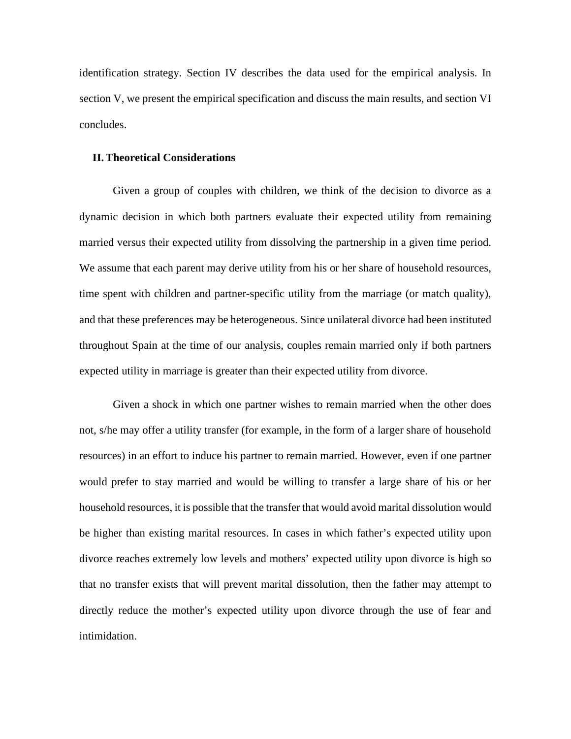identification strategy. Section IV describes the data used for the empirical analysis. In section V, we present the empirical specification and discuss the main results, and section VI concludes.

## II. Theoretical Considerations

Given a group of couples with children, we think of the decision to divorce as a dynamic decision in which both partners evaluate their expected utility from remaining married versus their expected utility from dissolving the partnership in a given time period. We assume that each parent may derive utility from his or her share of household resources, time spent with children and partner-specific utility from the marriage (or match quality), and that these preferences may be heterogeneous. Since unilateral divorce had been instituted throughout Spain at the time of our analysis, couples remain married only if both partners expected utility in marriage is greater than their expected utility from divorce.

Given a shock in which one partner wishes to remain married when the other does not, s/he may offer a utility transfer (for example, in the form of a larger share of household resources) in an effort to induce his partner to remain married. However, even if one partner would prefer to stay married and would be willing to transfer a large share of his or her household resources, it is possible that the transfer that would avoid marital dissolution would be higher than existing marital resources. In cases in which father's expected utility upon divorce reaches extremely low levels and mothers' expected utility upon divorce is high so that no transfer exists that will prevent marital dissolution, then the father may attempt to directly reduce the mother's expected utility upon divorce through the use of fear and intimidation.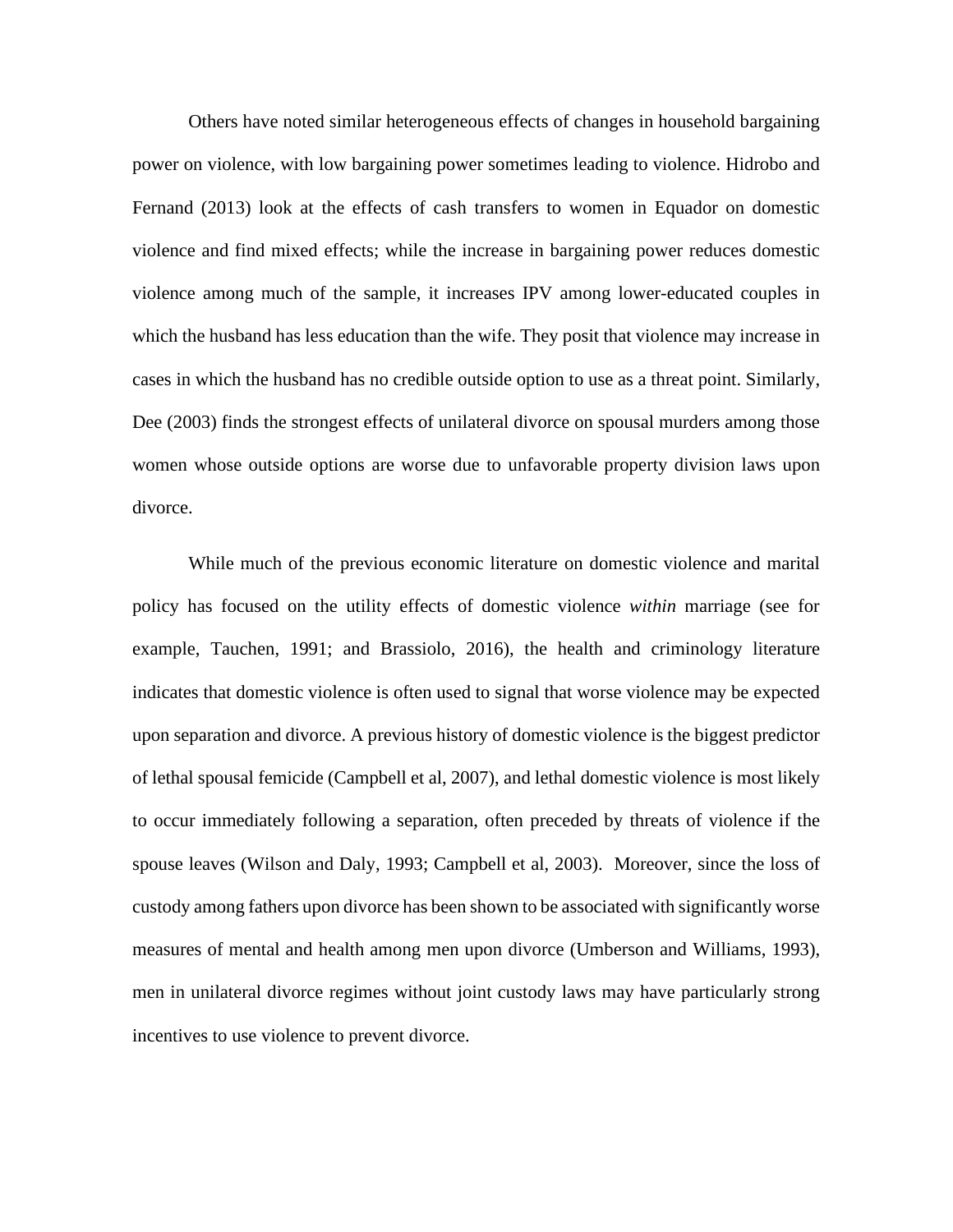Others have noted similar heterogeneous effects of changes in household bargaining power on violence, with low bargaining power sometimes leading to violence. Hidrobo and Fernand (2013) look at the effects of cash transfers to women in Equador on domestic violence and find mixed effects; while the increase in bargaining power reduces domestic violence among much of the sample, it increases IPV among lower-educated couples in which the husband has less education than the wife. They posit that violence may increase in cases in which the husband has no credible outside option to use as a threat point. Similarly, Dee (2003) finds the strongest effects of unilateral divorce on spousal murders among those women whose outside options are worse due to unfavorable property division laws upon divorce.

While much of the previous economic literature on domestic violence and marital policy has focused on the utility effects of domestic violence *within* marriage (see for example, Tauchen, 1991; and Brassiolo, 2016), the health and criminology literature indicates that domestic violence is often used to signal that worse violence may be expected upon separation and divorce. A previous history of domestic violence is the biggest predictor of lethal spousal femicide (Campbell et al, 2007), and lethal domestic violence is most likely to occur immediately following a separation, often preceded by threats of violence if the spouse leaves (Wilson and Daly, 1993; Campbell et al, 2003). Moreover, since the loss of custody among fathers upon divorce has been shown to be associated with significantly worse measures of mental and health among men upon divorce (Umberson and Williams, 1993), men in unilateral divorce regimes without joint custody laws may have particularly strong incentives to use violence to prevent divorce.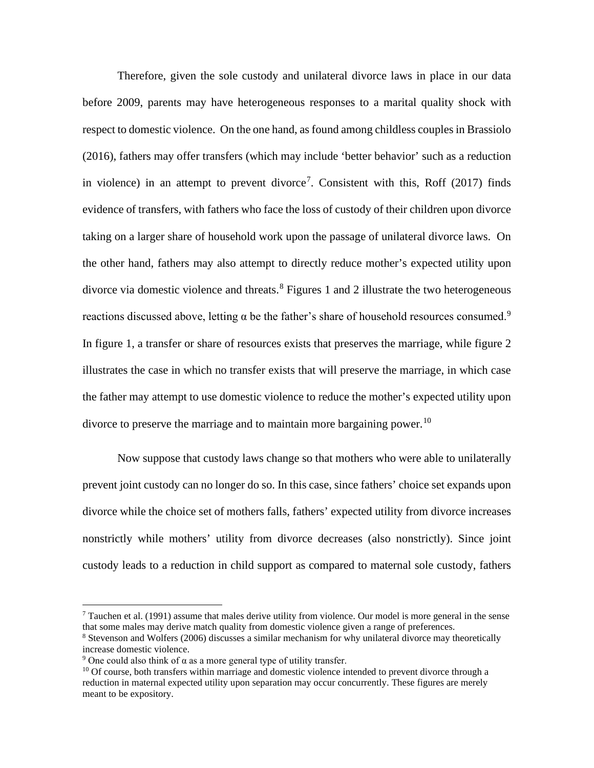Therefore, given the sole custody and unilateral divorce laws in place in our data before 2009, parents may have heterogeneous responses to a marital quality shock with respect to domestic violence. On the one hand, as found among childless couples in Brassiolo (2016), fathers may offer transfers (which may include 'better behavior' such as a reduction in violence) in an attempt to prevent divorce[7]. Consistent with this, Roff (2017) finds evidence of transfers, with fathers who face the loss of custody of their children upon divorce taking on a larger share of household work upon the passage of unilateral divorce laws. On the other hand, fathers may also attempt to directly reduce mother's expected utility upon divorce via domestic violence and threats.[8] Figures 1 and 2 illustrate the two heterogeneous reactions discussed above, letting $\alpha$ be the father's share of household resources consumed.[9] In figure 1, a transfer or share of resources exists that preserves the marriage, while figure 2 illustrates the case in which no transfer exists that will preserve the marriage, in which case the father may attempt to use domestic violence to reduce the mother's expected utility upon divorce to preserve the marriage and to maintain more bargaining power.[10]

Now suppose that custody laws change so that mothers who were able to unilaterally prevent joint custody can no longer do so. In this case, since fathers' choice set expands upon divorce while the choice set of mothers falls, fathers' expected utility from divorce increases nonstrictly while mothers' utility from divorce decreases (also nonstrictly). Since joint custody leads to a reduction in child support as compared to maternal sole custody, fathers

[7] Tauchen et al. (1991) assume that males derive utility from violence. Our model is more general in the sense that some males may derive match quality from domestic violence given a range of preferences.

[8] Stevenson and Wolfers (2006) discusses a similar mechanism for why unilateral divorce may theoretically increase domestic violence.

[9] One could also think of $\alpha$ as a more general type of utility transfer.

[10] Of course, both transfers within marriage and domestic violence intended to prevent divorce through a reduction in maternal expected utility upon separation may occur concurrently. These figures are merely meant to be expository.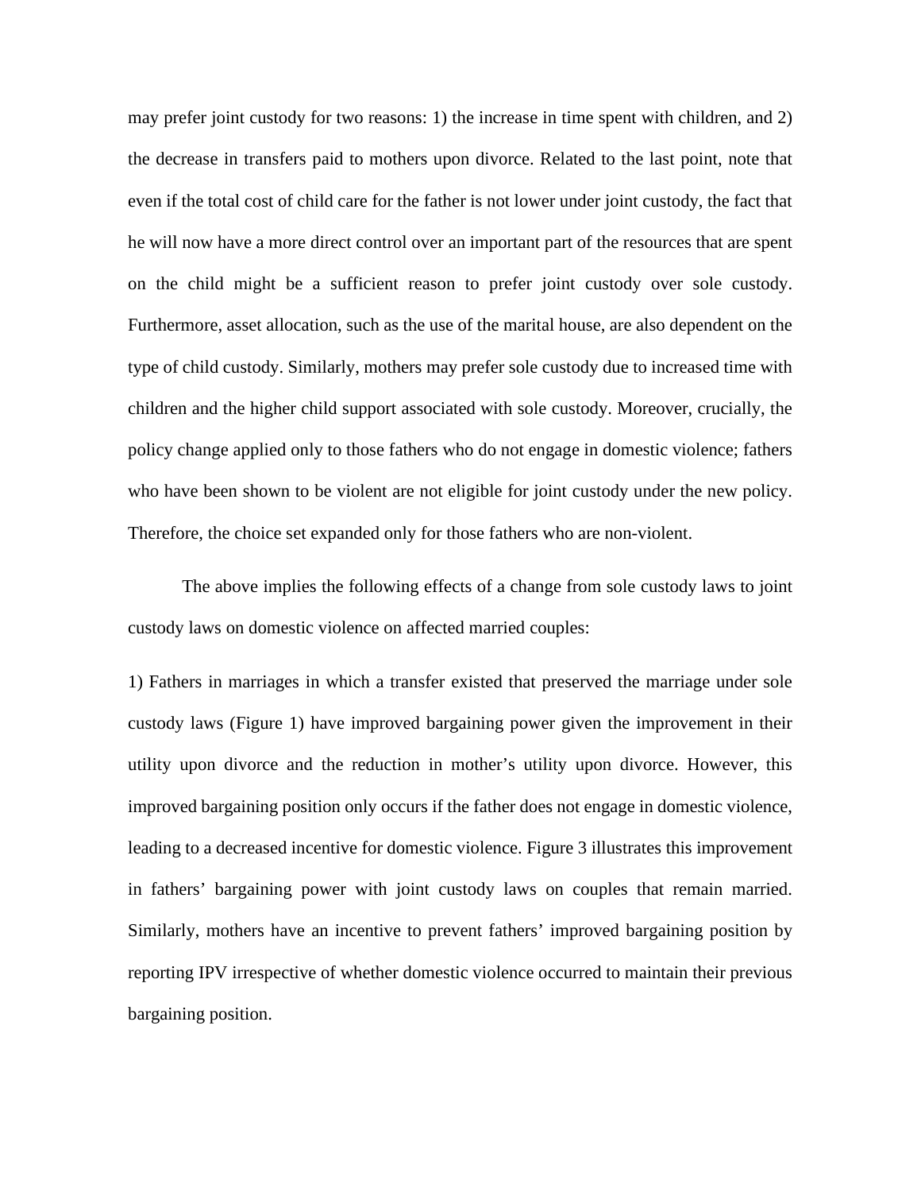may prefer joint custody for two reasons: 1) the increase in time spent with children, and 2) the decrease in transfers paid to mothers upon divorce. Related to the last point, note that even if the total cost of child care for the father is not lower under joint custody, the fact that he will now have a more direct control over an important part of the resources that are spent on the child might be a sufficient reason to prefer joint custody over sole custody. Furthermore, asset allocation, such as the use of the marital house, are also dependent on the type of child custody. Similarly, mothers may prefer sole custody due to increased time with children and the higher child support associated with sole custody. Moreover, crucially, the policy change applied only to those fathers who do not engage in domestic violence; fathers who have been shown to be violent are not eligible for joint custody under the new policy. Therefore, the choice set expanded only for those fathers who are non-violent.

The above implies the following effects of a change from sole custody laws to joint custody laws on domestic violence on affected married couples:

1) Fathers in marriages in which a transfer existed that preserved the marriage under sole custody laws (Figure 1) have improved bargaining power given the improvement in their utility upon divorce and the reduction in mother's utility upon divorce. However, this improved bargaining position only occurs if the father does not engage in domestic violence, leading to a decreased incentive for domestic violence. Figure 3 illustrates this improvement in fathers' bargaining power with joint custody laws on couples that remain married. Similarly, mothers have an incentive to prevent fathers' improved bargaining position by reporting IPV irrespective of whether domestic violence occurred to maintain their previous bargaining position.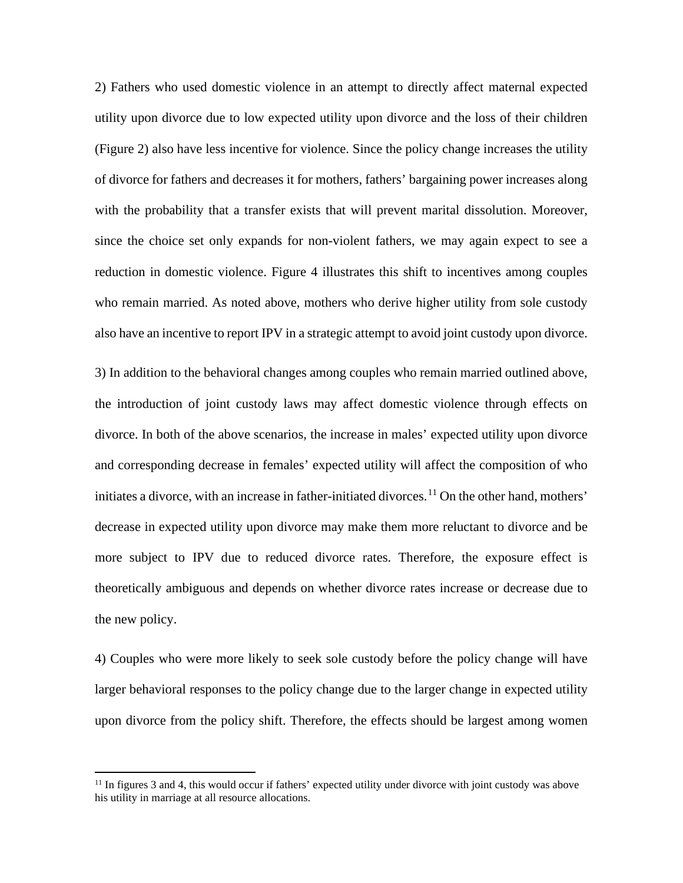2) Fathers who used domestic violence in an attempt to directly affect maternal expected utility upon divorce due to low expected utility upon divorce and the loss of their children (Figure 2) also have less incentive for violence. Since the policy change increases the utility of divorce for fathers and decreases it for mothers, fathers' bargaining power increases along with the probability that a transfer exists that will prevent marital dissolution. Moreover, since the choice set only expands for non-violent fathers, we may again expect to see a reduction in domestic violence. Figure 4 illustrates this shift to incentives among couples who remain married. As noted above, mothers who derive higher utility from sole custody also have an incentive to report IPV in a strategic attempt to avoid joint custody upon divorce.

3) In addition to the behavioral changes among couples who remain married outlined above, the introduction of joint custody laws may affect domestic violence through effects on divorce. In both of the above scenarios, the increase in males' expected utility upon divorce and corresponding decrease in females' expected utility will affect the composition of who initiates a divorce, with an increase in father-initiated divorces.[11] On the other hand, mothers' decrease in expected utility upon divorce may make them more reluctant to divorce and be more subject to IPV due to reduced divorce rates. Therefore, the exposure effect is theoretically ambiguous and depends on whether divorce rates increase or decrease due to the new policy.

4) Couples who were more likely to seek sole custody before the policy change will have larger behavioral responses to the policy change due to the larger change in expected utility upon divorce from the policy shift. Therefore, the effects should be largest among women

[11] In figures 3 and 4, this would occur if fathers' expected utility under divorce with joint custody was above his utility in marriage at all resource allocations.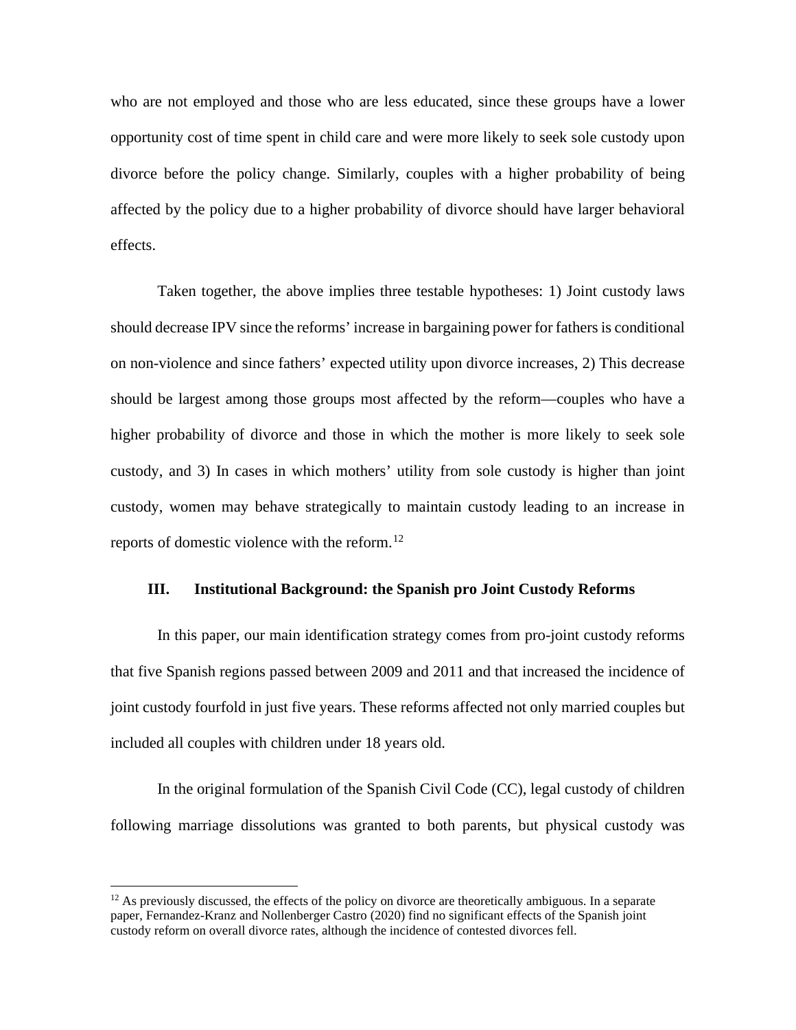who are not employed and those who are less educated, since these groups have a lower opportunity cost of time spent in child care and were more likely to seek sole custody upon divorce before the policy change. Similarly, couples with a higher probability of being affected by the policy due to a higher probability of divorce should have larger behavioral effects.

Taken together, the above implies three testable hypotheses: 1) Joint custody laws should decrease IPV since the reforms' increase in bargaining power for fathers is conditional on non-violence and since fathers' expected utility upon divorce increases, 2) This decrease should be largest among those groups most affected by the reform—couples who have a higher probability of divorce and those in which the mother is more likely to seek sole custody, and 3) In cases in which mothers' utility from sole custody is higher than joint custody, women may behave strategically to maintain custody leading to an increase in reports of domestic violence with the reform.[12]

## III. Institutional Background: the Spanish pro Joint Custody Reforms

In this paper, our main identification strategy comes from pro-joint custody reforms that five Spanish regions passed between 2009 and 2011 and that increased the incidence of joint custody fourfold in just five years. These reforms affected not only married couples but included all couples with children under 18 years old.

In the original formulation of the Spanish Civil Code (CC), legal custody of children following marriage dissolutions was granted to both parents, but physical custody was

[12] As previously discussed, the effects of the policy on divorce are theoretically ambiguous. In a separate paper, Fernandez-Kranz and Nollenberger Castro (2020) find no significant effects of the Spanish joint custody reform on overall divorce rates, although the incidence of contested divorces fell.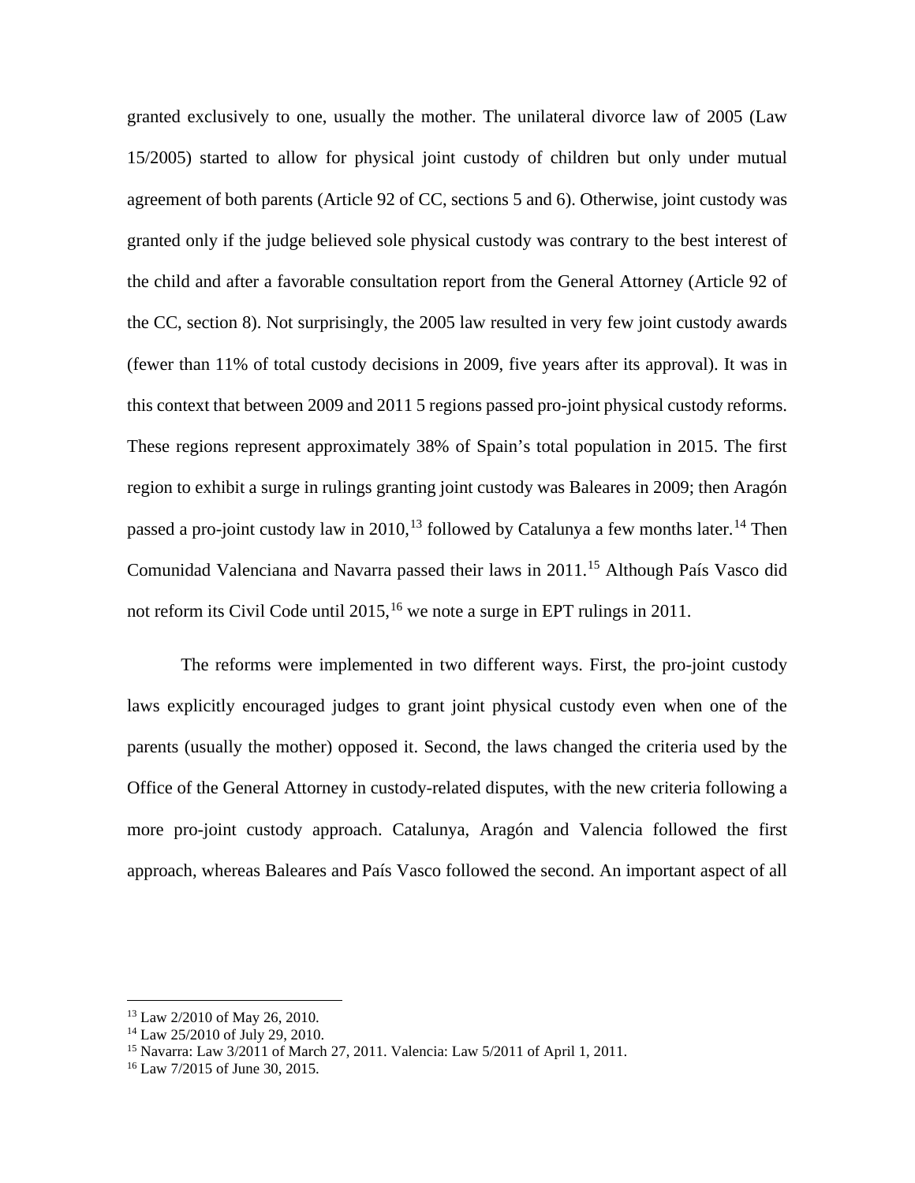granted exclusively to one, usually the mother. The unilateral divorce law of 2005 (Law 15/2005) started to allow for physical joint custody of children but only under mutual agreement of both parents (Article 92 of CC, sections 5 and 6). Otherwise, joint custody was granted only if the judge believed sole physical custody was contrary to the best interest of the child and after a favorable consultation report from the General Attorney (Article 92 of the CC, section 8). Not surprisingly, the 2005 law resulted in very few joint custody awards (fewer than 11% of total custody decisions in 2009, five years after its approval). It was in this context that between 2009 and 2011 5 regions passed pro-joint physical custody reforms. These regions represent approximately 38% of Spain's total population in 2015. The first region to exhibit a surge in rulings granting joint custody was Baleares in 2009; then Aragón passed a pro-joint custody law in 2010,[13] followed by Catalunya a few months later.[14] Then Comunidad Valenciana and Navarra passed their laws in 2011.[15] Although País Vasco did not reform its Civil Code until 2015,[16] we note a surge in EPT rulings in 2011.

The reforms were implemented in two different ways. First, the pro-joint custody laws explicitly encouraged judges to grant joint physical custody even when one of the parents (usually the mother) opposed it. Second, the laws changed the criteria used by the Office of the General Attorney in custody-related disputes, with the new criteria following a more pro-joint custody approach. Catalunya, Aragón and Valencia followed the first approach, whereas Baleares and País Vasco followed the second. An important aspect of all

---

[13] Law 2/2010 of May 26, 2010.

[14] Law 25/2010 of July 29, 2010.

[15] Navarra: Law 3/2011 of March 27, 2011. Valencia: Law 5/2011 of April 1, 2011.

[16] Law 7/2015 of June 30, 2015.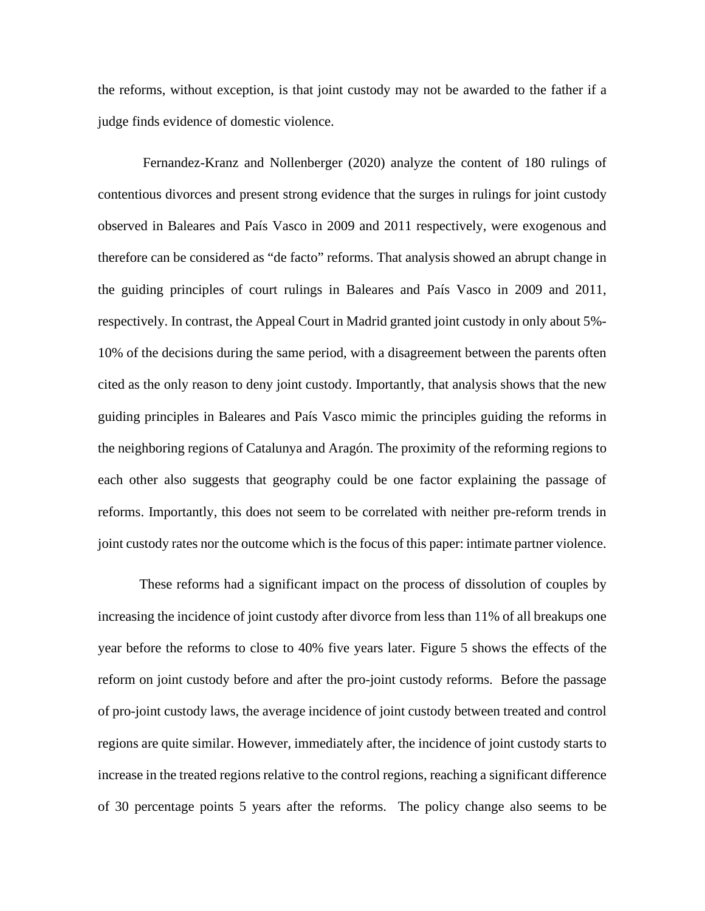the reforms, without exception, is that joint custody may not be awarded to the father if a judge finds evidence of domestic violence.

Fernandez-Kranz and Nollenberger (2020) analyze the content of 180 rulings of contentious divorces and present strong evidence that the surges in rulings for joint custody observed in Baleares and País Vasco in 2009 and 2011 respectively, were exogenous and therefore can be considered as "de facto" reforms. That analysis showed an abrupt change in the guiding principles of court rulings in Baleares and País Vasco in 2009 and 2011, respectively. In contrast, the Appeal Court in Madrid granted joint custody in only about 5%-10% of the decisions during the same period, with a disagreement between the parents often cited as the only reason to deny joint custody. Importantly, that analysis shows that the new guiding principles in Baleares and País Vasco mimic the principles guiding the reforms in the neighboring regions of Catalunya and Aragón. The proximity of the reforming regions to each other also suggests that geography could be one factor explaining the passage of reforms. Importantly, this does not seem to be correlated with neither pre-reform trends in joint custody rates nor the outcome which is the focus of this paper: intimate partner violence.

These reforms had a significant impact on the process of dissolution of couples by increasing the incidence of joint custody after divorce from less than 11% of all breakups one year before the reforms to close to 40% five years later. Figure 5 shows the effects of the reform on joint custody before and after the pro-joint custody reforms. Before the passage of pro-joint custody laws, the average incidence of joint custody between treated and control regions are quite similar. However, immediately after, the incidence of joint custody starts to increase in the treated regions relative to the control regions, reaching a significant difference of 30 percentage points 5 years after the reforms. The policy change also seems to be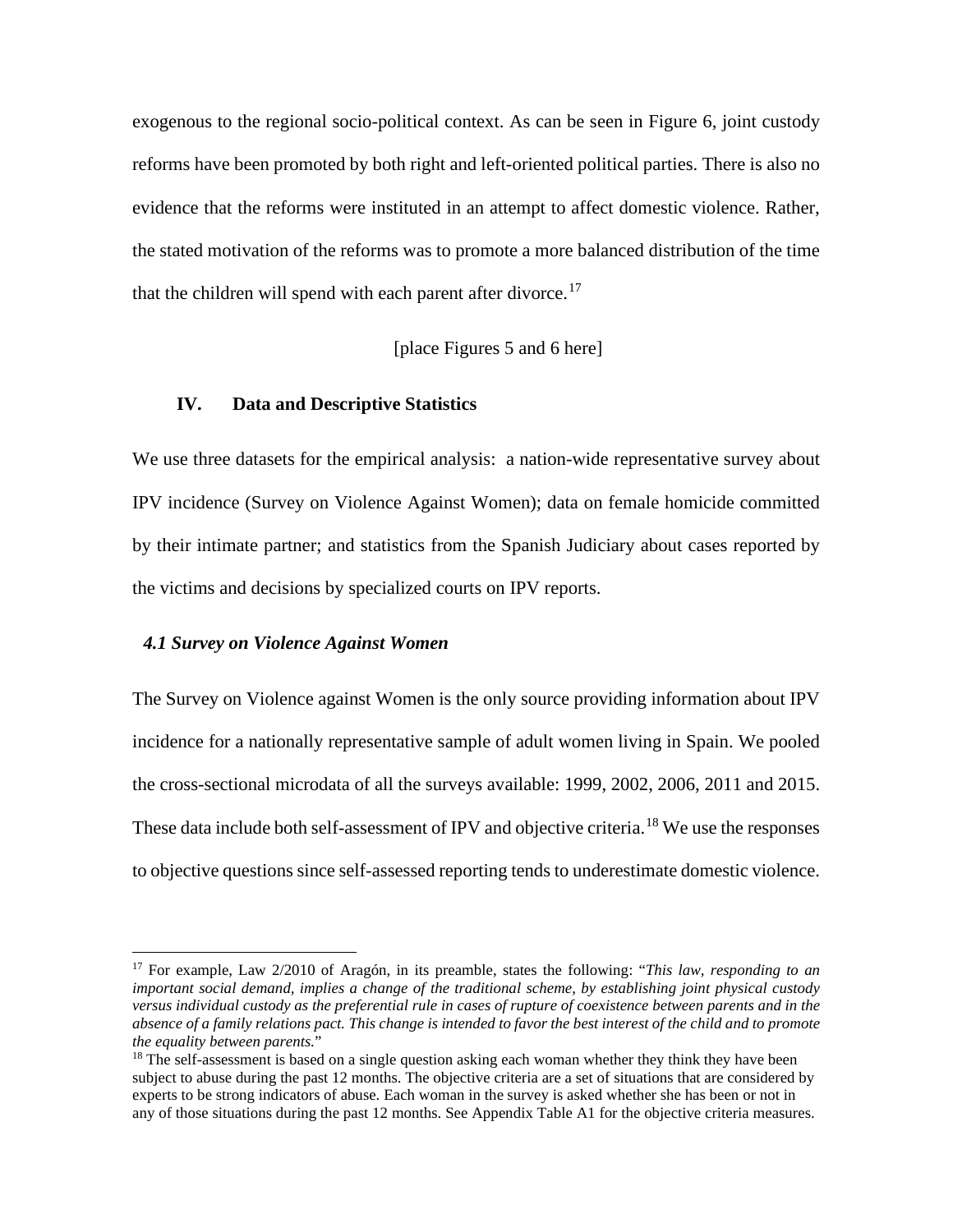exogenous to the regional socio-political context. As can be seen in Figure 6, joint custody reforms have been promoted by both right and left-oriented political parties. There is also no evidence that the reforms were instituted in an attempt to affect domestic violence. Rather, the stated motivation of the reforms was to promote a more balanced distribution of the time that the children will spend with each parent after divorce.[17]

[place Figures 5 and 6 here]

## IV. Data and Descriptive Statistics

We use three datasets for the empirical analysis: a nation-wide representative survey about IPV incidence (Survey on Violence Against Women); data on female homicide committed by their intimate partner; and statistics from the Spanish Judiciary about cases reported by the victims and decisions by specialized courts on IPV reports.

### *4.1 Survey on Violence Against Women*

The Survey on Violence against Women is the only source providing information about IPV incidence for a nationally representative sample of adult women living in Spain. We pooled the cross-sectional microdata of all the surveys available: 1999, 2002, 2006, 2011 and 2015. These data include both self-assessment of IPV and objective criteria.[18] We use the responses to objective questions since self-assessed reporting tends to underestimate domestic violence.

---

[17] For example, Law 2/2010 of Aragón, in its preamble, states the following: "*This law, responding to an important social demand, implies a change of the traditional scheme, by establishing joint physical custody versus individual custody as the preferential rule in cases of rupture of coexistence between parents and in the absence of a family relations pact. This change is intended to favor the best interest of the child and to promote the equality between parents.*"

[18] The self-assessment is based on a single question asking each woman whether they think they have been subject to abuse during the past 12 months. The objective criteria are a set of situations that are considered by experts to be strong indicators of abuse. Each woman in the survey is asked whether she has been or not in any of those situations during the past 12 months. See Appendix Table A1 for the objective criteria measures.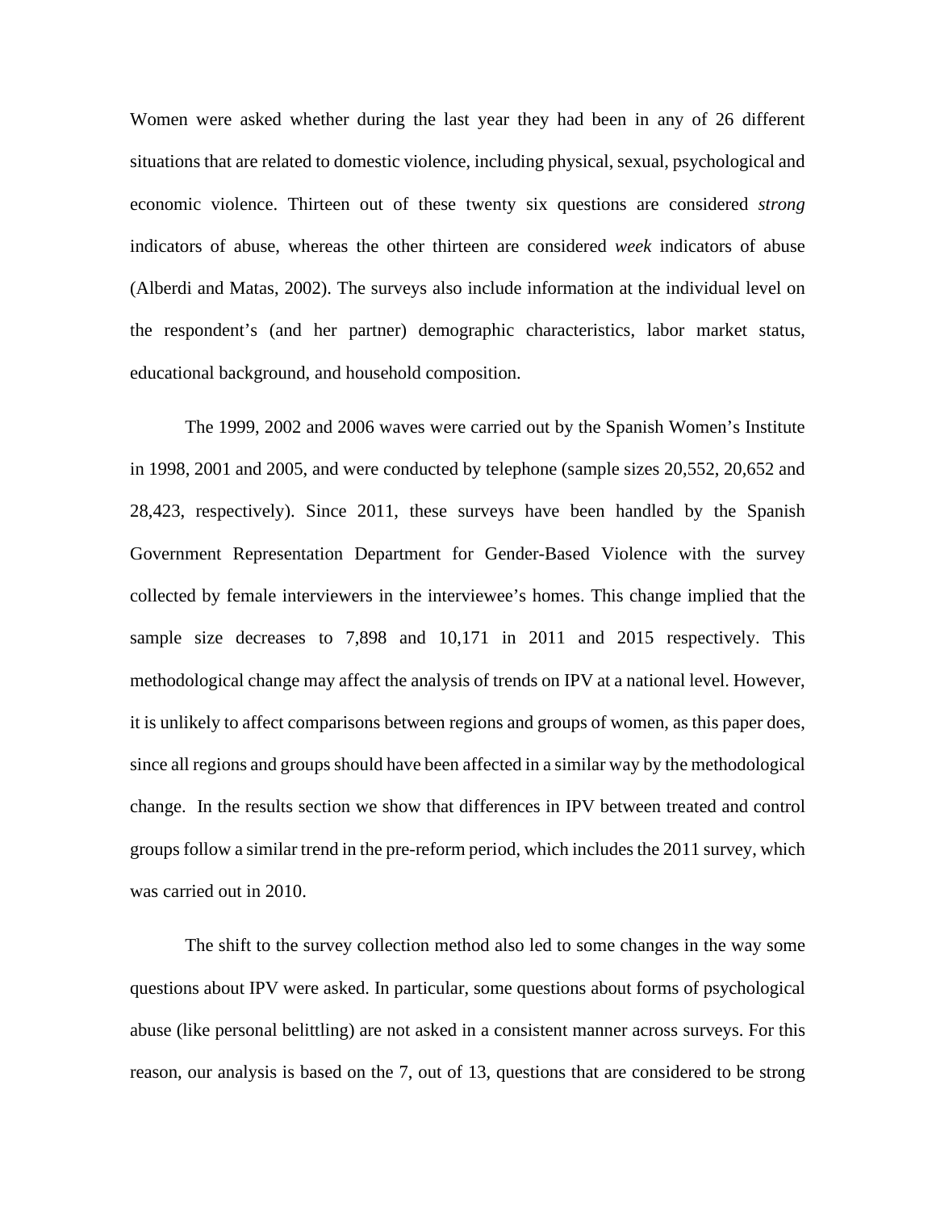Women were asked whether during the last year they had been in any of 26 different situations that are related to domestic violence, including physical, sexual, psychological and economic violence. Thirteen out of these twenty six questions are considered *strong* indicators of abuse, whereas the other thirteen are considered *week* indicators of abuse (Alberdi and Matas, 2002). The surveys also include information at the individual level on the respondent's (and her partner) demographic characteristics, labor market status, educational background, and household composition.

The 1999, 2002 and 2006 waves were carried out by the Spanish Women's Institute in 1998, 2001 and 2005, and were conducted by telephone (sample sizes 20,552, 20,652 and 28,423, respectively). Since 2011, these surveys have been handled by the Spanish Government Representation Department for Gender-Based Violence with the survey collected by female interviewers in the interviewee's homes. This change implied that the sample size decreases to 7,898 and 10,171 in 2011 and 2015 respectively. This methodological change may affect the analysis of trends on IPV at a national level. However, it is unlikely to affect comparisons between regions and groups of women, as this paper does, since all regions and groups should have been affected in a similar way by the methodological change. In the results section we show that differences in IPV between treated and control groups follow a similar trend in the pre-reform period, which includes the 2011 survey, which was carried out in 2010.

The shift to the survey collection method also led to some changes in the way some questions about IPV were asked. In particular, some questions about forms of psychological abuse (like personal belittling) are not asked in a consistent manner across surveys. For this reason, our analysis is based on the 7, out of 13, questions that are considered to be strong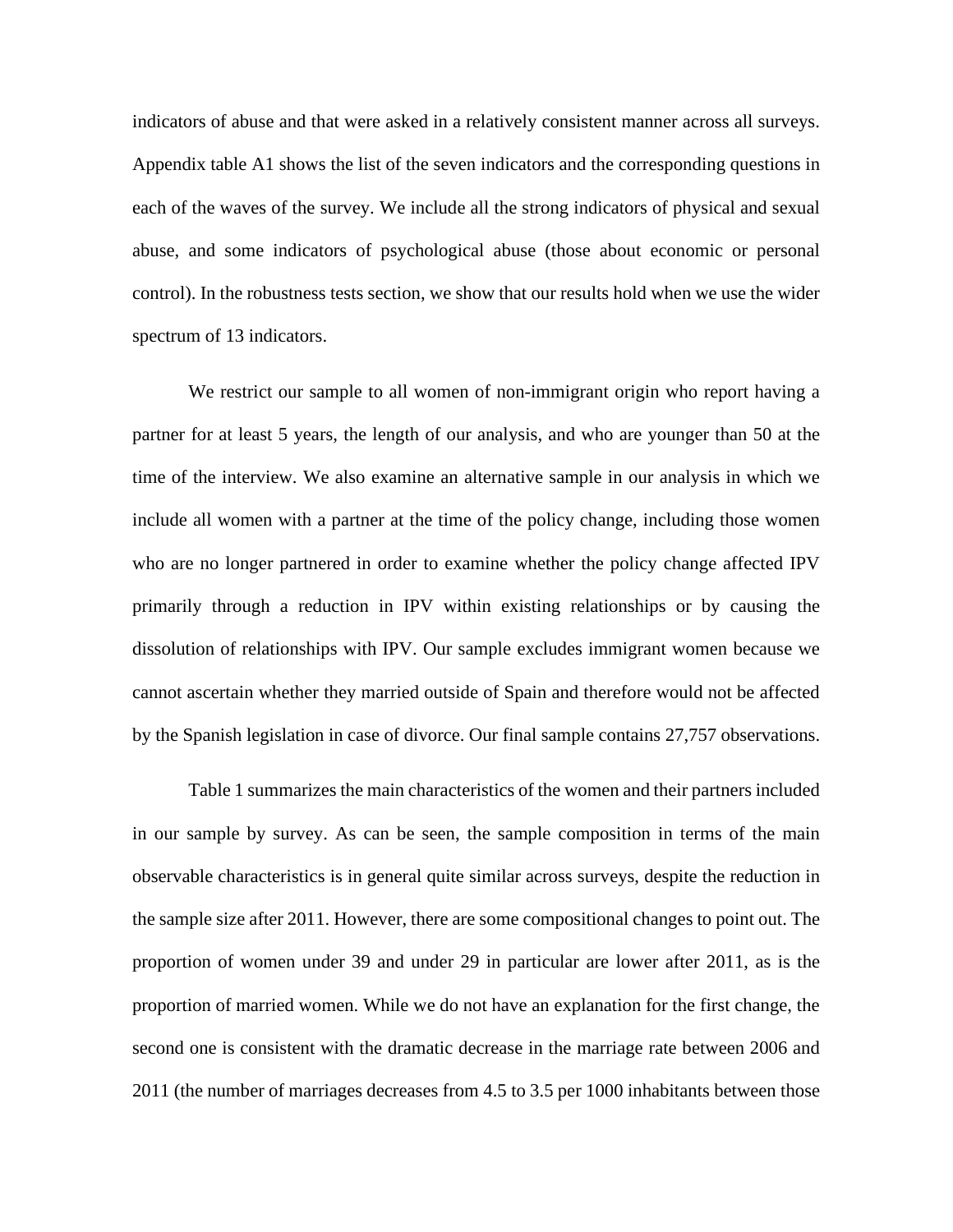indicators of abuse and that were asked in a relatively consistent manner across all surveys. Appendix table A1 shows the list of the seven indicators and the corresponding questions in each of the waves of the survey. We include all the strong indicators of physical and sexual abuse, and some indicators of psychological abuse (those about economic or personal control). In the robustness tests section, we show that our results hold when we use the wider spectrum of 13 indicators.

We restrict our sample to all women of non-immigrant origin who report having a partner for at least 5 years, the length of our analysis, and who are younger than 50 at the time of the interview. We also examine an alternative sample in our analysis in which we include all women with a partner at the time of the policy change, including those women who are no longer partnered in order to examine whether the policy change affected IPV primarily through a reduction in IPV within existing relationships or by causing the dissolution of relationships with IPV. Our sample excludes immigrant women because we cannot ascertain whether they married outside of Spain and therefore would not be affected by the Spanish legislation in case of divorce. Our final sample contains 27,757 observations.

Table 1 summarizes the main characteristics of the women and their partners included in our sample by survey. As can be seen, the sample composition in terms of the main observable characteristics is in general quite similar across surveys, despite the reduction in the sample size after 2011. However, there are some compositional changes to point out. The proportion of women under 39 and under 29 in particular are lower after 2011, as is the proportion of married women. While we do not have an explanation for the first change, the second one is consistent with the dramatic decrease in the marriage rate between 2006 and 2011 (the number of marriages decreases from 4.5 to 3.5 per 1000 inhabitants between those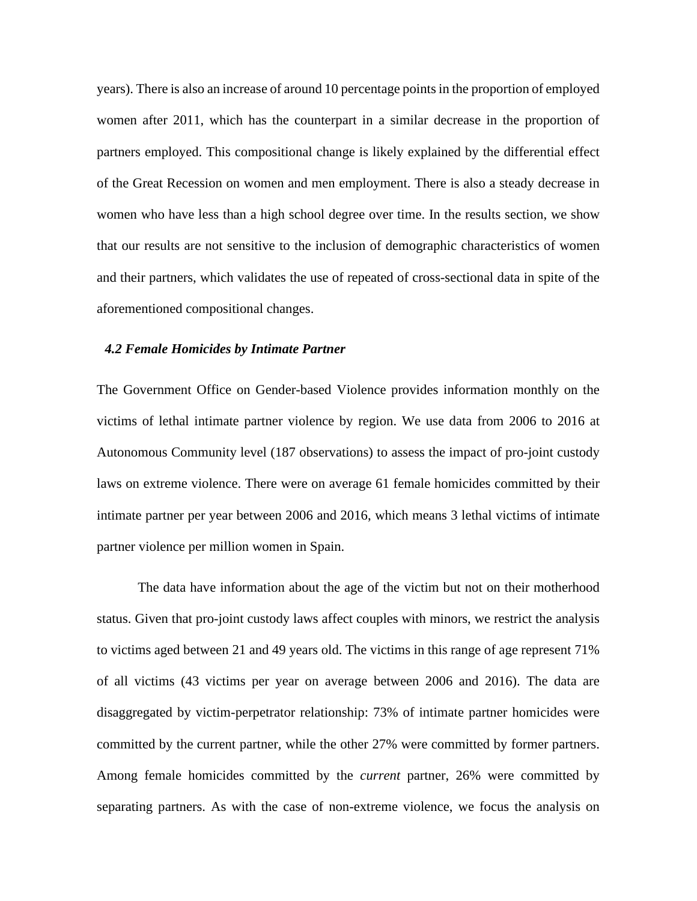years). There is also an increase of around 10 percentage points in the proportion of employed women after 2011, which has the counterpart in a similar decrease in the proportion of partners employed. This compositional change is likely explained by the differential effect of the Great Recession on women and men employment. There is also a steady decrease in women who have less than a high school degree over time. In the results section, we show that our results are not sensitive to the inclusion of demographic characteristics of women and their partners, which validates the use of repeated of cross-sectional data in spite of the aforementioned compositional changes.

### *4.2 Female Homicides by Intimate Partner*

The Government Office on Gender-based Violence provides information monthly on the victims of lethal intimate partner violence by region. We use data from 2006 to 2016 at Autonomous Community level (187 observations) to assess the impact of pro-joint custody laws on extreme violence. There were on average 61 female homicides committed by their intimate partner per year between 2006 and 2016, which means 3 lethal victims of intimate partner violence per million women in Spain.

The data have information about the age of the victim but not on their motherhood status. Given that pro-joint custody laws affect couples with minors, we restrict the analysis to victims aged between 21 and 49 years old. The victims in this range of age represent 71% of all victims (43 victims per year on average between 2006 and 2016). The data are disaggregated by victim-perpetrator relationship: 73% of intimate partner homicides were committed by the current partner, while the other 27% were committed by former partners. Among female homicides committed by the *current* partner, 26% were committed by separating partners. As with the case of non-extreme violence, we focus the analysis on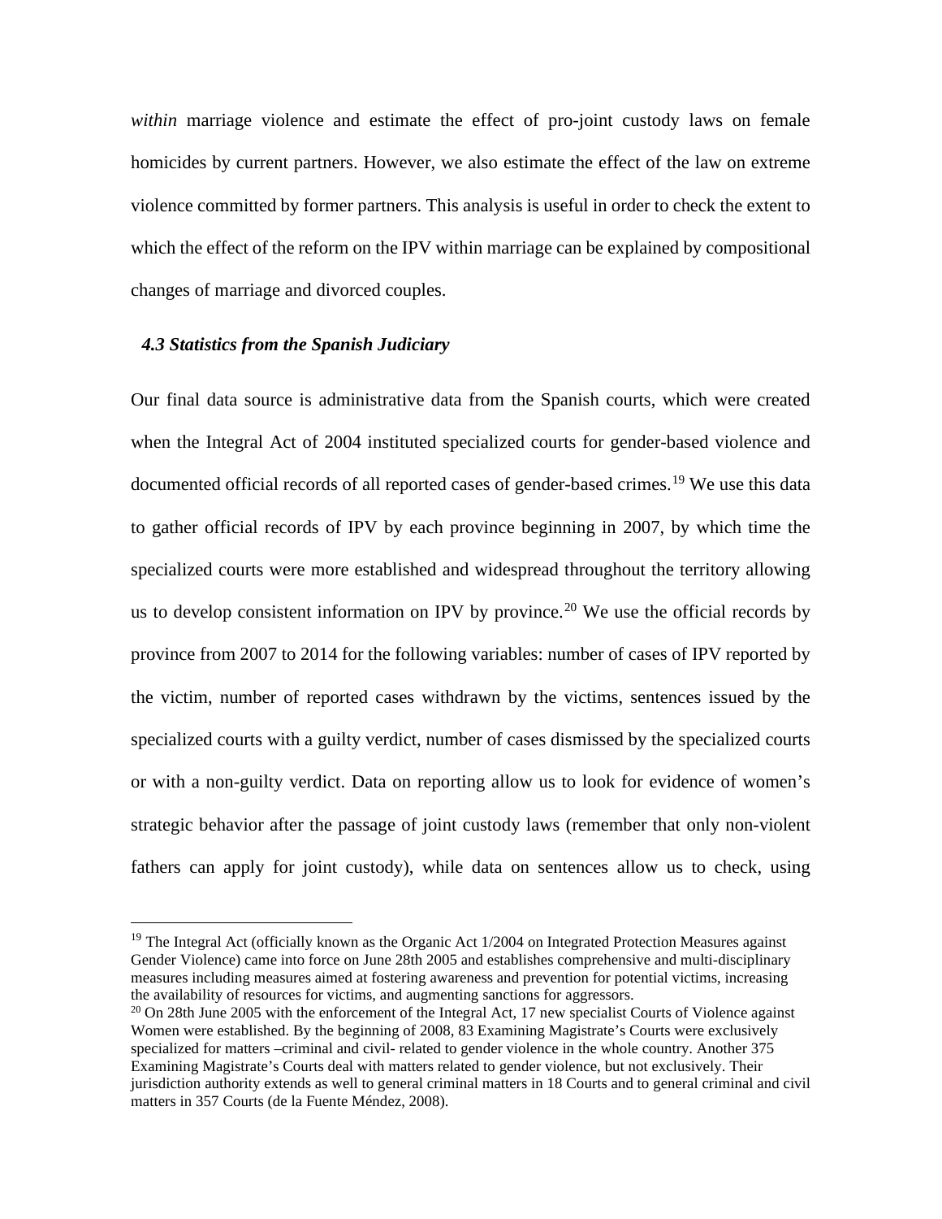*within* marriage violence and estimate the effect of pro-joint custody laws on female homicides by current partners. However, we also estimate the effect of the law on extreme violence committed by former partners. This analysis is useful in order to check the extent to which the effect of the reform on the IPV within marriage can be explained by compositional changes of marriage and divorced couples.

### *4.3 Statistics from the Spanish Judiciary*

Our final data source is administrative data from the Spanish courts, which were created when the Integral Act of 2004 instituted specialized courts for gender-based violence and documented official records of all reported cases of gender-based crimes.[19] We use this data to gather official records of IPV by each province beginning in 2007, by which time the specialized courts were more established and widespread throughout the territory allowing us to develop consistent information on IPV by province.[20] We use the official records by province from 2007 to 2014 for the following variables: number of cases of IPV reported by the victim, number of reported cases withdrawn by the victims, sentences issued by the specialized courts with a guilty verdict, number of cases dismissed by the specialized courts or with a non-guilty verdict. Data on reporting allow us to look for evidence of women's strategic behavior after the passage of joint custody laws (remember that only non-violent fathers can apply for joint custody), while data on sentences allow us to check, using

---

[19] The Integral Act (officially known as the Organic Act 1/2004 on Integrated Protection Measures against Gender Violence) came into force on June 28th 2005 and establishes comprehensive and multi-disciplinary measures including measures aimed at fostering awareness and prevention for potential victims, increasing the availability of resources for victims, and augmenting sanctions for aggressors.

[20] On 28th June 2005 with the enforcement of the Integral Act, 17 new specialist Courts of Violence against Women were established. By the beginning of 2008, 83 Examining Magistrate's Courts were exclusively specialized for matters –criminal and civil- related to gender violence in the whole country. Another 375 Examining Magistrate's Courts deal with matters related to gender violence, but not exclusively. Their jurisdiction authority extends as well to general criminal matters in 18 Courts and to general criminal and civil matters in 357 Courts (de la Fuente Méndez, 2008).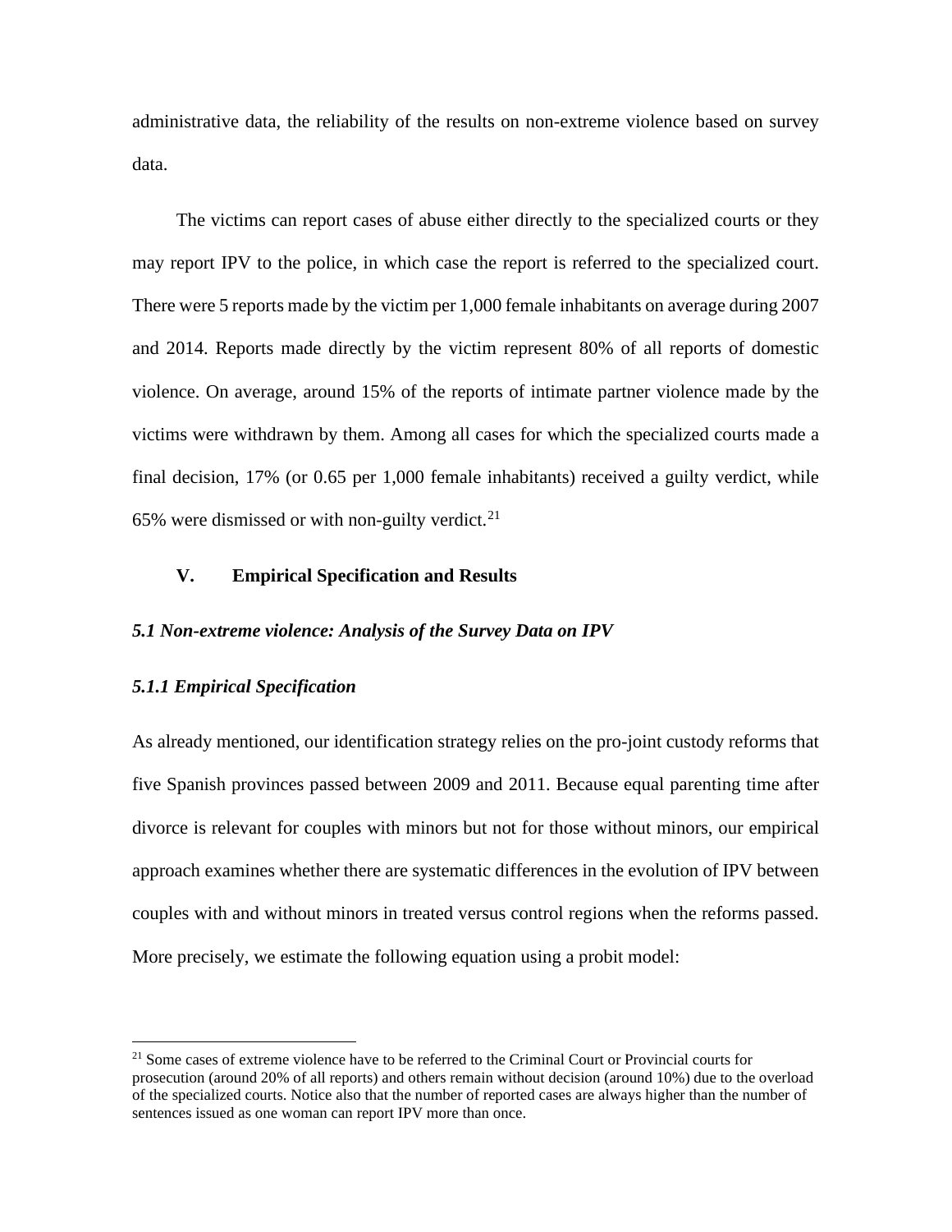administrative data, the reliability of the results on non-extreme violence based on survey data.

The victims can report cases of abuse either directly to the specialized courts or they may report IPV to the police, in which case the report is referred to the specialized court. There were 5 reports made by the victim per 1,000 female inhabitants on average during 2007 and 2014. Reports made directly by the victim represent 80% of all reports of domestic violence. On average, around 15% of the reports of intimate partner violence made by the victims were withdrawn by them. Among all cases for which the specialized courts made a final decision, 17% (or 0.65 per 1,000 female inhabitants) received a guilty verdict, while 65% were dismissed or with non-guilty verdict.[21]

## V. Empirical Specification and Results

### *5.1 Non-extreme violence: Analysis of the Survey Data on IPV*

#### *5.1.1 Empirical Specification*

As already mentioned, our identification strategy relies on the pro-joint custody reforms that five Spanish provinces passed between 2009 and 2011. Because equal parenting time after divorce is relevant for couples with minors but not for those without minors, our empirical approach examines whether there are systematic differences in the evolution of IPV between couples with and without minors in treated versus control regions when the reforms passed. More precisely, we estimate the following equation using a probit model:

---

[21] Some cases of extreme violence have to be referred to the Criminal Court or Provincial courts for prosecution (around 20% of all reports) and others remain without decision (around 10%) due to the overload of the specialized courts. Notice also that the number of reported cases are always higher than the number of sentences issued as one woman can report IPV more than once.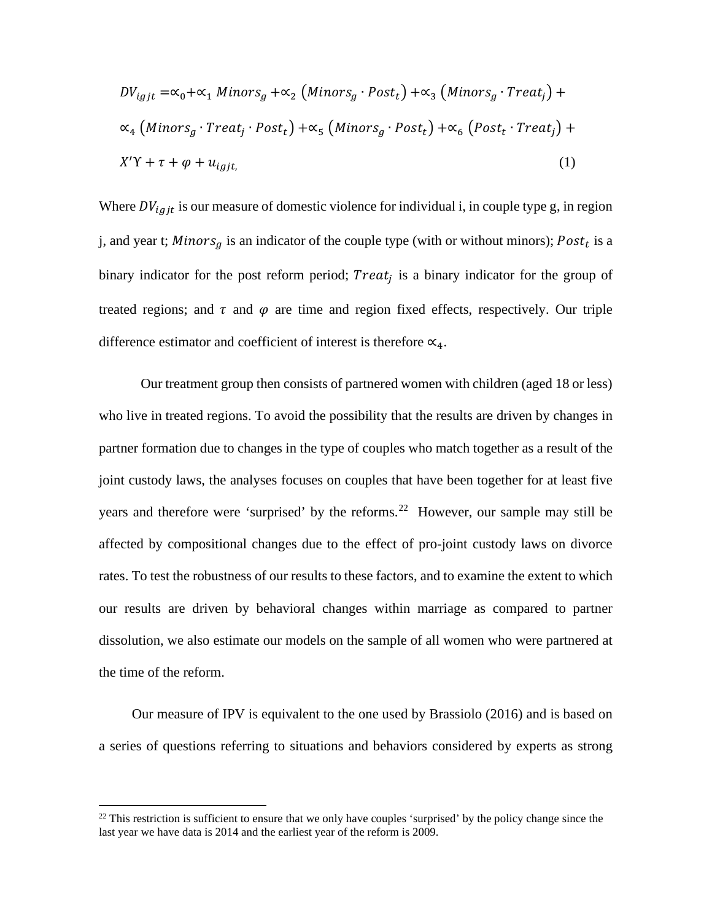$$DV_{igjt} = \propto_0 + \propto_1 Minors_g + \propto_2 (Minors_g \cdot Post_t) + \propto_3 (Minors_g \cdot Treat_j) + \propto_4 (Minors_g \cdot Treat_j \cdot Post_t) + \propto_5 (Minors_g \cdot Post_t) + \propto_6 (Post_t \cdot Treat_j) + X'\Upsilon + \tau + \varphi + u_{igjt,} \quad (1)$$

Where $DV_{igjt}$ is our measure of domestic violence for individual i, in couple type g, in region j, and year t; $Minors_g$ is an indicator of the couple type (with or without minors); $Post_t$ is a binary indicator for the post reform period; $Treat_j$ is a binary indicator for the group of treated regions; and $\tau$ and $\varphi$ are time and region fixed effects, respectively. Our triple difference estimator and coefficient of interest is therefore $\propto_4$.

Our treatment group then consists of partnered women with children (aged 18 or less) who live in treated regions. To avoid the possibility that the results are driven by changes in partner formation due to changes in the type of couples who match together as a result of the joint custody laws, the analyses focuses on couples that have been together for at least five years and therefore were 'surprised' by the reforms.[22] However, our sample may still be affected by compositional changes due to the effect of pro-joint custody laws on divorce rates. To test the robustness of our results to these factors, and to examine the extent to which our results are driven by behavioral changes within marriage as compared to partner dissolution, we also estimate our models on the sample of all women who were partnered at the time of the reform.

Our measure of IPV is equivalent to the one used by Brassiolo (2016) and is based on a series of questions referring to situations and behaviors considered by experts as strong

[22] This restriction is sufficient to ensure that we only have couples 'surprised' by the policy change since the last year we have data is 2014 and the earliest year of the reform is 2009.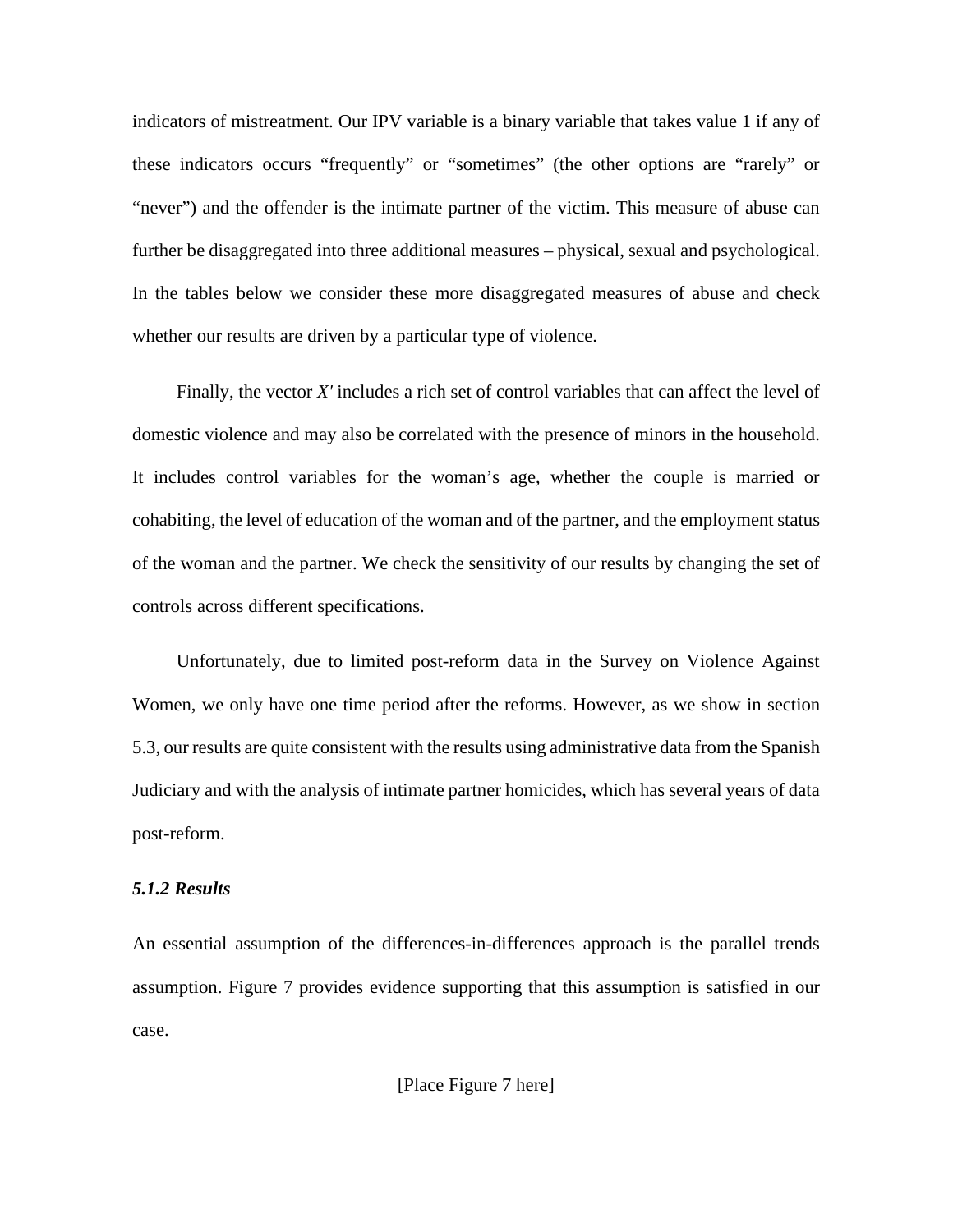indicators of mistreatment. Our IPV variable is a binary variable that takes value 1 if any of these indicators occurs “frequently” or “sometimes” (the other options are “rarely” or “never”) and the offender is the intimate partner of the victim. This measure of abuse can further be disaggregated into three additional measures – physical, sexual and psychological. In the tables below we consider these more disaggregated measures of abuse and check whether our results are driven by a particular type of violence.

Finally, the vector $X'$ includes a rich set of control variables that can affect the level of domestic violence and may also be correlated with the presence of minors in the household. It includes control variables for the woman’s age, whether the couple is married or cohabiting, the level of education of the woman and of the partner, and the employment status of the woman and the partner. We check the sensitivity of our results by changing the set of controls across different specifications.

Unfortunately, due to limited post-reform data in the Survey on Violence Against Women, we only have one time period after the reforms. However, as we show in section 5.3, our results are quite consistent with the results using administrative data from the Spanish Judiciary and with the analysis of intimate partner homicides, which has several years of data post-reform.

#### *5.1.2 Results*

An essential assumption of the differences-in-differences approach is the parallel trends assumption. Figure 7 provides evidence supporting that this assumption is satisfied in our case.

[Place Figure 7 here]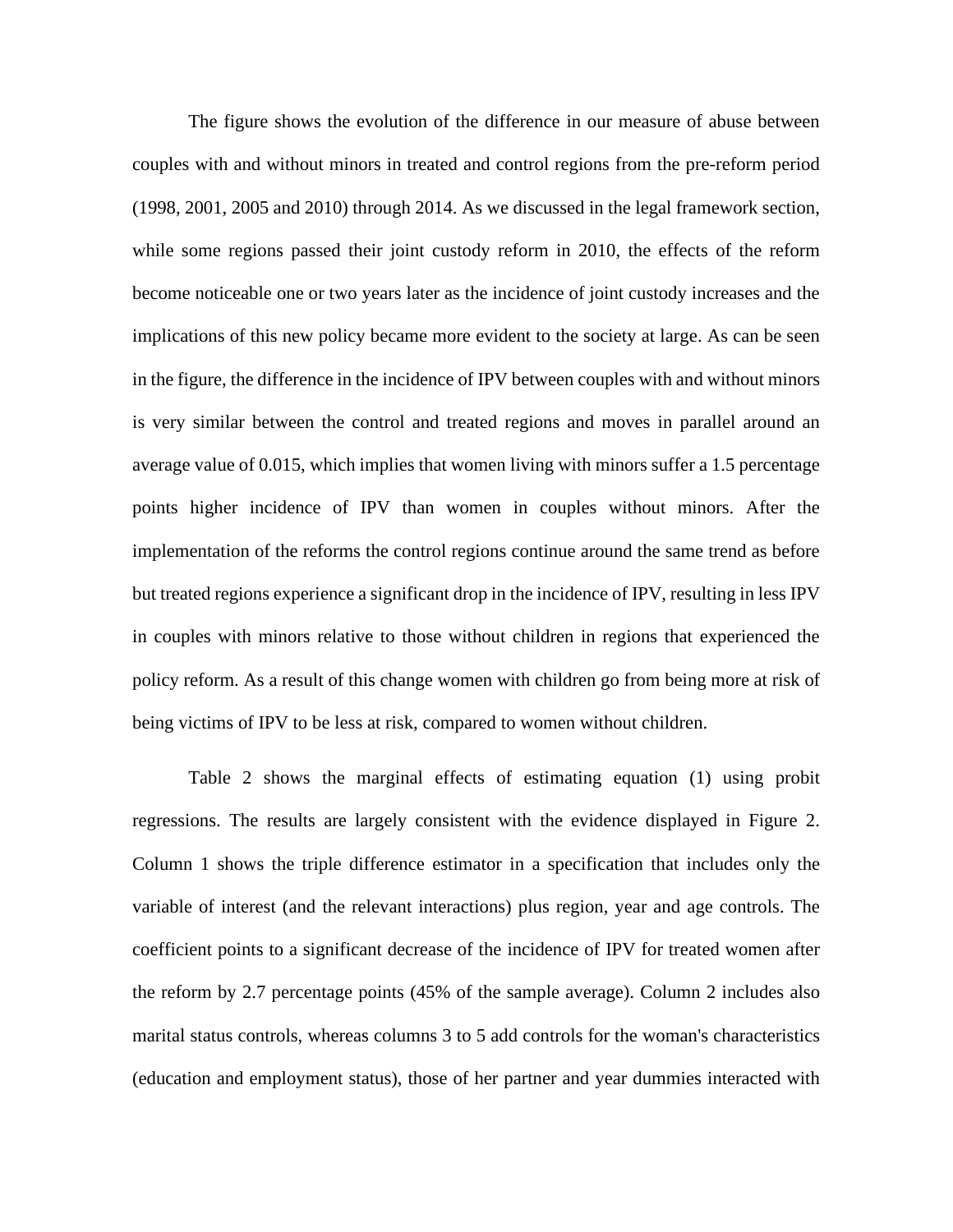The figure shows the evolution of the difference in our measure of abuse between couples with and without minors in treated and control regions from the pre-reform period (1998, 2001, 2005 and 2010) through 2014. As we discussed in the legal framework section, while some regions passed their joint custody reform in 2010, the effects of the reform become noticeable one or two years later as the incidence of joint custody increases and the implications of this new policy became more evident to the society at large. As can be seen in the figure, the difference in the incidence of IPV between couples with and without minors is very similar between the control and treated regions and moves in parallel around an average value of 0.015, which implies that women living with minors suffer a 1.5 percentage points higher incidence of IPV than women in couples without minors. After the implementation of the reforms the control regions continue around the same trend as before but treated regions experience a significant drop in the incidence of IPV, resulting in less IPV in couples with minors relative to those without children in regions that experienced the policy reform. As a result of this change women with children go from being more at risk of being victims of IPV to be less at risk, compared to women without children.

Table 2 shows the marginal effects of estimating equation (1) using probit regressions. The results are largely consistent with the evidence displayed in Figure 2. Column 1 shows the triple difference estimator in a specification that includes only the variable of interest (and the relevant interactions) plus region, year and age controls. The coefficient points to a significant decrease of the incidence of IPV for treated women after the reform by 2.7 percentage points (45% of the sample average). Column 2 includes also marital status controls, whereas columns 3 to 5 add controls for the woman's characteristics (education and employment status), those of her partner and year dummies interacted with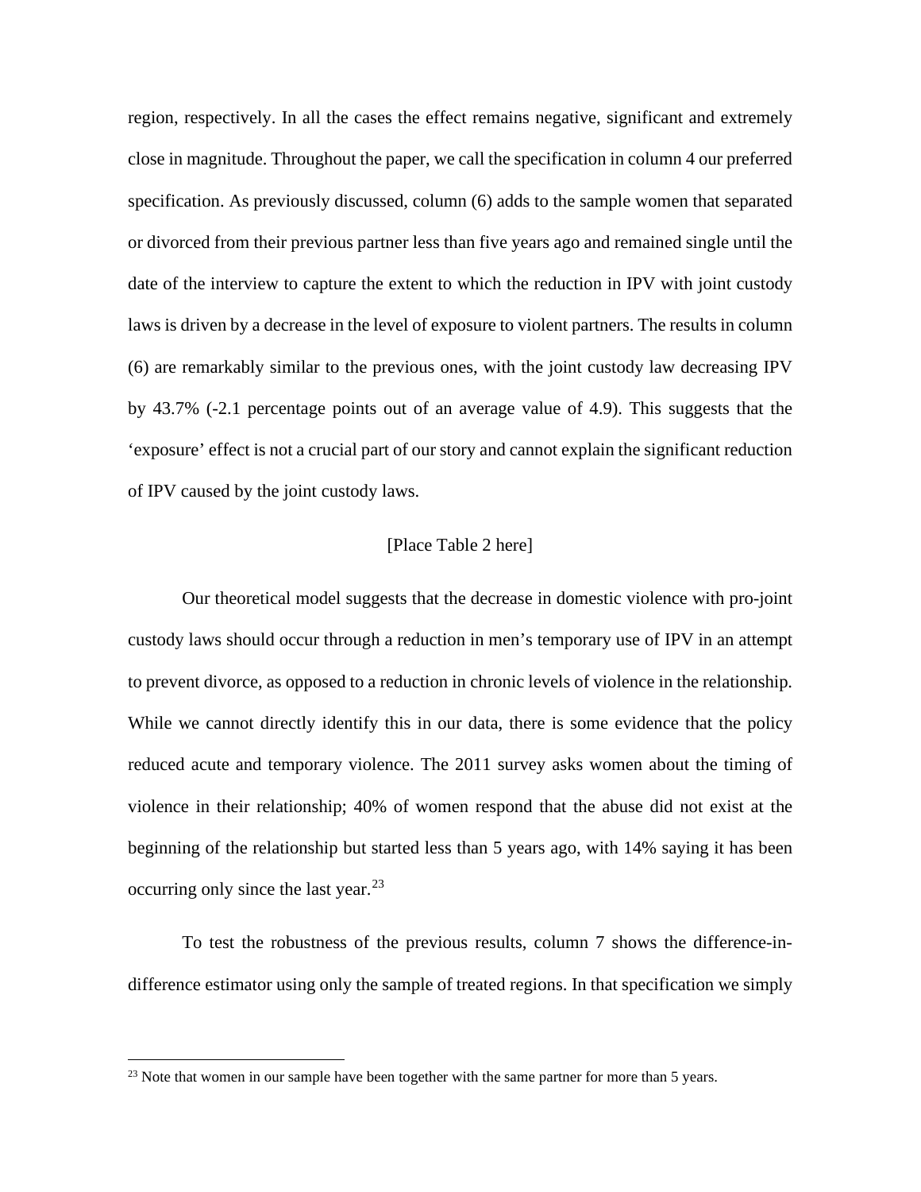region, respectively. In all the cases the effect remains negative, significant and extremely close in magnitude. Throughout the paper, we call the specification in column 4 our preferred specification. As previously discussed, column (6) adds to the sample women that separated or divorced from their previous partner less than five years ago and remained single until the date of the interview to capture the extent to which the reduction in IPV with joint custody laws is driven by a decrease in the level of exposure to violent partners. The results in column (6) are remarkably similar to the previous ones, with the joint custody law decreasing IPV by 43.7% (-2.1 percentage points out of an average value of 4.9). This suggests that the 'exposure' effect is not a crucial part of our story and cannot explain the significant reduction of IPV caused by the joint custody laws.

[Place Table 2 here]

Our theoretical model suggests that the decrease in domestic violence with pro-joint custody laws should occur through a reduction in men's temporary use of IPV in an attempt to prevent divorce, as opposed to a reduction in chronic levels of violence in the relationship. While we cannot directly identify this in our data, there is some evidence that the policy reduced acute and temporary violence. The 2011 survey asks women about the timing of violence in their relationship; 40% of women respond that the abuse did not exist at the beginning of the relationship but started less than 5 years ago, with 14% saying it has been occurring only since the last year.[23]

To test the robustness of the previous results, column 7 shows the difference-in-difference estimator using only the sample of treated regions. In that specification we simply

[23] Note that women in our sample have been together with the same partner for more than 5 years.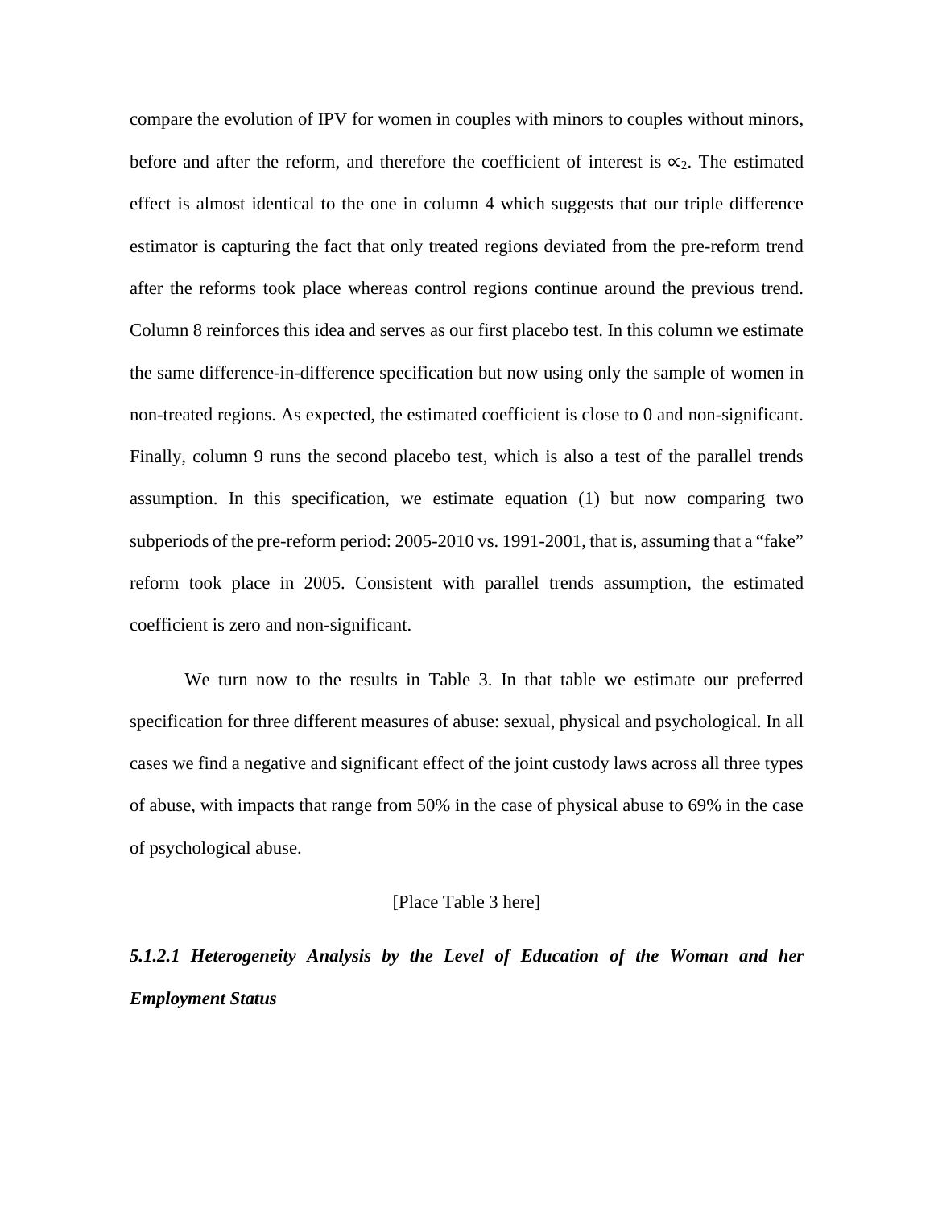compare the evolution of IPV for women in couples with minors to couples without minors, before and after the reform, and therefore the coefficient of interest is $\propto_2$. The estimated effect is almost identical to the one in column 4 which suggests that our triple difference estimator is capturing the fact that only treated regions deviated from the pre-reform trend after the reforms took place whereas control regions continue around the previous trend. Column 8 reinforces this idea and serves as our first placebo test. In this column we estimate the same difference-in-difference specification but now using only the sample of women in non-treated regions. As expected, the estimated coefficient is close to 0 and non-significant. Finally, column 9 runs the second placebo test, which is also a test of the parallel trends assumption. In this specification, we estimate equation (1) but now comparing two subperiods of the pre-reform period: 2005-2010 vs. 1991-2001, that is, assuming that a "fake" reform took place in 2005. Consistent with parallel trends assumption, the estimated coefficient is zero and non-significant.

We turn now to the results in Table 3. In that table we estimate our preferred specification for three different measures of abuse: sexual, physical and psychological. In all cases we find a negative and significant effect of the joint custody laws across all three types of abuse, with impacts that range from 50% in the case of physical abuse to 69% in the case of psychological abuse.

[Place Table 3 here]

##### *5.1.2.1 Heterogeneity Analysis by the Level of Education of the Woman and her Employment Status*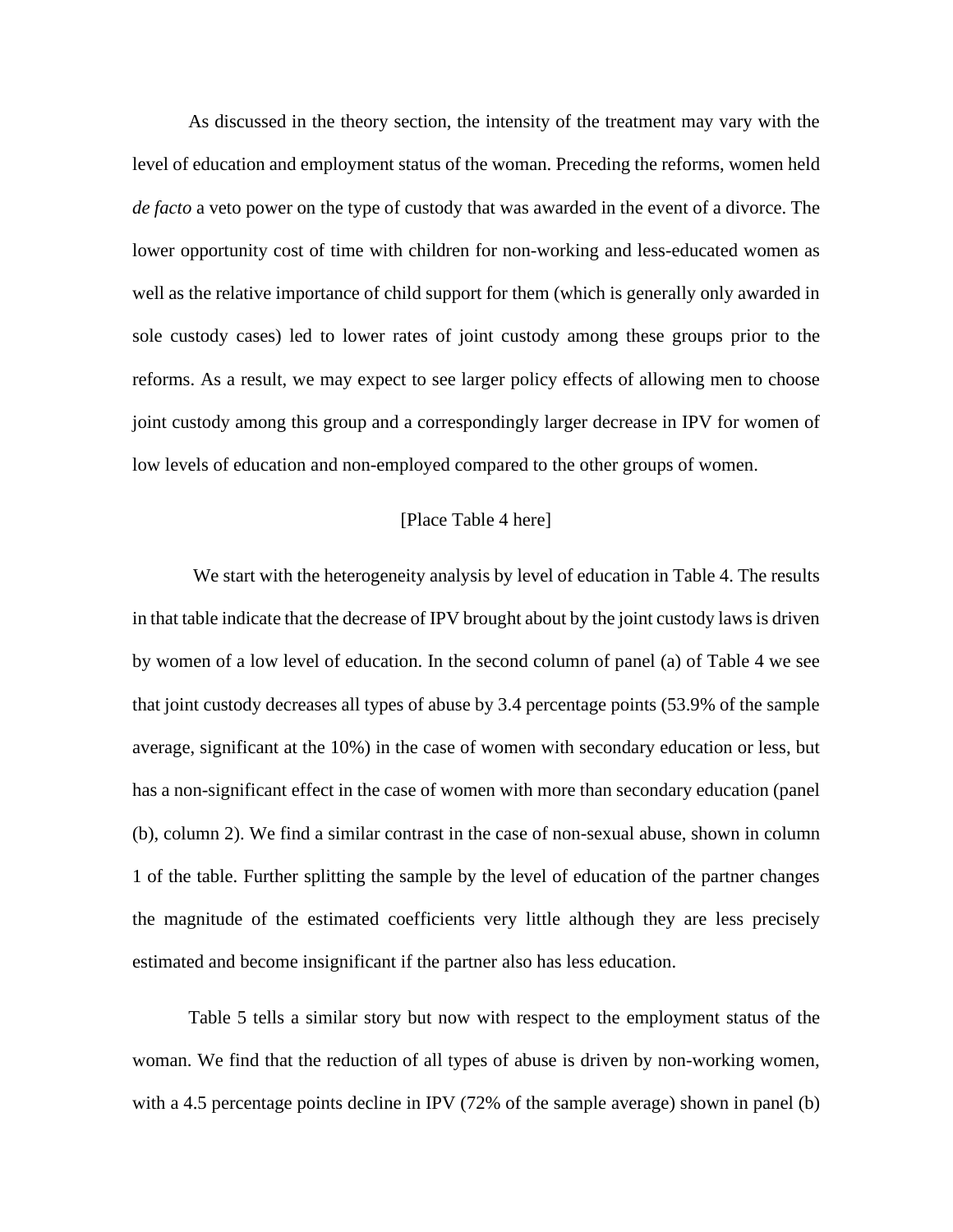As discussed in the theory section, the intensity of the treatment may vary with the level of education and employment status of the woman. Preceding the reforms, women held *de facto* a veto power on the type of custody that was awarded in the event of a divorce. The lower opportunity cost of time with children for non-working and less-educated women as well as the relative importance of child support for them (which is generally only awarded in sole custody cases) led to lower rates of joint custody among these groups prior to the reforms. As a result, we may expect to see larger policy effects of allowing men to choose joint custody among this group and a correspondingly larger decrease in IPV for women of low levels of education and non-employed compared to the other groups of women.

[Place Table 4 here]

We start with the heterogeneity analysis by level of education in Table 4. The results in that table indicate that the decrease of IPV brought about by the joint custody laws is driven by women of a low level of education. In the second column of panel (a) of Table 4 we see that joint custody decreases all types of abuse by 3.4 percentage points (53.9% of the sample average, significant at the 10%) in the case of women with secondary education or less, but has a non-significant effect in the case of women with more than secondary education (panel (b), column 2). We find a similar contrast in the case of non-sexual abuse, shown in column 1 of the table. Further splitting the sample by the level of education of the partner changes the magnitude of the estimated coefficients very little although they are less precisely estimated and become insignificant if the partner also has less education.

Table 5 tells a similar story but now with respect to the employment status of the woman. We find that the reduction of all types of abuse is driven by non-working women, with a 4.5 percentage points decline in IPV (72% of the sample average) shown in panel (b)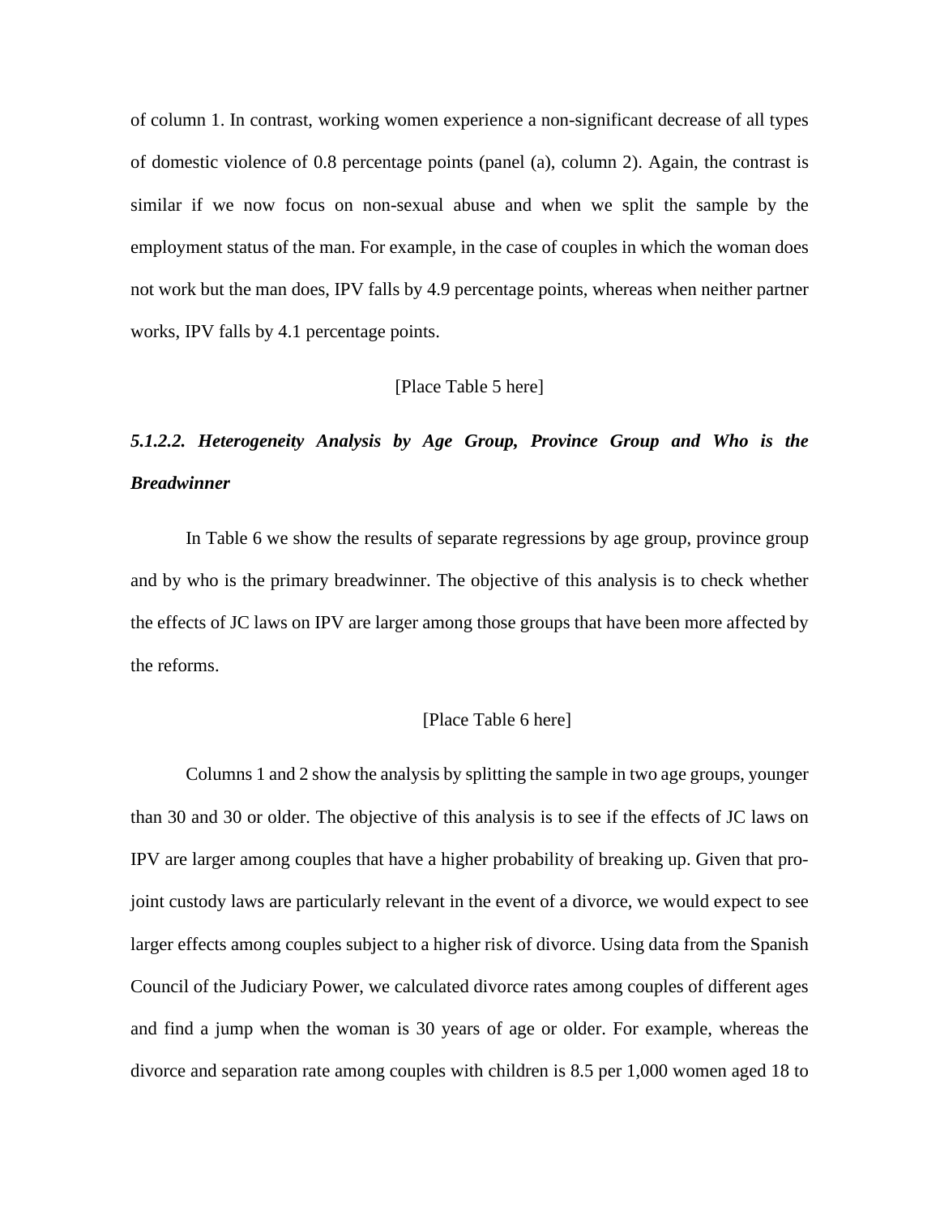of column 1. In contrast, working women experience a non-significant decrease of all types of domestic violence of 0.8 percentage points (panel (a), column 2). Again, the contrast is similar if we now focus on non-sexual abuse and when we split the sample by the employment status of the man. For example, in the case of couples in which the woman does not work but the man does, IPV falls by 4.9 percentage points, whereas when neither partner works, IPV falls by 4.1 percentage points.

[Place Table 5 here]

#### *5.1.2.2. Heterogeneity Analysis by Age Group, Province Group and Who is the Breadwinner*

In Table 6 we show the results of separate regressions by age group, province group and by who is the primary breadwinner. The objective of this analysis is to check whether the effects of JC laws on IPV are larger among those groups that have been more affected by the reforms.

[Place Table 6 here]

Columns 1 and 2 show the analysis by splitting the sample in two age groups, younger than 30 and 30 or older. The objective of this analysis is to see if the effects of JC laws on IPV are larger among couples that have a higher probability of breaking up. Given that pro-joint custody laws are particularly relevant in the event of a divorce, we would expect to see larger effects among couples subject to a higher risk of divorce. Using data from the Spanish Council of the Judiciary Power, we calculated divorce rates among couples of different ages and find a jump when the woman is 30 years of age or older. For example, whereas the divorce and separation rate among couples with children is 8.5 per 1,000 women aged 18 to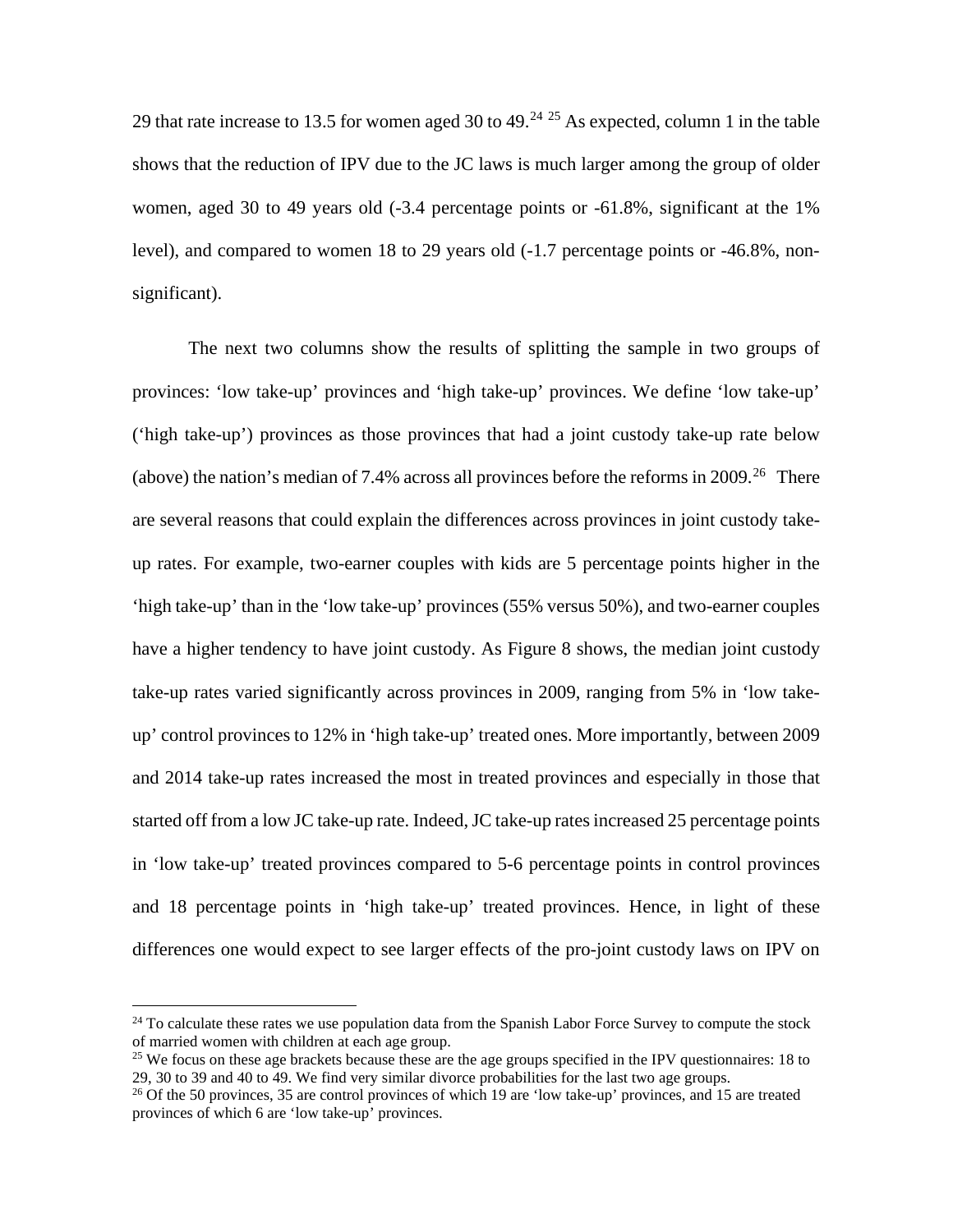29 that rate increase to 13.5 for women aged 30 to 49.[24] [25] As expected, column 1 in the table shows that the reduction of IPV due to the JC laws is much larger among the group of older women, aged 30 to 49 years old (-3.4 percentage points or -61.8%, significant at the 1% level), and compared to women 18 to 29 years old (-1.7 percentage points or -46.8%, non-significant).

The next two columns show the results of splitting the sample in two groups of provinces: 'low take-up' provinces and 'high take-up' provinces. We define 'low take-up' ('high take-up') provinces as those provinces that had a joint custody take-up rate below (above) the nation's median of 7.4% across all provinces before the reforms in 2009.[26] There are several reasons that could explain the differences across provinces in joint custody take-up rates. For example, two-earner couples with kids are 5 percentage points higher in the 'high take-up' than in the 'low take-up' provinces (55% versus 50%), and two-earner couples have a higher tendency to have joint custody. As Figure 8 shows, the median joint custody take-up rates varied significantly across provinces in 2009, ranging from 5% in 'low take-up' control provinces to 12% in 'high take-up' treated ones. More importantly, between 2009 and 2014 take-up rates increased the most in treated provinces and especially in those that started off from a low JC take-up rate. Indeed, JC take-up rates increased 25 percentage points in 'low take-up' treated provinces compared to 5-6 percentage points in control provinces and 18 percentage points in 'high take-up' treated provinces. Hence, in light of these differences one would expect to see larger effects of the pro-joint custody laws on IPV on

[24] To calculate these rates we use population data from the Spanish Labor Force Survey to compute the stock of married women with children at each age group.

[25] We focus on these age brackets because these are the age groups specified in the IPV questionnaires: 18 to 29, 30 to 39 and 40 to 49. We find very similar divorce probabilities for the last two age groups.

[26] Of the 50 provinces, 35 are control provinces of which 19 are 'low take-up' provinces, and 15 are treated provinces of which 6 are 'low take-up' provinces.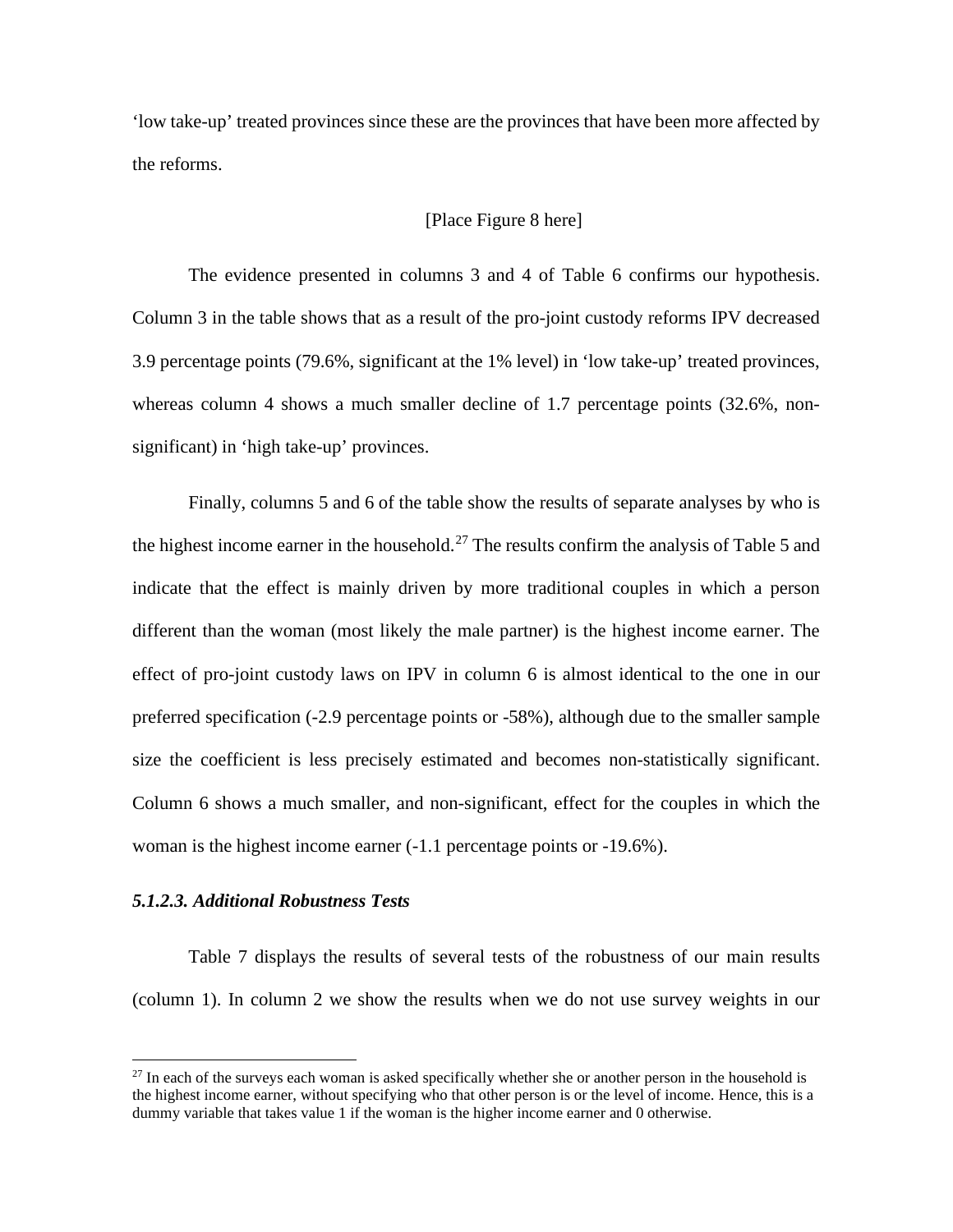'low take-up' treated provinces since these are the provinces that have been more affected by the reforms.

[Place Figure 8 here]

The evidence presented in columns 3 and 4 of Table 6 confirms our hypothesis. Column 3 in the table shows that as a result of the pro-joint custody reforms IPV decreased 3.9 percentage points (79.6%, significant at the 1% level) in 'low take-up' treated provinces, whereas column 4 shows a much smaller decline of 1.7 percentage points (32.6%, non-significant) in 'high take-up' provinces.

Finally, columns 5 and 6 of the table show the results of separate analyses by who is the highest income earner in the household.[27] The results confirm the analysis of Table 5 and indicate that the effect is mainly driven by more traditional couples in which a person different than the woman (most likely the male partner) is the highest income earner. The effect of pro-joint custody laws on IPV in column 6 is almost identical to the one in our preferred specification (-2.9 percentage points or -58%), although due to the smaller sample size the coefficient is less precisely estimated and becomes non-statistically significant. Column 6 shows a much smaller, and non-significant, effect for the couples in which the woman is the highest income earner (-1.1 percentage points or -19.6%).

#### *5.1.2.3. Additional Robustness Tests*

Table 7 displays the results of several tests of the robustness of our main results (column 1). In column 2 we show the results when we do not use survey weights in our

[27] In each of the surveys each woman is asked specifically whether she or another person in the household is the highest income earner, without specifying who that other person is or the level of income. Hence, this is a dummy variable that takes value 1 if the woman is the higher income earner and 0 otherwise.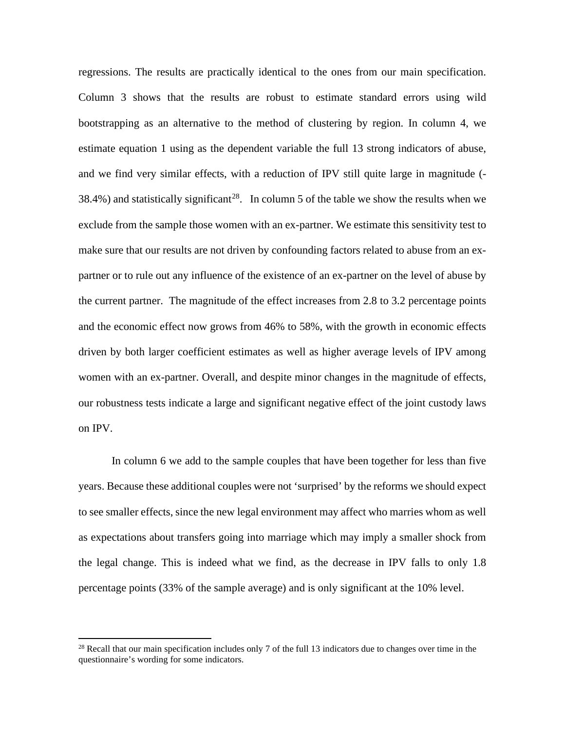regressions. The results are practically identical to the ones from our main specification. Column 3 shows that the results are robust to estimate standard errors using wild bootstrapping as an alternative to the method of clustering by region. In column 4, we estimate equation 1 using as the dependent variable the full 13 strong indicators of abuse, and we find very similar effects, with a reduction of IPV still quite large in magnitude (-38.4%) and statistically significant[28]. In column 5 of the table we show the results when we exclude from the sample those women with an ex-partner. We estimate this sensitivity test to make sure that our results are not driven by confounding factors related to abuse from an ex-partner or to rule out any influence of the existence of an ex-partner on the level of abuse by the current partner. The magnitude of the effect increases from 2.8 to 3.2 percentage points and the economic effect now grows from 46% to 58%, with the growth in economic effects driven by both larger coefficient estimates as well as higher average levels of IPV among women with an ex-partner. Overall, and despite minor changes in the magnitude of effects, our robustness tests indicate a large and significant negative effect of the joint custody laws on IPV.

In column 6 we add to the sample couples that have been together for less than five years. Because these additional couples were not 'surprised' by the reforms we should expect to see smaller effects, since the new legal environment may affect who marries whom as well as expectations about transfers going into marriage which may imply a smaller shock from the legal change. This is indeed what we find, as the decrease in IPV falls to only 1.8 percentage points (33% of the sample average) and is only significant at the 10% level.

[28] Recall that our main specification includes only 7 of the full 13 indicators due to changes over time in the questionnaire's wording for some indicators.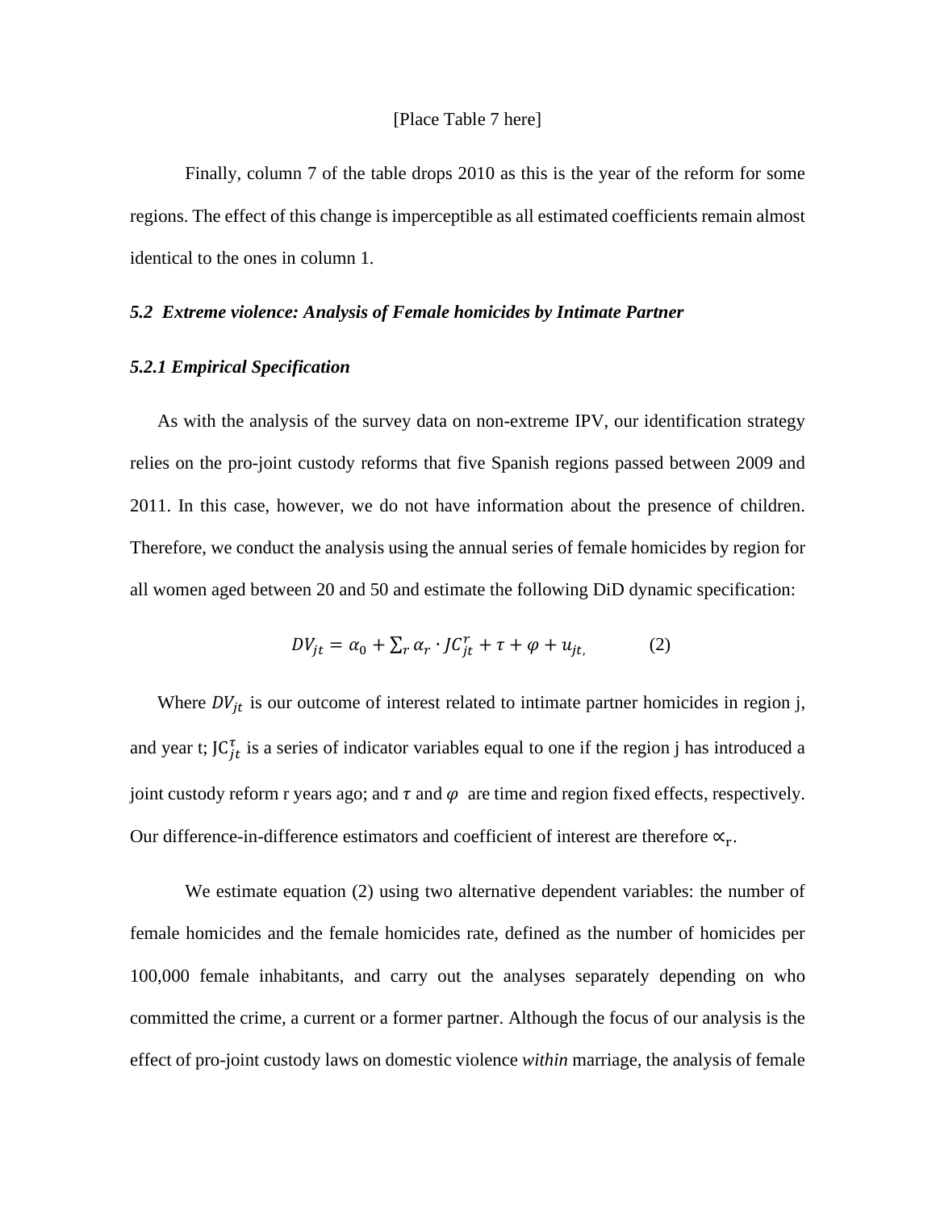[Place Table 7 here]

Finally, column 7 of the table drops 2010 as this is the year of the reform for some regions. The effect of this change is imperceptible as all estimated coefficients remain almost identical to the ones in column 1.

### *5.2 Extreme violence: Analysis of Female homicides by Intimate Partner*

#### *5.2.1 Empirical Specification*

As with the analysis of the survey data on non-extreme IPV, our identification strategy relies on the pro-joint custody reforms that five Spanish regions passed between 2009 and 2011. In this case, however, we do not have information about the presence of children. Therefore, we conduct the analysis using the annual series of female homicides by region for all women aged between 20 and 50 and estimate the following DiD dynamic specification:

$$DV_{jt} = \alpha_0 + \sum_r \alpha_r \cdot JC_{jt}^r + \tau + \varphi + u_{jt,} \qquad (2)$$

Where $DV_{jt}$ is our outcome of interest related to intimate partner homicides in region j, and year t; $\mathrm{JC}_{jt}^{\tau}$ is a series of indicator variables equal to one if the region j has introduced a joint custody reform r years ago; and $\tau$ and $\varphi$ are time and region fixed effects, respectively. Our difference-in-difference estimators and coefficient of interest are therefore $\propto_{\mathrm{r}}$.

We estimate equation (2) using two alternative dependent variables: the number of female homicides and the female homicides rate, defined as the number of homicides per 100,000 female inhabitants, and carry out the analyses separately depending on who committed the crime, a current or a former partner. Although the focus of our analysis is the effect of pro-joint custody laws on domestic violence *within* marriage, the analysis of female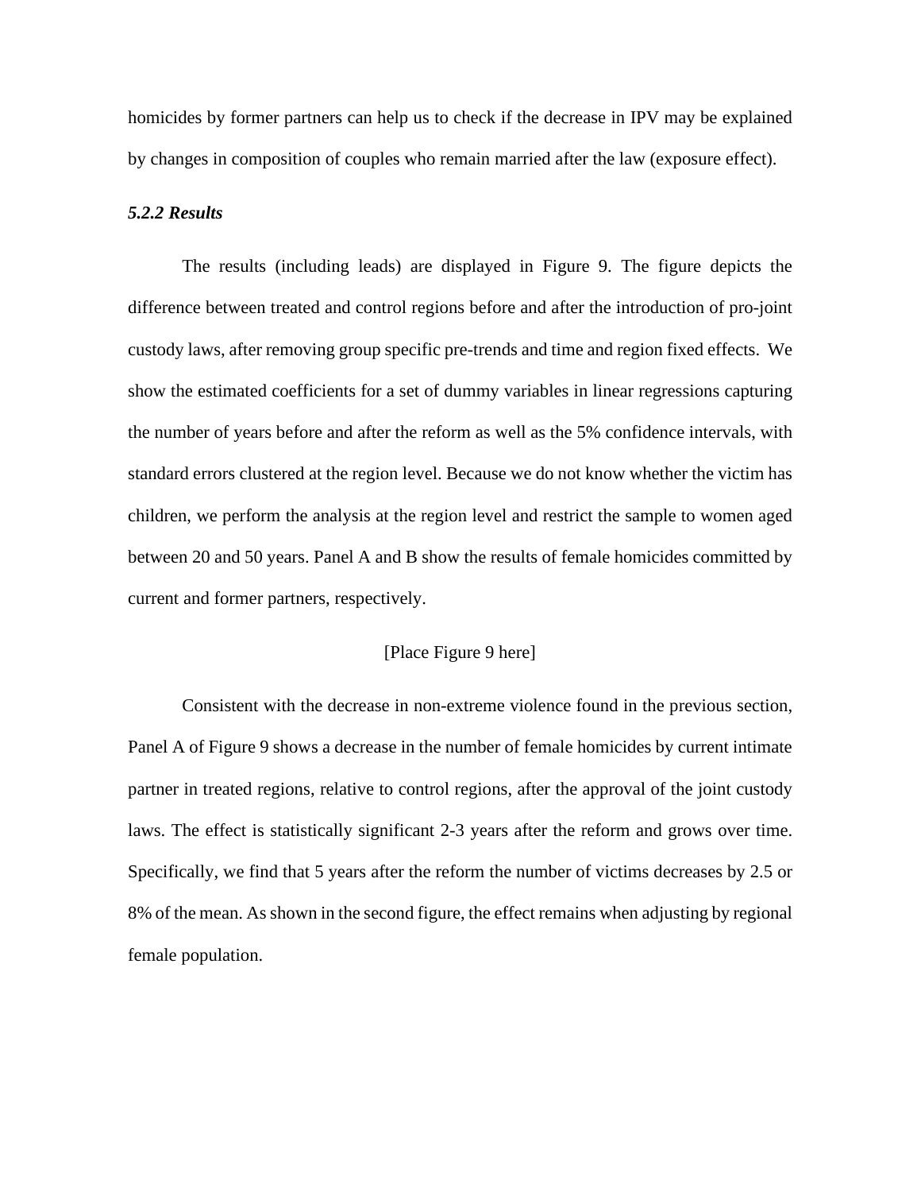homicides by former partners can help us to check if the decrease in IPV may be explained by changes in composition of couples who remain married after the law (exposure effect).

#### *5.2.2 Results*

The results (including leads) are displayed in Figure 9. The figure depicts the difference between treated and control regions before and after the introduction of pro-joint custody laws, after removing group specific pre-trends and time and region fixed effects. We show the estimated coefficients for a set of dummy variables in linear regressions capturing the number of years before and after the reform as well as the 5% confidence intervals, with standard errors clustered at the region level. Because we do not know whether the victim has children, we perform the analysis at the region level and restrict the sample to women aged between 20 and 50 years. Panel A and B show the results of female homicides committed by current and former partners, respectively.

[Place Figure 9 here]

Consistent with the decrease in non-extreme violence found in the previous section, Panel A of Figure 9 shows a decrease in the number of female homicides by current intimate partner in treated regions, relative to control regions, after the approval of the joint custody laws. The effect is statistically significant 2-3 years after the reform and grows over time. Specifically, we find that 5 years after the reform the number of victims decreases by 2.5 or 8% of the mean. As shown in the second figure, the effect remains when adjusting by regional female population.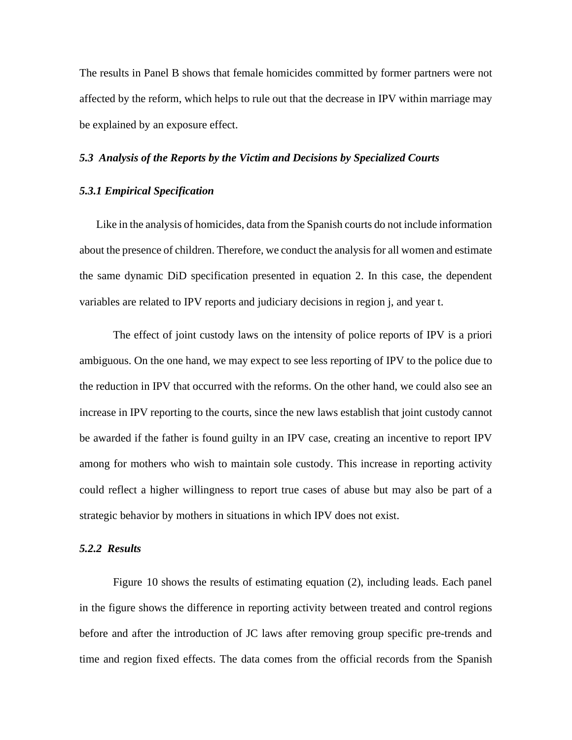The results in Panel B shows that female homicides committed by former partners were not affected by the reform, which helps to rule out that the decrease in IPV within marriage may be explained by an exposure effect.

### *5.3 Analysis of the Reports by the Victim and Decisions by Specialized Courts*

#### *5.3.1 Empirical Specification*

Like in the analysis of homicides, data from the Spanish courts do not include information about the presence of children. Therefore, we conduct the analysis for all women and estimate the same dynamic DiD specification presented in equation 2. In this case, the dependent variables are related to IPV reports and judiciary decisions in region j, and year t.

The effect of joint custody laws on the intensity of police reports of IPV is a priori ambiguous. On the one hand, we may expect to see less reporting of IPV to the police due to the reduction in IPV that occurred with the reforms. On the other hand, we could also see an increase in IPV reporting to the courts, since the new laws establish that joint custody cannot be awarded if the father is found guilty in an IPV case, creating an incentive to report IPV among for mothers who wish to maintain sole custody. This increase in reporting activity could reflect a higher willingness to report true cases of abuse but may also be part of a strategic behavior by mothers in situations in which IPV does not exist.

#### *5.2.2 Results*

Figure 10 shows the results of estimating equation (2), including leads. Each panel in the figure shows the difference in reporting activity between treated and control regions before and after the introduction of JC laws after removing group specific pre-trends and time and region fixed effects. The data comes from the official records from the Spanish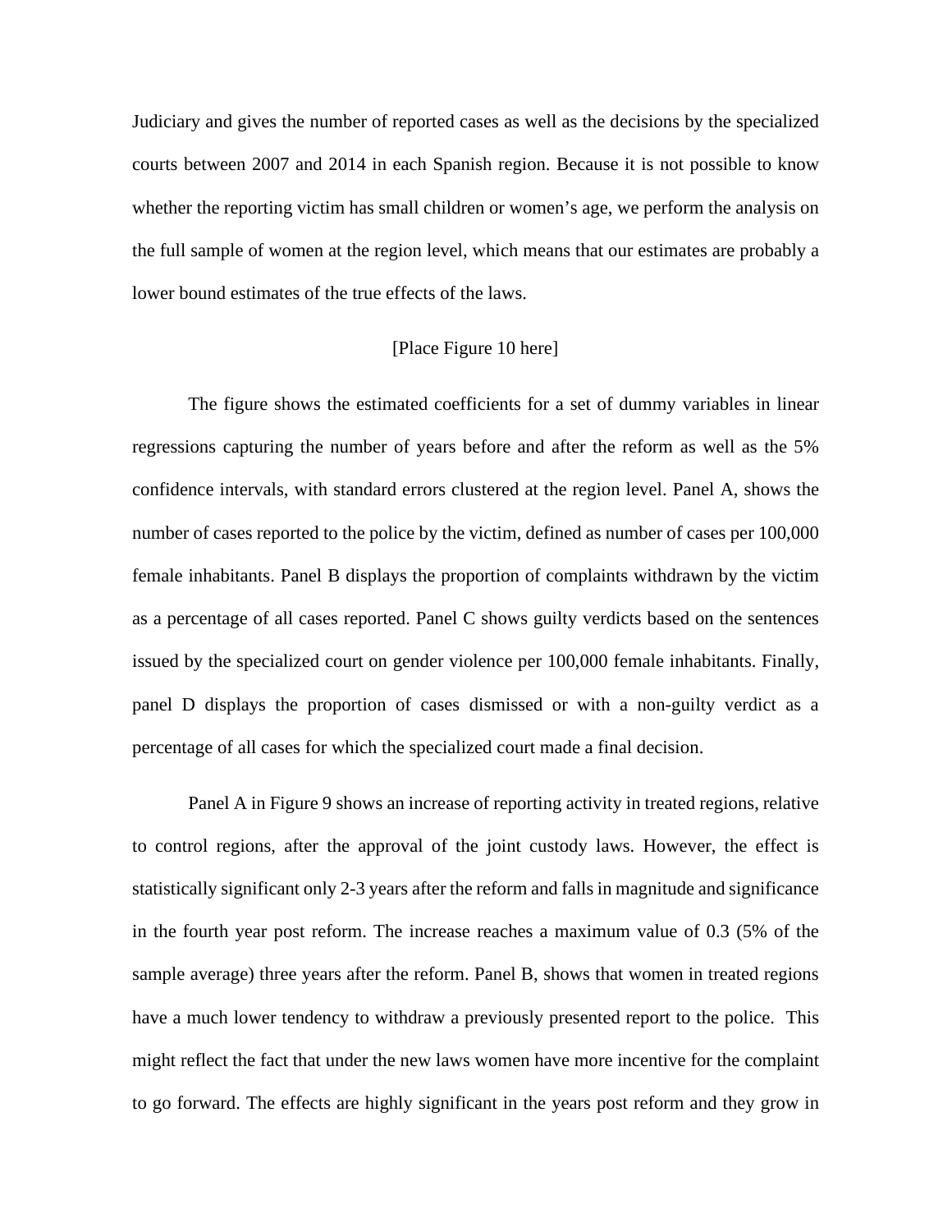Judiciary and gives the number of reported cases as well as the decisions by the specialized courts between 2007 and 2014 in each Spanish region. Because it is not possible to know whether the reporting victim has small children or women's age, we perform the analysis on the full sample of women at the region level, which means that our estimates are probably a lower bound estimates of the true effects of the laws.

[Place Figure 10 here]

The figure shows the estimated coefficients for a set of dummy variables in linear regressions capturing the number of years before and after the reform as well as the 5% confidence intervals, with standard errors clustered at the region level. Panel A, shows the number of cases reported to the police by the victim, defined as number of cases per 100,000 female inhabitants. Panel B displays the proportion of complaints withdrawn by the victim as a percentage of all cases reported. Panel C shows guilty verdicts based on the sentences issued by the specialized court on gender violence per 100,000 female inhabitants. Finally, panel D displays the proportion of cases dismissed or with a non-guilty verdict as a percentage of all cases for which the specialized court made a final decision.

Panel A in Figure 9 shows an increase of reporting activity in treated regions, relative to control regions, after the approval of the joint custody laws. However, the effect is statistically significant only 2-3 years after the reform and falls in magnitude and significance in the fourth year post reform. The increase reaches a maximum value of 0.3 (5% of the sample average) three years after the reform. Panel B, shows that women in treated regions have a much lower tendency to withdraw a previously presented report to the police. This might reflect the fact that under the new laws women have more incentive for the complaint to go forward. The effects are highly significant in the years post reform and they grow in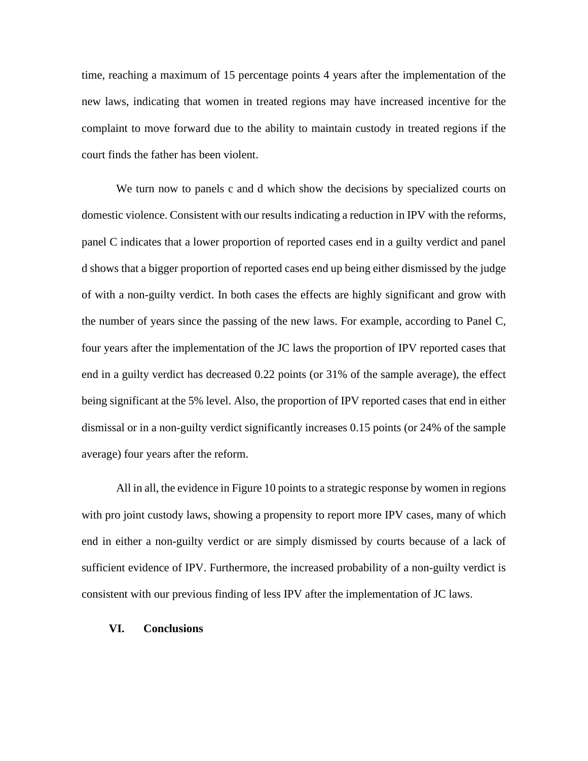time, reaching a maximum of 15 percentage points 4 years after the implementation of the new laws, indicating that women in treated regions may have increased incentive for the complaint to move forward due to the ability to maintain custody in treated regions if the court finds the father has been violent.

We turn now to panels c and d which show the decisions by specialized courts on domestic violence. Consistent with our results indicating a reduction in IPV with the reforms, panel C indicates that a lower proportion of reported cases end in a guilty verdict and panel d shows that a bigger proportion of reported cases end up being either dismissed by the judge of with a non-guilty verdict. In both cases the effects are highly significant and grow with the number of years since the passing of the new laws. For example, according to Panel C, four years after the implementation of the JC laws the proportion of IPV reported cases that end in a guilty verdict has decreased 0.22 points (or 31% of the sample average), the effect being significant at the 5% level. Also, the proportion of IPV reported cases that end in either dismissal or in a non-guilty verdict significantly increases 0.15 points (or 24% of the sample average) four years after the reform.

All in all, the evidence in Figure 10 points to a strategic response by women in regions with pro joint custody laws, showing a propensity to report more IPV cases, many of which end in either a non-guilty verdict or are simply dismissed by courts because of a lack of sufficient evidence of IPV. Furthermore, the increased probability of a non-guilty verdict is consistent with our previous finding of less IPV after the implementation of JC laws.

## VI. Conclusions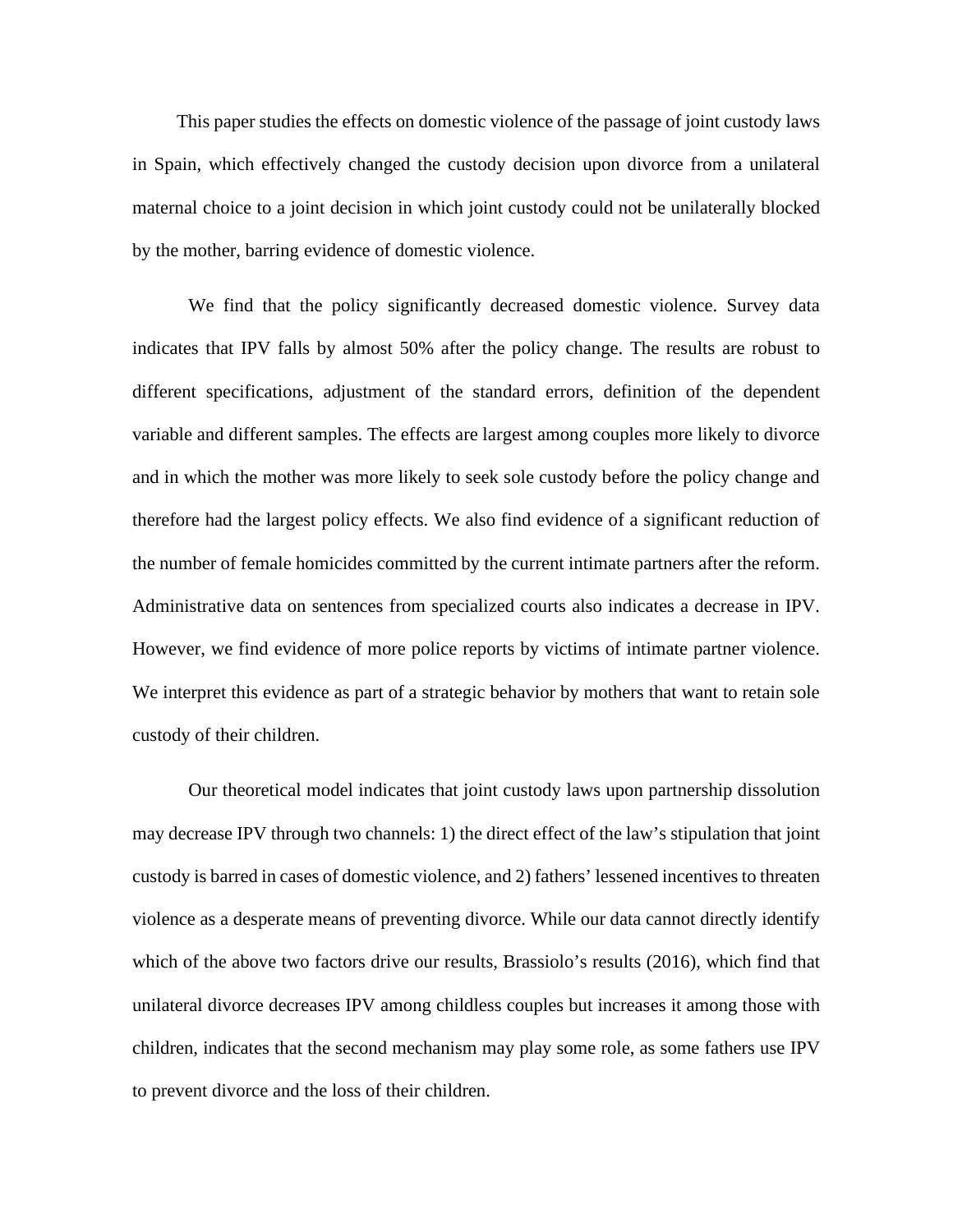This paper studies the effects on domestic violence of the passage of joint custody laws in Spain, which effectively changed the custody decision upon divorce from a unilateral maternal choice to a joint decision in which joint custody could not be unilaterally blocked by the mother, barring evidence of domestic violence.

We find that the policy significantly decreased domestic violence. Survey data indicates that IPV falls by almost 50% after the policy change. The results are robust to different specifications, adjustment of the standard errors, definition of the dependent variable and different samples. The effects are largest among couples more likely to divorce and in which the mother was more likely to seek sole custody before the policy change and therefore had the largest policy effects. We also find evidence of a significant reduction of the number of female homicides committed by the current intimate partners after the reform. Administrative data on sentences from specialized courts also indicates a decrease in IPV. However, we find evidence of more police reports by victims of intimate partner violence. We interpret this evidence as part of a strategic behavior by mothers that want to retain sole custody of their children.

Our theoretical model indicates that joint custody laws upon partnership dissolution may decrease IPV through two channels: 1) the direct effect of the law's stipulation that joint custody is barred in cases of domestic violence, and 2) fathers' lessened incentives to threaten violence as a desperate means of preventing divorce. While our data cannot directly identify which of the above two factors drive our results, Brassiolo's results (2016), which find that unilateral divorce decreases IPV among childless couples but increases it among those with children, indicates that the second mechanism may play some role, as some fathers use IPV to prevent divorce and the loss of their children.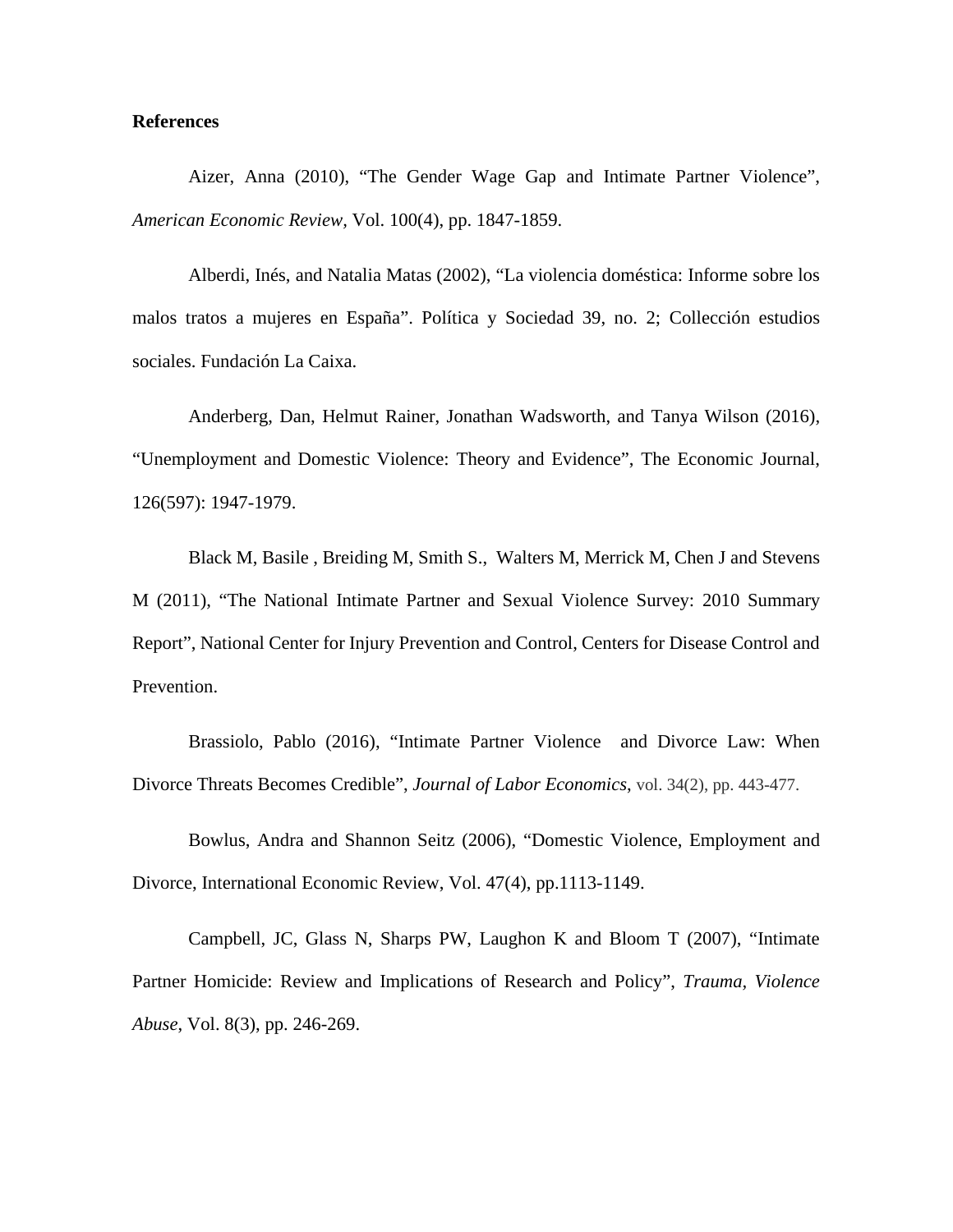**References**

Aizer, Anna (2010), "The Gender Wage Gap and Intimate Partner Violence", *American Economic Review*, Vol. 100(4), pp. 1847-1859.

Alberdi, Inés, and Natalia Matas (2002), "La violencia doméstica: Informe sobre los malos tratos a mujeres en España". Política y Sociedad 39, no. 2; Collección estudios sociales. Fundación La Caixa.

Anderberg, Dan, Helmut Rainer, Jonathan Wadsworth, and Tanya Wilson (2016), "Unemployment and Domestic Violence: Theory and Evidence", The Economic Journal, 126(597): 1947-1979.

Black M, Basile , Breiding M, Smith S., Walters M, Merrick M, Chen J and Stevens M (2011), "The National Intimate Partner and Sexual Violence Survey: 2010 Summary Report", National Center for Injury Prevention and Control, Centers for Disease Control and Prevention.

Brassiolo, Pablo (2016), "Intimate Partner Violence and Divorce Law: When Divorce Threats Becomes Credible", *Journal of Labor Economics*, vol. 34(2), pp. 443-477.

Bowlus, Andra and Shannon Seitz (2006), "Domestic Violence, Employment and Divorce, International Economic Review, Vol. 47(4), pp.1113-1149.

Campbell, JC, Glass N, Sharps PW, Laughon K and Bloom T (2007), "Intimate Partner Homicide: Review and Implications of Research and Policy", *Trauma, Violence Abuse*, Vol. 8(3), pp. 246-269.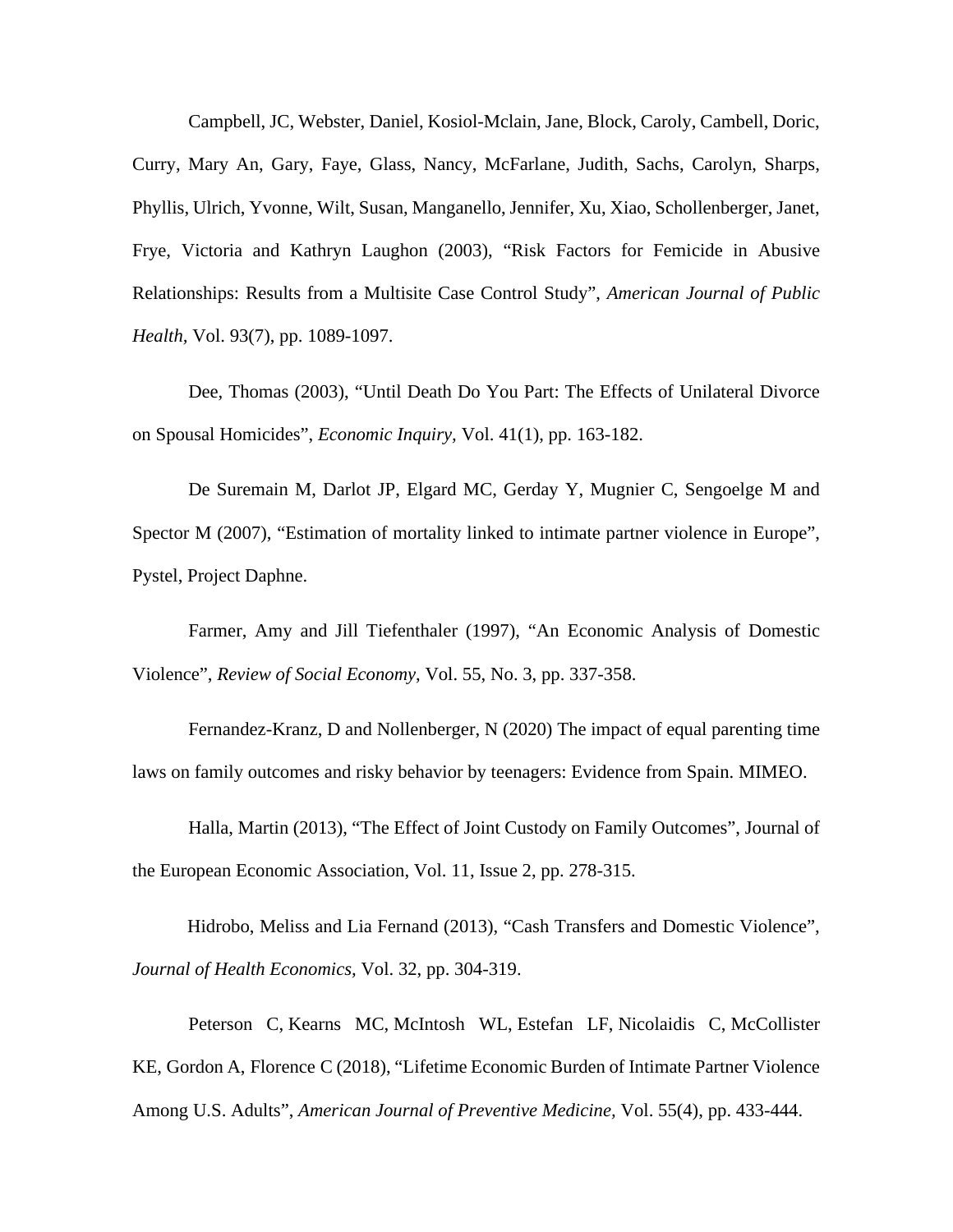Campbell, JC, Webster, Daniel, Kosiol-Mclain, Jane, Block, Caroly, Cambell, Doric, Curry, Mary An, Gary, Faye, Glass, Nancy, McFarlane, Judith, Sachs, Carolyn, Sharps, Phyllis, Ulrich, Yvonne, Wilt, Susan, Manganello, Jennifer, Xu, Xiao, Schollenberger, Janet, Frye, Victoria and Kathryn Laughon (2003), “Risk Factors for Femicide in Abusive Relationships: Results from a Multisite Case Control Study”, *American Journal of Public Health,* Vol. 93(7), pp. 1089-1097.

Dee, Thomas (2003), “Until Death Do You Part: The Effects of Unilateral Divorce on Spousal Homicides”, *Economic Inquiry,* Vol. 41(1), pp. 163-182.

De Suremain M, Darlot JP, Elgard MC, Gerday Y, Mugnier C, Sengoelge M and Spector M (2007), “Estimation of mortality linked to intimate partner violence in Europe”, Pystel, Project Daphne.

Farmer, Amy and Jill Tiefenthaler (1997), “An Economic Analysis of Domestic Violence”, *Review of Social Economy*, Vol. 55, No. 3, pp. 337-358.

Fernandez-Kranz, D and Nollenberger, N (2020) The impact of equal parenting time laws on family outcomes and risky behavior by teenagers: Evidence from Spain. MIMEO.

Halla, Martin (2013), “The Effect of Joint Custody on Family Outcomes”, Journal of the European Economic Association, Vol. 11, Issue 2, pp. 278-315.

Hidrobo, Meliss and Lia Fernand (2013), “Cash Transfers and Domestic Violence”, *Journal of Health Economics,* Vol. 32, pp. 304-319.

Peterson C, Kearns MC, McIntosh WL, Estefan LF, Nicolaidis C, McCollister KE, Gordon A, Florence C (2018), “Lifetime Economic Burden of Intimate Partner Violence Among U.S. Adults”, *American Journal of Preventive Medicine,* Vol. 55(4), pp. 433-444.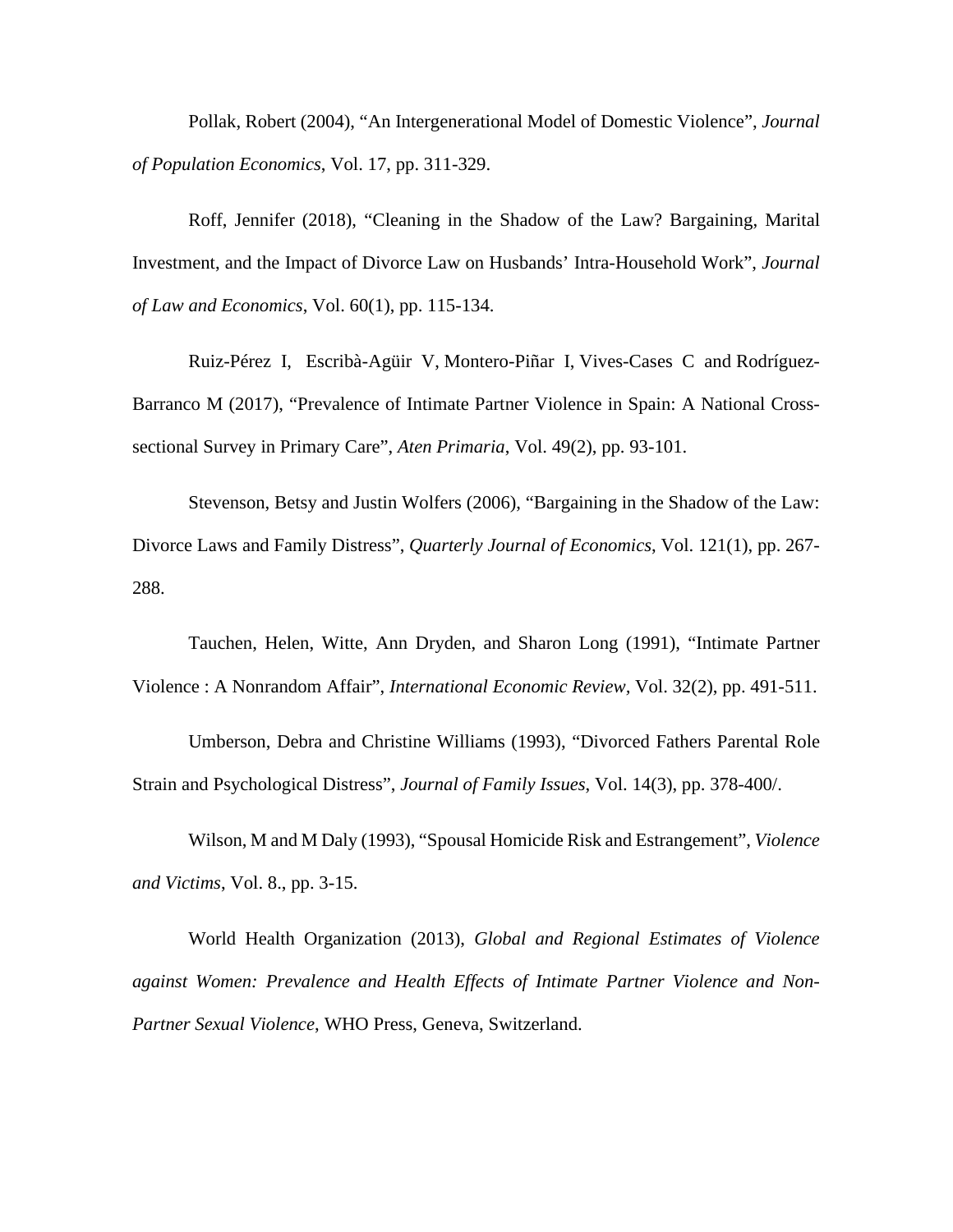Pollak, Robert (2004), "An Intergenerational Model of Domestic Violence", *Journal of Population Economics*, Vol. 17, pp. 311-329.

Roff, Jennifer (2018), "Cleaning in the Shadow of the Law? Bargaining, Marital Investment, and the Impact of Divorce Law on Husbands' Intra-Household Work", *Journal of Law and Economics*, Vol. 60(1), pp. 115-134.

Ruiz-Pérez I, Escribà-Agüir V, Montero-Piñar I, Vives-Cases C and Rodríguez-Barranco M (2017), "Prevalence of Intimate Partner Violence in Spain: A National Cross-sectional Survey in Primary Care", *Aten Primaria*, Vol. 49(2), pp. 93-101.

Stevenson, Betsy and Justin Wolfers (2006), "Bargaining in the Shadow of the Law: Divorce Laws and Family Distress", *Quarterly Journal of Economics*, Vol. 121(1), pp. 267-288.

Tauchen, Helen, Witte, Ann Dryden, and Sharon Long (1991), "Intimate Partner Violence : A Nonrandom Affair", *International Economic Review*, Vol. 32(2), pp. 491-511.

Umberson, Debra and Christine Williams (1993), "Divorced Fathers Parental Role Strain and Psychological Distress", *Journal of Family Issues*, Vol. 14(3), pp. 378-400/.

Wilson, M and M Daly (1993), "Spousal Homicide Risk and Estrangement", *Violence and Victims*, Vol. 8., pp. 3-15.

World Health Organization (2013), *Global and Regional Estimates of Violence against Women: Prevalence and Health Effects of Intimate Partner Violence and Non-Partner Sexual Violence*, WHO Press, Geneva, Switzerland.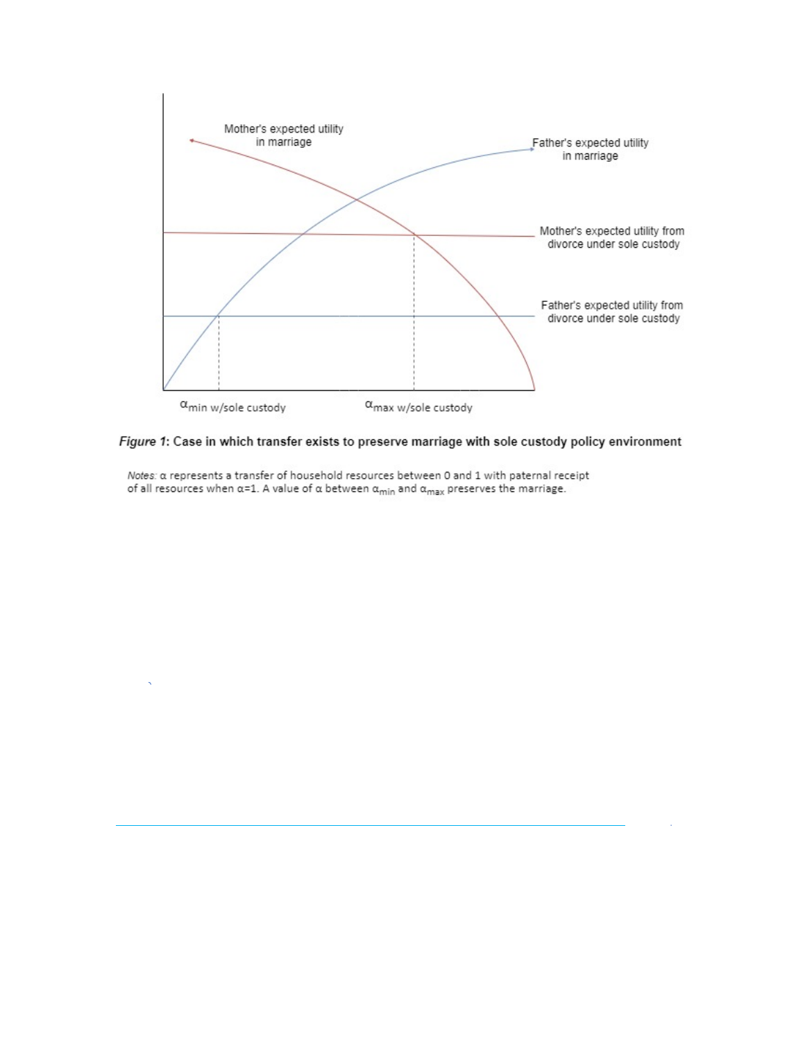*Figure 1*: **Case in which transfer exists to preserve marriage with sole custody policy environment**

*Notes:* $\alpha$ represents a transfer of household resources between 0 and 1 with paternal receipt of all resources when $\alpha$=1. A value of $\alpha$ between $\alpha_{min}$ and $\alpha_{max}$ preserves the marriage.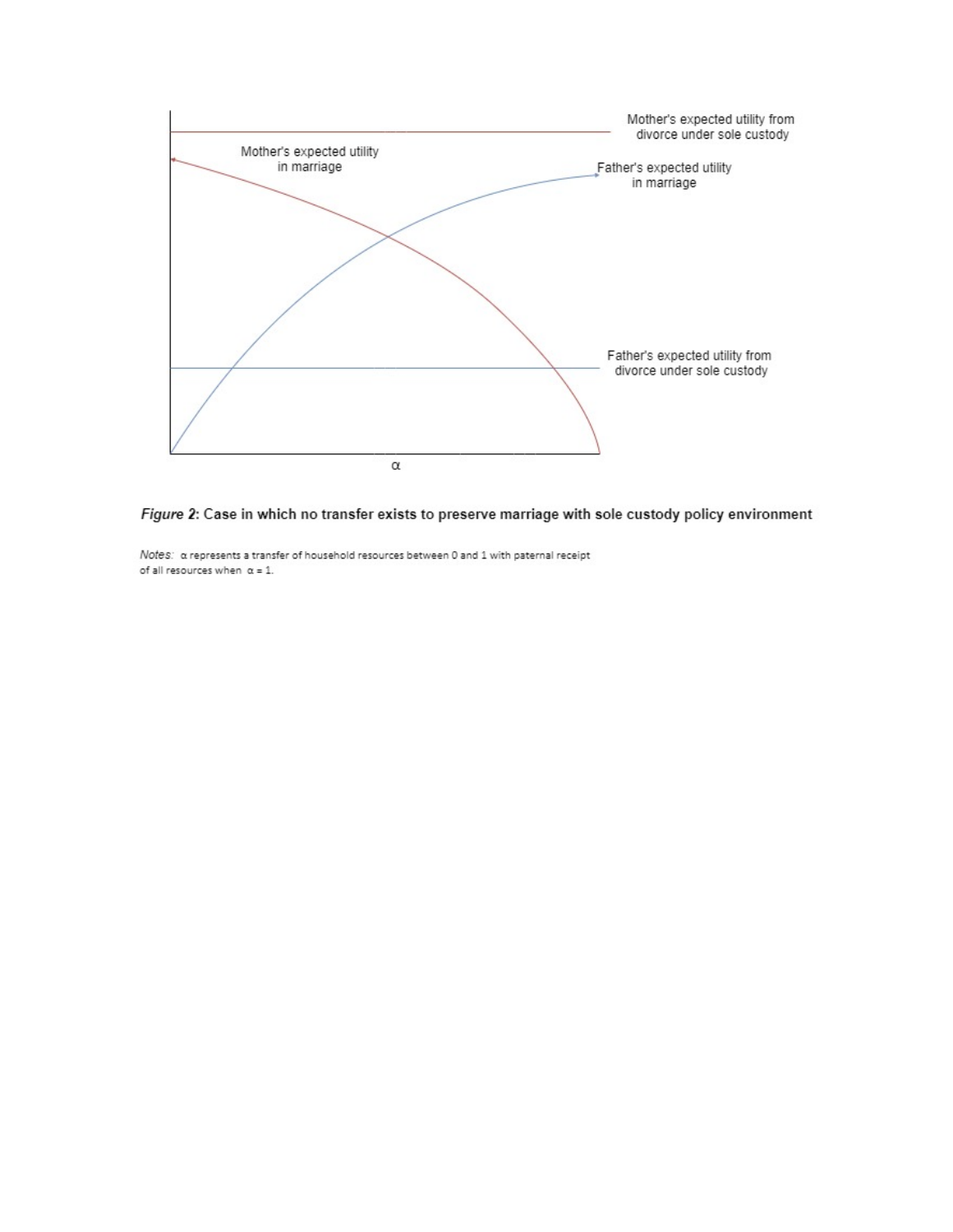Mother's expected utility from divorce under sole custody

Mother's expected utility in marriage

Father's expected utility in marriage

Father's expected utility from divorce under sole custody

α

***Figure 2*: Case in which no transfer exists to preserve marriage with sole custody policy environment**

*Notes:* α represents a transfer of household resources between 0 and 1 with paternal receipt of all resources when α = 1.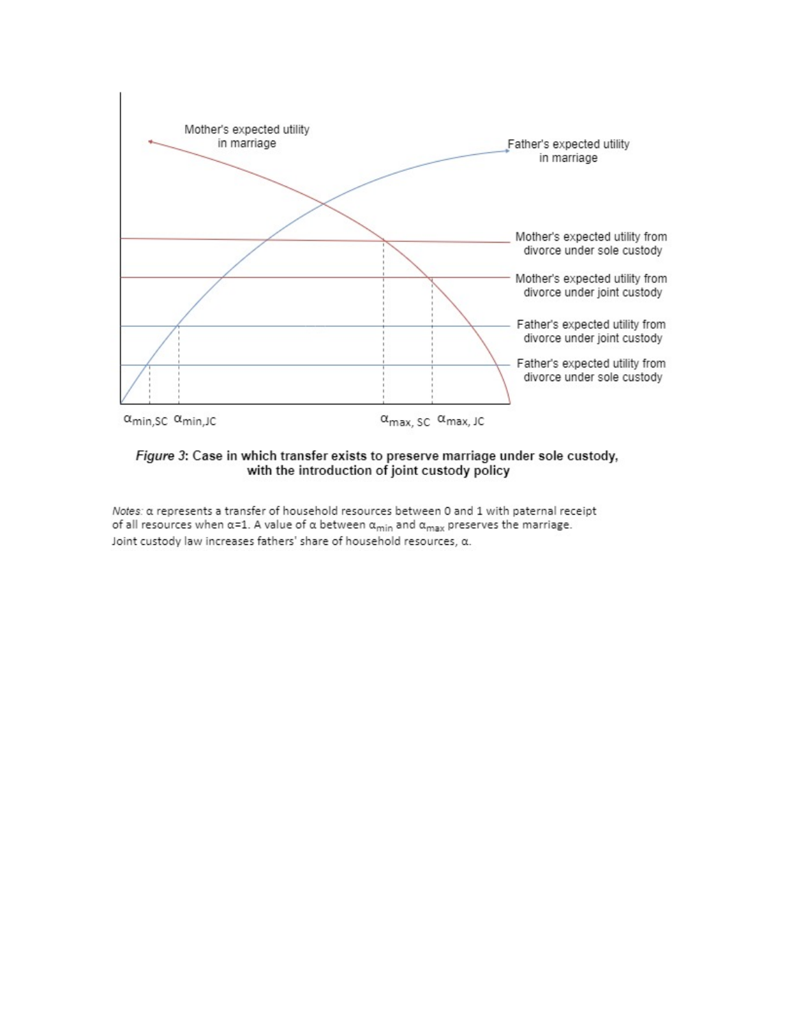Mother's expected utility in marriage

Father's expected utility in marriage

Mother's expected utility from divorce under sole custody

Mother's expected utility from divorce under joint custody

Father's expected utility from divorce under joint custody

Father's expected utility from divorce under sole custody

$\alpha_{min,SC}$ $\alpha_{min,JC}$ $\alpha_{max,SC}$ $\alpha_{max,JC}$

***Figure 3*: Case in which transfer exists to preserve marriage under sole custody, with the introduction of joint custody policy**

*Notes:* $\alpha$ represents a transfer of household resources between 0 and 1 with paternal receipt of all resources when $\alpha$=1. A value of $\alpha$ between $\alpha_{min}$ and $\alpha_{max}$ preserves the marriage. Joint custody law increases fathers' share of household resources, $\alpha$.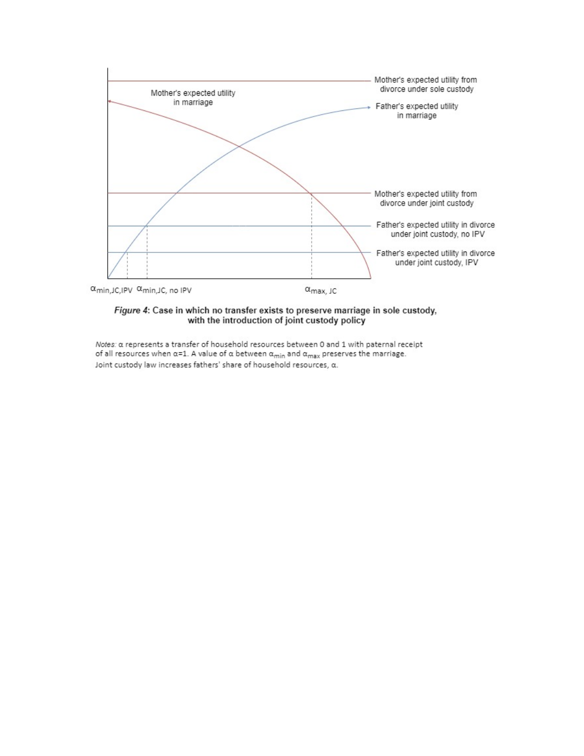Mother's expected utility from divorce under sole custody

Mother's expected utility in marriage

Father's expected utility in marriage

Mother's expected utility from divorce under joint custody

Father's expected utility in divorce under joint custody, no IPV

Father's expected utility in divorce under joint custody, IPV

$\alpha_{min,JC,IPV}$ $\alpha_{min,JC,\text{ no IPV}}$ $\alpha_{max,\text{ JC}}$

***Figure 4*: Case in which no transfer exists to preserve marriage in sole custody, with the introduction of joint custody policy**

*Notes:* $\alpha$ represents a transfer of household resources between 0 and 1 with paternal receipt of all resources when $\alpha$=1. A value of $\alpha$ between $\alpha_{min}$ and $\alpha_{max}$ preserves the marriage. Joint custody law increases fathers' share of household resources, $\alpha$.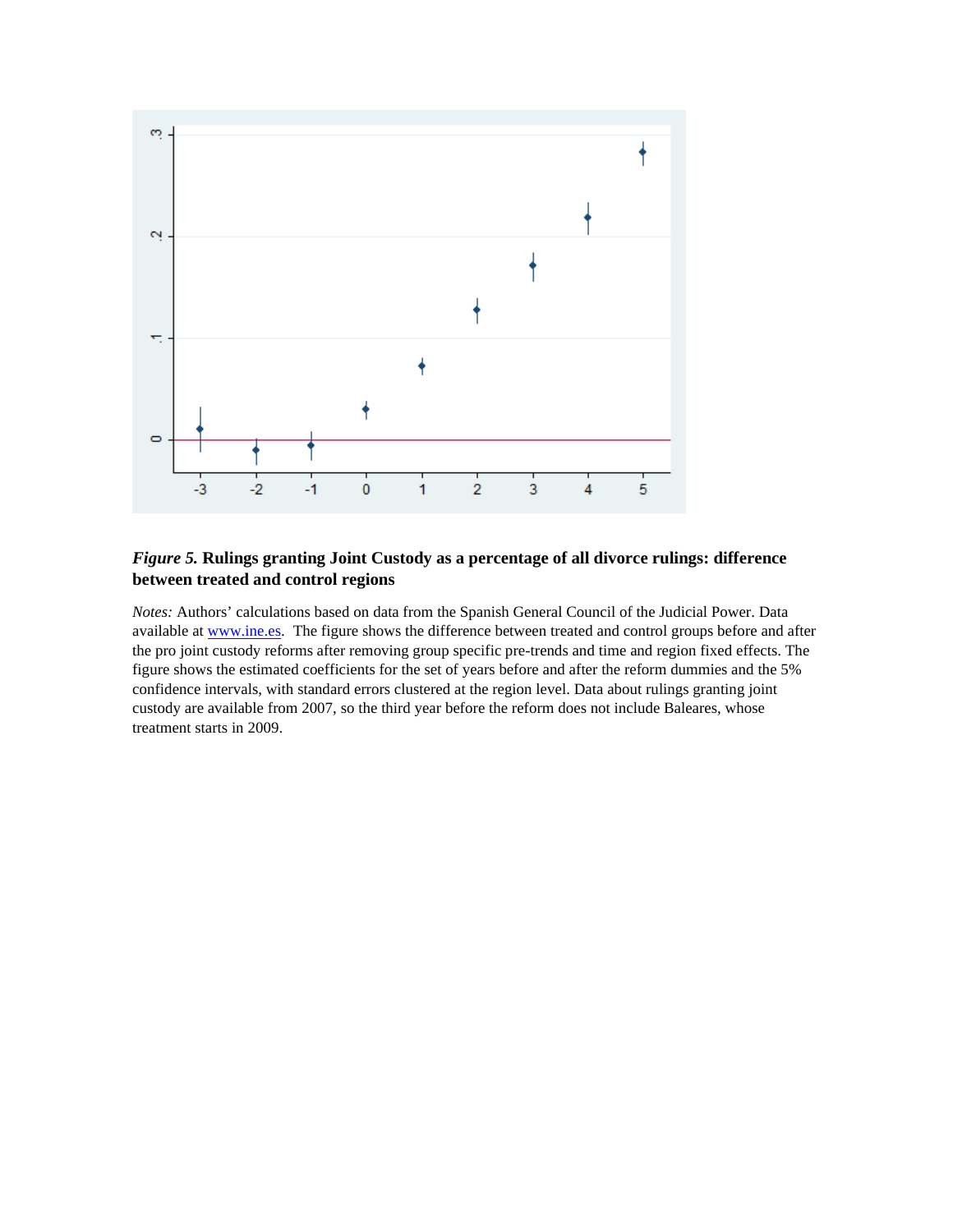***Figure 5.*** **Rulings granting Joint Custody as a percentage of all divorce rulings: difference between treated and control regions**

*Notes:* Authors' calculations based on data from the Spanish General Council of the Judicial Power. Data available at www.ine.es. The figure shows the difference between treated and control groups before and after the pro joint custody reforms after removing group specific pre-trends and time and region fixed effects. The figure shows the estimated coefficients for the set of years before and after the reform dummies and the 5% confidence intervals, with standard errors clustered at the region level. Data about rulings granting joint custody are available from 2007, so the third year before the reform does not include Baleares, whose treatment starts in 2009.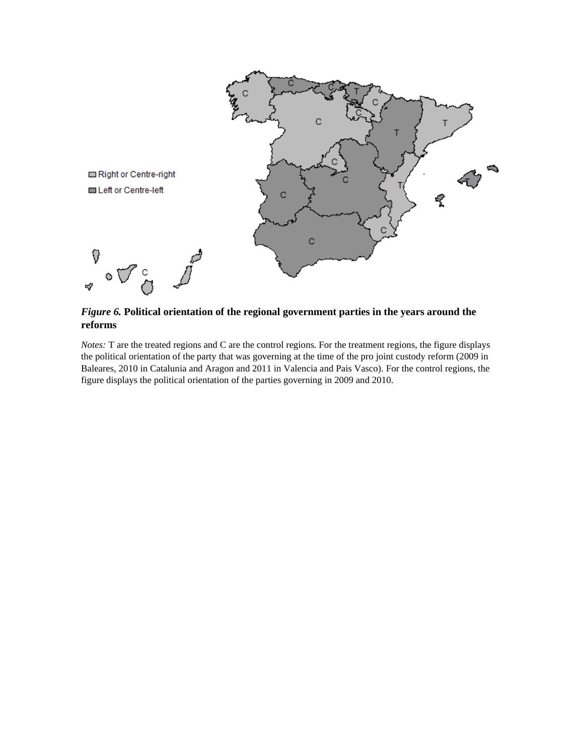*Figure 6.* **Political orientation of the regional government parties in the years around the reforms**

*Notes:* T are the treated regions and C are the control regions. For the treatment regions, the figure displays the political orientation of the party that was governing at the time of the pro joint custody reform (2009 in Baleares, 2010 in Catalunia and Aragon and 2011 in Valencia and Pais Vasco). For the control regions, the figure displays the political orientation of the parties governing in 2009 and 2010.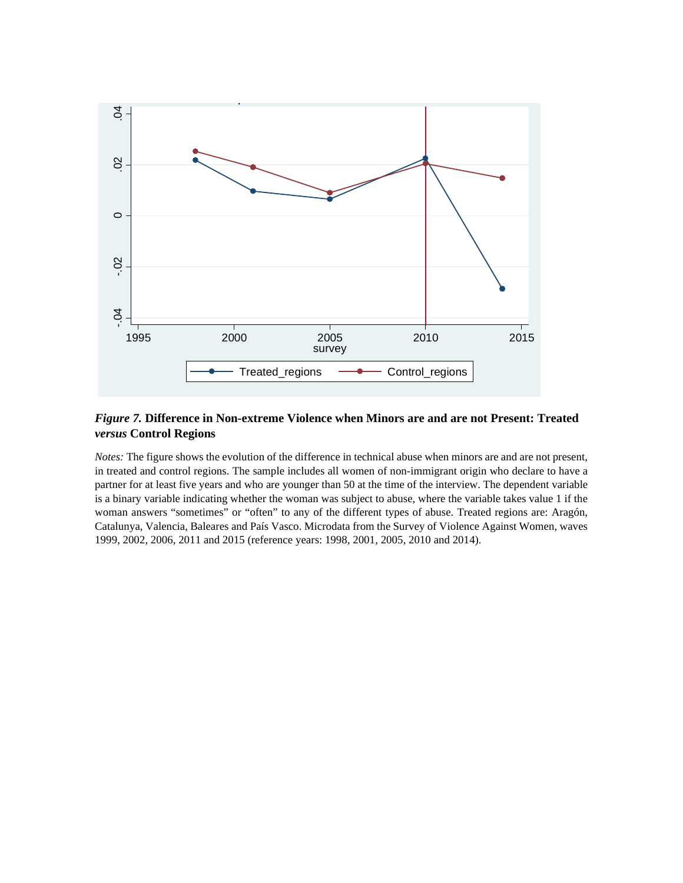*Figure 7.* **Difference in Non-extreme Violence when Minors are and are not Present: Treated *versus* Control Regions**

*Notes:* The figure shows the evolution of the difference in technical abuse when minors are and are not present, in treated and control regions. The sample includes all women of non-immigrant origin who declare to have a partner for at least five years and who are younger than 50 at the time of the interview. The dependent variable is a binary variable indicating whether the woman was subject to abuse, where the variable takes value 1 if the woman answers "sometimes" or "often" to any of the different types of abuse. Treated regions are: Aragón, Catalunya, Valencia, Baleares and País Vasco. Microdata from the Survey of Violence Against Women, waves 1999, 2002, 2006, 2011 and 2015 (reference years: 1998, 2001, 2005, 2010 and 2014).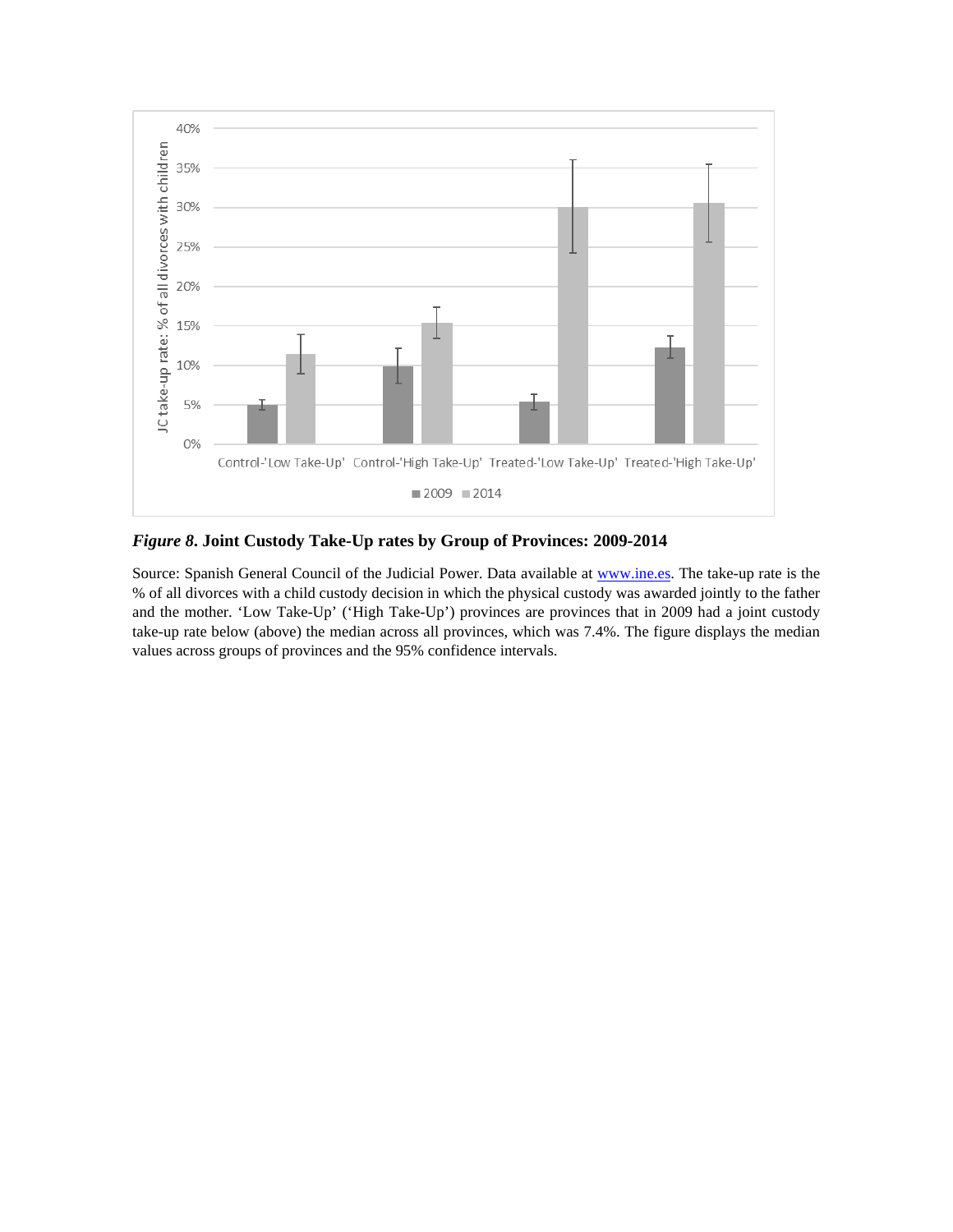*Figure 8.* **Joint Custody Take-Up rates by Group of Provinces: 2009-2014**

Source: Spanish General Council of the Judicial Power. Data available at [www.ine.es](www.ine.es). The take-up rate is the % of all divorces with a child custody decision in which the physical custody was awarded jointly to the father and the mother. 'Low Take-Up' ('High Take-Up') provinces are provinces that in 2009 had a joint custody take-up rate below (above) the median across all provinces, which was 7.4%. The figure displays the median values across groups of provinces and the 95% confidence intervals.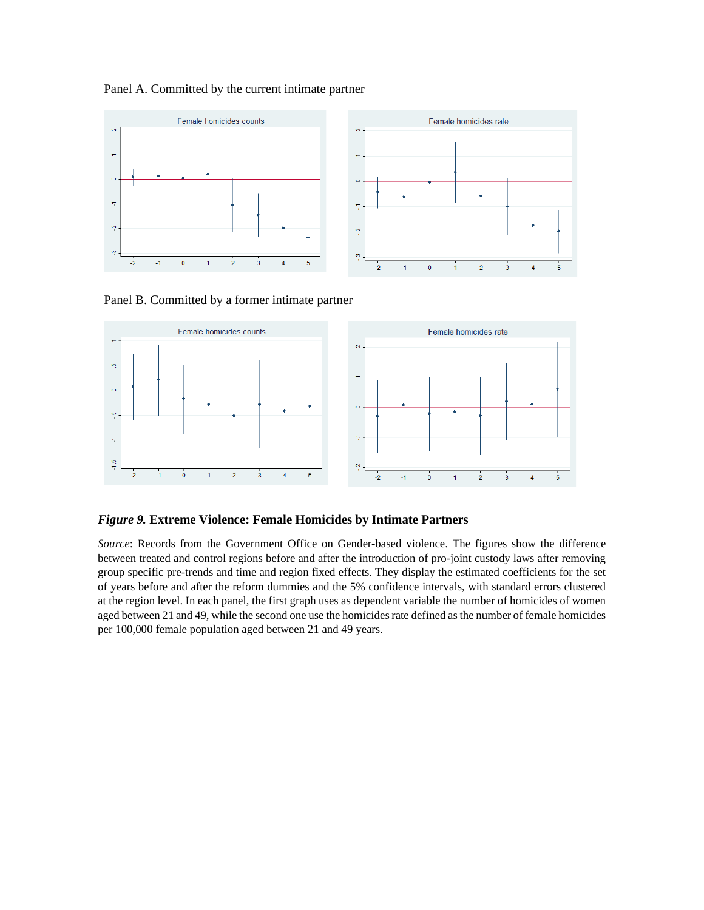Panel A. Committed by the current intimate partner

Panel B. Committed by a former intimate partner

***Figure 9.*** **Extreme Violence: Female Homicides by Intimate Partners**

*Source*: Records from the Government Office on Gender-based violence. The figures show the difference between treated and control regions before and after the introduction of pro-joint custody laws after removing group specific pre-trends and time and region fixed effects. They display the estimated coefficients for the set of years before and after the reform dummies and the 5% confidence intervals, with standard errors clustered at the region level. In each panel, the first graph uses as dependent variable the number of homicides of women aged between 21 and 49, while the second one use the homicides rate defined as the number of female homicides per 100,000 female population aged between 21 and 49 years.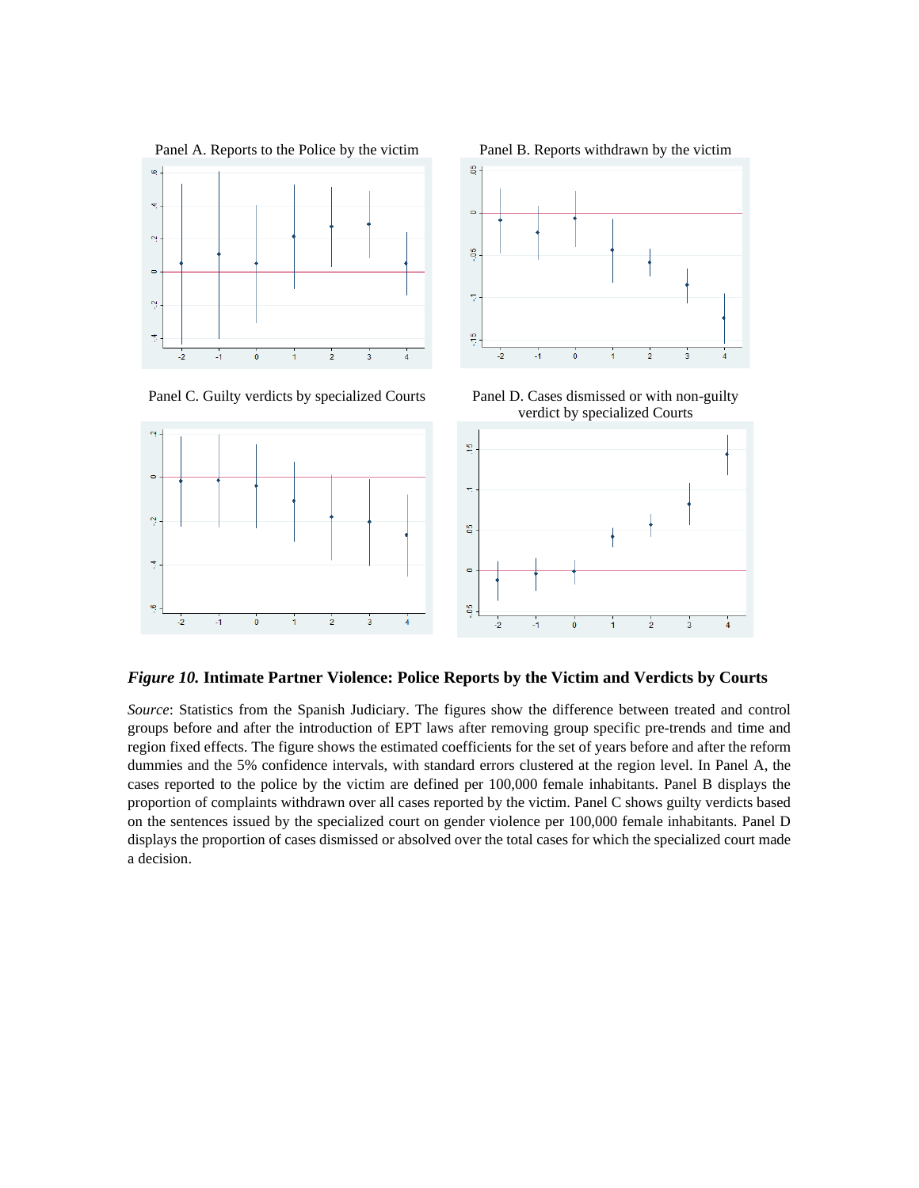Panel A. Reports to the Police by the victim

Panel B. Reports withdrawn by the victim

Panel C. Guilty verdicts by specialized Courts

Panel D. Cases dismissed or with non-guilty verdict by specialized Courts

***Figure 10.*** **Intimate Partner Violence: Police Reports by the Victim and Verdicts by Courts**

*Source*: Statistics from the Spanish Judiciary. The figures show the difference between treated and control groups before and after the introduction of EPT laws after removing group specific pre-trends and time and region fixed effects. The figure shows the estimated coefficients for the set of years before and after the reform dummies and the 5% confidence intervals, with standard errors clustered at the region level. In Panel A, the cases reported to the police by the victim are defined per 100,000 female inhabitants. Panel B displays the proportion of complaints withdrawn over all cases reported by the victim. Panel C shows guilty verdicts based on the sentences issued by the specialized court on gender violence per 100,000 female inhabitants. Panel D displays the proportion of cases dismissed or absolved over the total cases for which the specialized court made a decision.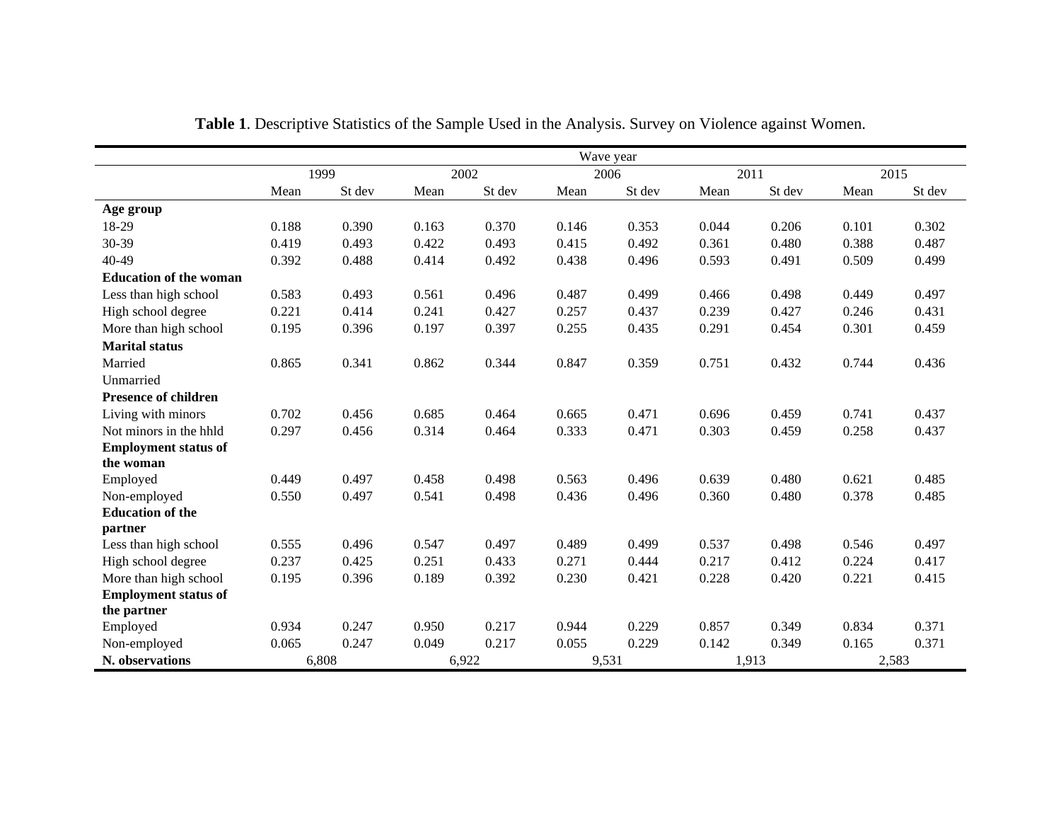**Table 1**. Descriptive Statistics of the Sample Used in the Analysis. Survey on Violence against Women.

| | Wave year | | | | | | | | | |
|---|---|---|---|---|---|---|---|---|---|---|
| | 1999 | | 2002 | | 2006 | | 2011 | | 2015 | |
| | Mean | St dev | Mean | St dev | Mean | St dev | Mean | St dev | Mean | St dev |
| **Age group** | | | | | | | | | | |
| 18-29 | 0.188 | 0.390 | 0.163 | 0.370 | 0.146 | 0.353 | 0.044 | 0.206 | 0.101 | 0.302 |
| 30-39 | 0.419 | 0.493 | 0.422 | 0.493 | 0.415 | 0.492 | 0.361 | 0.480 | 0.388 | 0.487 |
| 40-49 | 0.392 | 0.488 | 0.414 | 0.492 | 0.438 | 0.496 | 0.593 | 0.491 | 0.509 | 0.499 |
| **Education of the woman** | | | | | | | | | | |
| Less than high school | 0.583 | 0.493 | 0.561 | 0.496 | 0.487 | 0.499 | 0.466 | 0.498 | 0.449 | 0.497 |
| High school degree | 0.221 | 0.414 | 0.241 | 0.427 | 0.257 | 0.437 | 0.239 | 0.427 | 0.246 | 0.431 |
| More than high school | 0.195 | 0.396 | 0.197 | 0.397 | 0.255 | 0.435 | 0.291 | 0.454 | 0.301 | 0.459 |
| **Marital status** | | | | | | | | | | |
| Married | 0.865 | 0.341 | 0.862 | 0.344 | 0.847 | 0.359 | 0.751 | 0.432 | 0.744 | 0.436 |
| Unmarried | | | | | | | | | | |
| **Presence of children** | | | | | | | | | | |
| Living with minors | 0.702 | 0.456 | 0.685 | 0.464 | 0.665 | 0.471 | 0.696 | 0.459 | 0.741 | 0.437 |
| Not minors in the hhld | 0.297 | 0.456 | 0.314 | 0.464 | 0.333 | 0.471 | 0.303 | 0.459 | 0.258 | 0.437 |
| **Employment status of the woman** | | | | | | | | | | |
| Employed | 0.449 | 0.497 | 0.458 | 0.498 | 0.563 | 0.496 | 0.639 | 0.480 | 0.621 | 0.485 |
| Non-employed | 0.550 | 0.497 | 0.541 | 0.498 | 0.436 | 0.496 | 0.360 | 0.480 | 0.378 | 0.485 |
| **Education of the partner** | | | | | | | | | | |
| Less than high school | 0.555 | 0.496 | 0.547 | 0.497 | 0.489 | 0.499 | 0.537 | 0.498 | 0.546 | 0.497 |
| High school degree | 0.237 | 0.425 | 0.251 | 0.433 | 0.271 | 0.444 | 0.217 | 0.412 | 0.224 | 0.417 |
| More than high school | 0.195 | 0.396 | 0.189 | 0.392 | 0.230 | 0.421 | 0.228 | 0.420 | 0.221 | 0.415 |
| **Employment status of the partner** | | | | | | | | | | |
| Employed | 0.934 | 0.247 | 0.950 | 0.217 | 0.944 | 0.229 | 0.857 | 0.349 | 0.834 | 0.371 |
| Non-employed | 0.065 | 0.247 | 0.049 | 0.217 | 0.055 | 0.229 | 0.142 | 0.349 | 0.165 | 0.371 |
| **N. observations** | 6,808 | | 6,922 | | 9,531 | | 1,913 | | 2,583 | |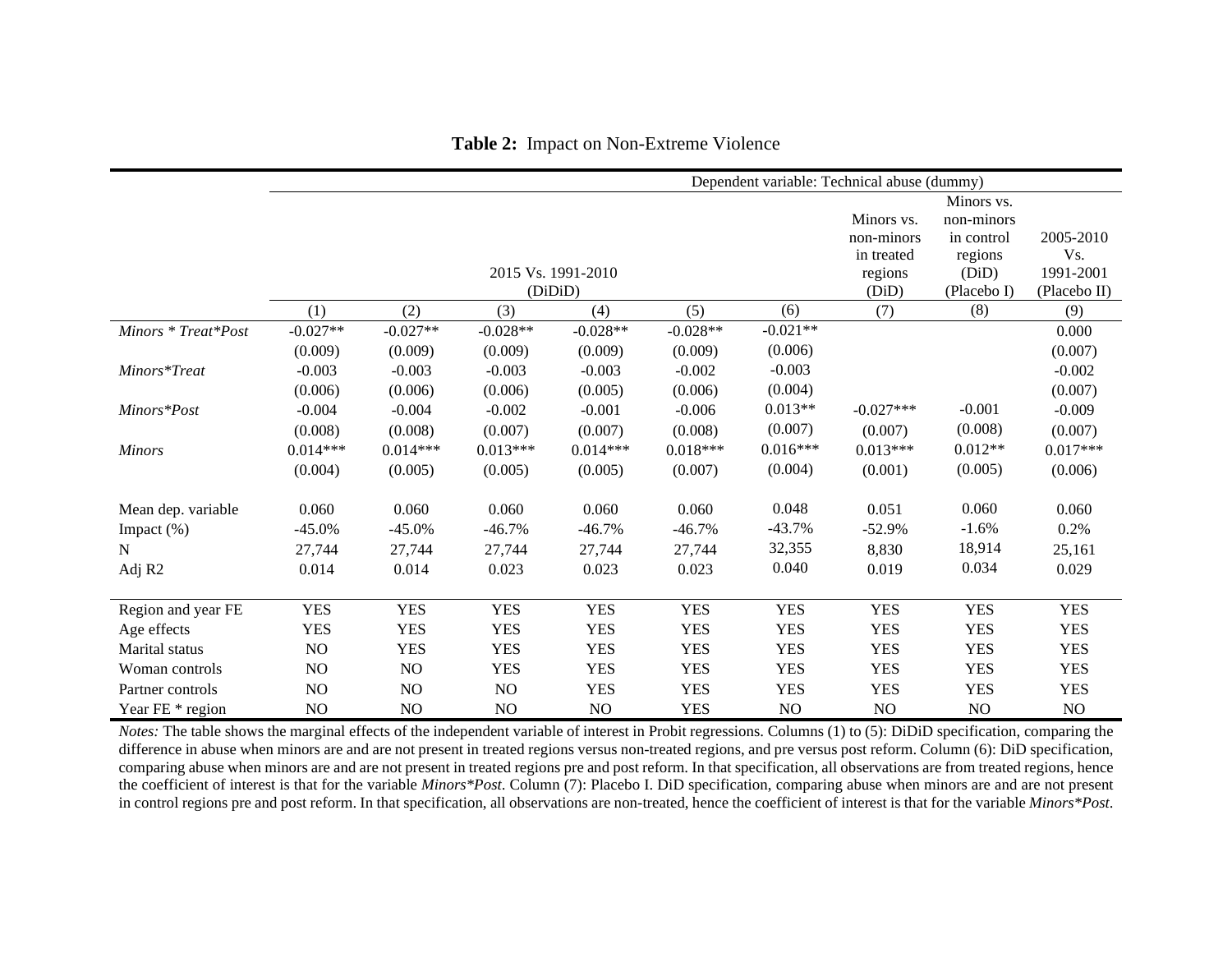**Table 2:** Impact on Non-Extreme Violence

| | Dependent variable: Technical abuse (dummy) | | | | | | | | |
|---|---|---|---|---|---|---|---|---|---|
| | 2015 Vs. 1991-2010 (DiDiD) | | | | | | Minors vs. non-minors in treated regions (DiD) | Minors vs. non-minors in control regions (DiD) (Placebo I) | 2005-2010 Vs. 1991-2001 (Placebo II) |
| | (1) | (2) | (3) | (4) | (5) | (6) | (7) | (8) | (9) |
| *Minors * Treat*Post* | -0.027** | -0.027** | -0.028** | -0.028** | -0.028** | -0.021** | | | 0.000 |
| | (0.009) | (0.009) | (0.009) | (0.009) | (0.009) | (0.006) | | | (0.007) |
| *Minors*Treat* | -0.003 | -0.003 | -0.003 | -0.003 | -0.002 | -0.003 | | | -0.002 |
| | (0.006) | (0.006) | (0.006) | (0.005) | (0.006) | (0.004) | | | (0.007) |
| *Minors*Post* | -0.004 | -0.004 | -0.002 | -0.001 | -0.006 | 0.013** | -0.027*** | -0.001 | -0.009 |
| | (0.008) | (0.008) | (0.007) | (0.007) | (0.008) | (0.007) | (0.007) | (0.008) | (0.007) |
| *Minors* | 0.014*** | 0.014*** | 0.013*** | 0.014*** | 0.018*** | 0.016*** | 0.013*** | 0.012** | 0.017*** |
| | (0.004) | (0.005) | (0.005) | (0.005) | (0.007) | (0.004) | (0.001) | (0.005) | (0.006) |
| Mean dep. variable | 0.060 | 0.060 | 0.060 | 0.060 | 0.060 | 0.048 | 0.051 | 0.060 | 0.060 |
| Impact (%) | -45.0% | -45.0% | -46.7% | -46.7% | -46.7% | -43.7% | -52.9% | -1.6% | 0.2% |
| N | 27,744 | 27,744 | 27,744 | 27,744 | 27,744 | 32,355 | 8,830 | 18,914 | 25,161 |
| Adj R2 | 0.014 | 0.014 | 0.023 | 0.023 | 0.023 | 0.040 | 0.019 | 0.034 | 0.029 |
| Region and year FE | YES | YES | YES | YES | YES | YES | YES | YES | YES |
| Age effects | YES | YES | YES | YES | YES | YES | YES | YES | YES |
| Marital status | NO | YES | YES | YES | YES | YES | YES | YES | YES |
| Woman controls | NO | NO | YES | YES | YES | YES | YES | YES | YES |
| Partner controls | NO | NO | NO | YES | YES | YES | YES | YES | YES |
| Year FE * region | NO | NO | NO | NO | YES | NO | NO | NO | NO |

*Notes:* The table shows the marginal effects of the independent variable of interest in Probit regressions. Columns (1) to (5): DiDiD specification, comparing the difference in abuse when minors are and are not present in treated regions versus non-treated regions, and pre versus post reform. Column (6): DiD specification, comparing abuse when minors are and are not present in treated regions pre and post reform. In that specification, all observations are from treated regions, hence the coefficient of interest is that for the variable *Minors*Post*. Column (7): Placebo I. DiD specification, comparing abuse when minors are and are not present in control regions pre and post reform. In that specification, all observations are non-treated, hence the coefficient of interest is that for the variable *Minors*Post*.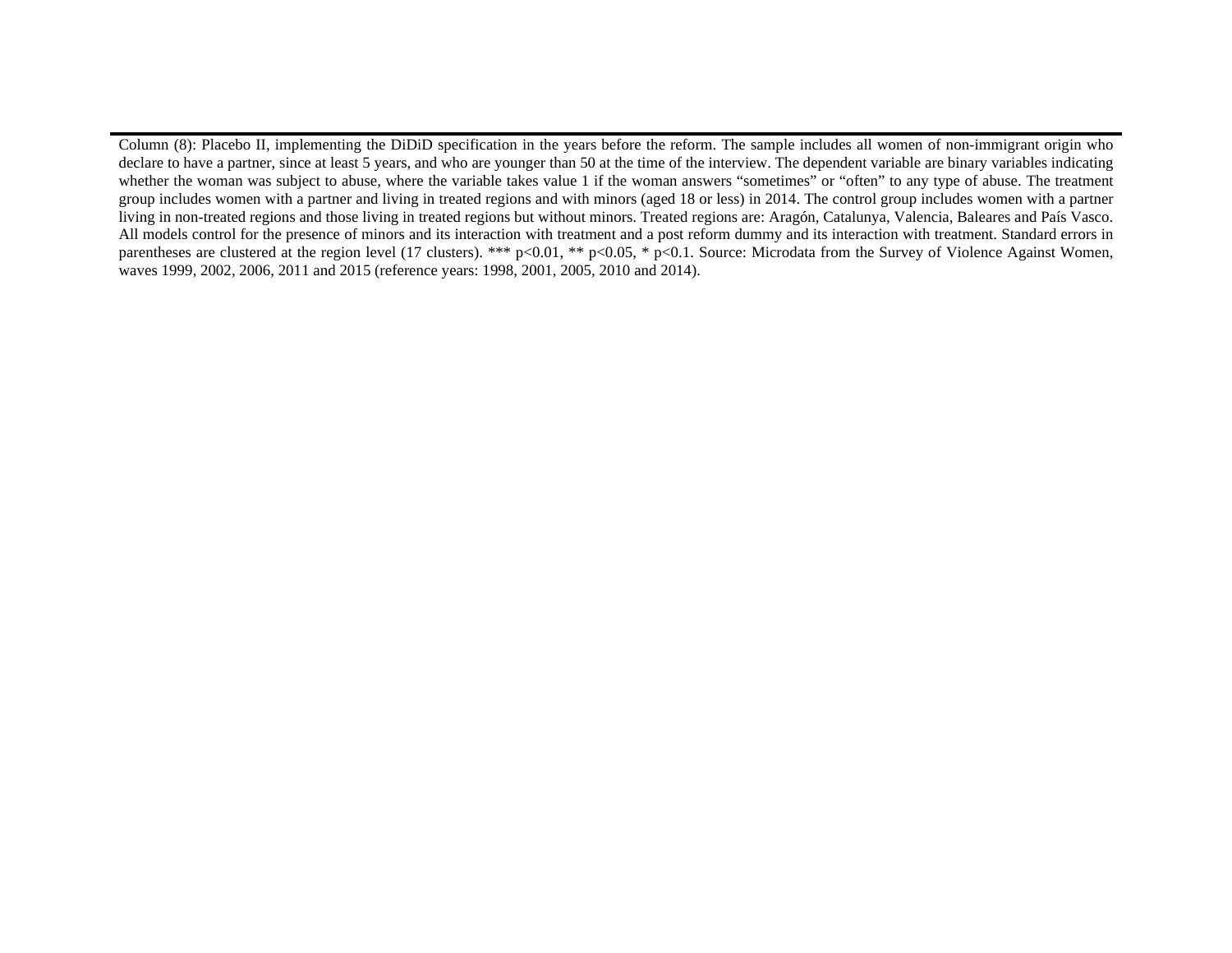Column (8): Placebo II, implementing the DiDiD specification in the years before the reform. The sample includes all women of non-immigrant origin who declare to have a partner, since at least 5 years, and who are younger than 50 at the time of the interview. The dependent variable are binary variables indicating whether the woman was subject to abuse, where the variable takes value 1 if the woman answers "sometimes" or "often" to any type of abuse. The treatment group includes women with a partner and living in treated regions and with minors (aged 18 or less) in 2014. The control group includes women with a partner living in non-treated regions and those living in treated regions but without minors. Treated regions are: Aragón, Catalunya, Valencia, Baleares and País Vasco. All models control for the presence of minors and its interaction with treatment and a post reform dummy and its interaction with treatment. Standard errors in parentheses are clustered at the region level (17 clusters). *** p<0.01, ** p<0.05, * p<0.1. Source: Microdata from the Survey of Violence Against Women, waves 1999, 2002, 2006, 2011 and 2015 (reference years: 1998, 2001, 2005, 2010 and 2014).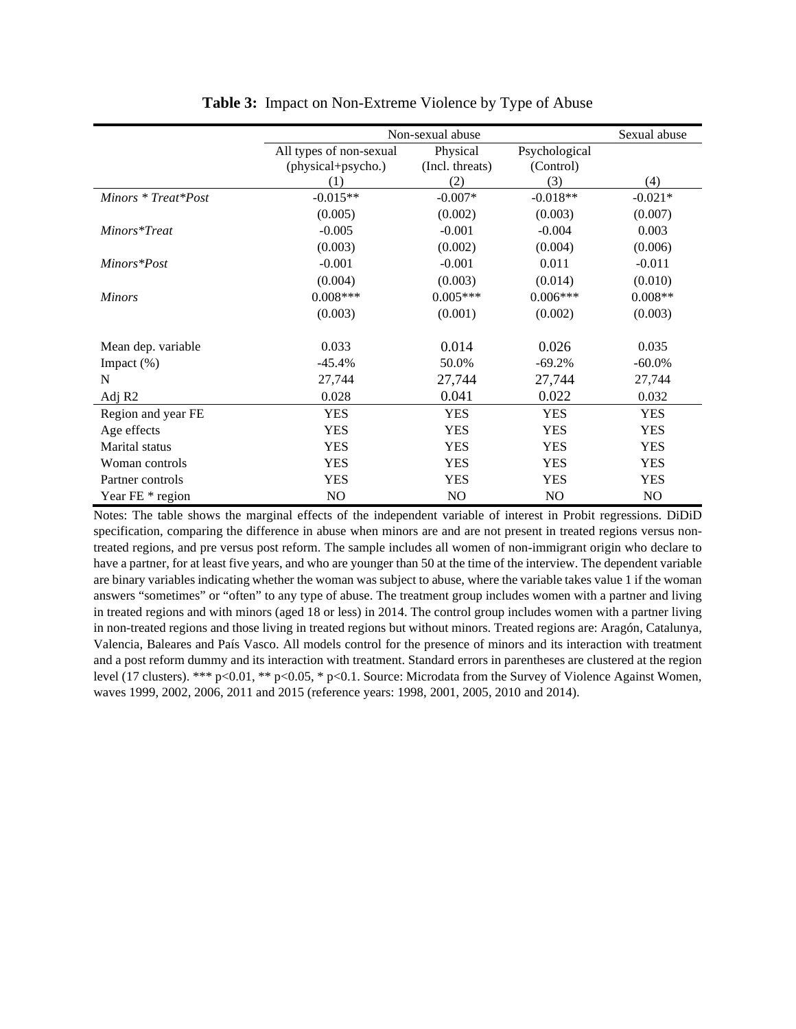**Table 3:** Impact on Non-Extreme Violence by Type of Abuse

| | Non-sexual abuse | | | Sexual abuse |
|---|---|---|---|---|
| | All types of non-sexual (physical+psycho.) | Physical (Incl. threats) | Psychological (Control) | |
| | (1) | (2) | (3) | (4) |
| *Minors * Treat*Post* | -0.015** | -0.007* | -0.018** | -0.021* |
| | (0.005) | (0.002) | (0.003) | (0.007) |
| *Minors*Treat* | -0.005 | -0.001 | -0.004 | 0.003 |
| | (0.003) | (0.002) | (0.004) | (0.006) |
| *Minors*Post* | -0.001 | -0.001 | 0.011 | -0.011 |
| | (0.004) | (0.003) | (0.014) | (0.010) |
| *Minors* | 0.008*** | 0.005*** | 0.006*** | 0.008** |
| | (0.003) | (0.001) | (0.002) | (0.003) |
| Mean dep. variable | 0.033 | 0.014 | 0.026 | 0.035 |
| Impact (%) | -45.4% | 50.0% | -69.2% | -60.0% |
| N | 27,744 | 27,744 | 27,744 | 27,744 |
| Adj R2 | 0.028 | 0.041 | 0.022 | 0.032 |
| Region and year FE | YES | YES | YES | YES |
| Age effects | YES | YES | YES | YES |
| Marital status | YES | YES | YES | YES |
| Woman controls | YES | YES | YES | YES |
| Partner controls | YES | YES | YES | YES |
| Year FE * region | NO | NO | NO | NO |

Notes: The table shows the marginal effects of the independent variable of interest in Probit regressions. DiDiD specification, comparing the difference in abuse when minors are and are not present in treated regions versus non-treated regions, and pre versus post reform. The sample includes all women of non-immigrant origin who declare to have a partner, for at least five years, and who are younger than 50 at the time of the interview. The dependent variable are binary variables indicating whether the woman was subject to abuse, where the variable takes value 1 if the woman answers "sometimes" or "often" to any type of abuse. The treatment group includes women with a partner and living in treated regions and with minors (aged 18 or less) in 2014. The control group includes women with a partner living in non-treated regions and those living in treated regions but without minors. Treated regions are: Aragón, Catalunya, Valencia, Baleares and País Vasco. All models control for the presence of minors and its interaction with treatment and a post reform dummy and its interaction with treatment. Standard errors in parentheses are clustered at the region level (17 clusters). *** p<0.01, ** p<0.05, * p<0.1. Source: Microdata from the Survey of Violence Against Women, waves 1999, 2002, 2006, 2011 and 2015 (reference years: 1998, 2001, 2005, 2010 and 2014).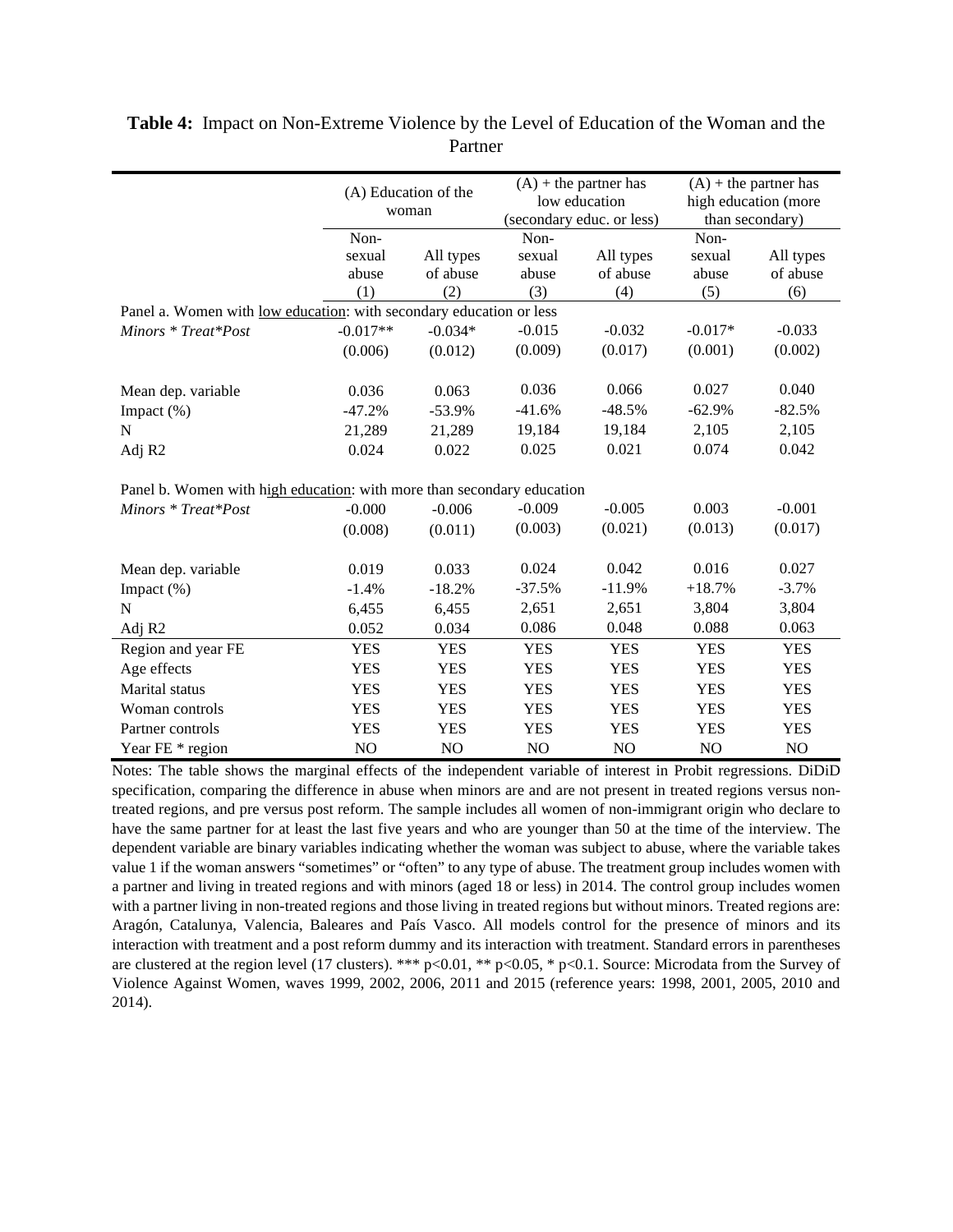**Table 4:** Impact on Non-Extreme Violence by the Level of Education of the Woman and the Partner

| | (A) Education of the woman | | (A) + the partner has low education (secondary educ. or less) | | (A) + the partner has high education (more than secondary) | |
|---|---|---|---|---|---|---|
| | Non-sexual abuse | All types of abuse | Non-sexual abuse | All types of abuse | Non-sexual abuse | All types of abuse |
| | (1) | (2) | (3) | (4) | (5) | (6) |
| Panel a. Women with <u>low education</u>: with secondary education or less | | | | | | |
| *Minors * Treat*Post* | -0.017** | -0.034* | -0.015 | -0.032 | -0.017* | -0.033 |
| | (0.006) | (0.012) | (0.009) | (0.017) | (0.001) | (0.002) |
| Mean dep. variable | 0.036 | 0.063 | 0.036 | 0.066 | 0.027 | 0.040 |
| Impact (%) | -47.2% | -53.9% | -41.6% | -48.5% | -62.9% | -82.5% |
| N | 21,289 | 21,289 | 19,184 | 19,184 | 2,105 | 2,105 |
| Adj R2 | 0.024 | 0.022 | 0.025 | 0.021 | 0.074 | 0.042 |
| Panel b. Women with <u>high education</u>: with more than secondary education | | | | | | |
| *Minors * Treat*Post* | -0.000 | -0.006 | -0.009 | -0.005 | 0.003 | -0.001 |
| | (0.008) | (0.011) | (0.003) | (0.021) | (0.013) | (0.017) |
| Mean dep. variable | 0.019 | 0.033 | 0.024 | 0.042 | 0.016 | 0.027 |
| Impact (%) | -1.4% | -18.2% | -37.5% | -11.9% | +18.7% | -3.7% |
| N | 6,455 | 6,455 | 2,651 | 2,651 | 3,804 | 3,804 |
| Adj R2 | 0.052 | 0.034 | 0.086 | 0.048 | 0.088 | 0.063 |
| Region and year FE | YES | YES | YES | YES | YES | YES |
| Age effects | YES | YES | YES | YES | YES | YES |
| Marital status | YES | YES | YES | YES | YES | YES |
| Woman controls | YES | YES | YES | YES | YES | YES |
| Partner controls | YES | YES | YES | YES | YES | YES |
| Year FE * region | NO | NO | NO | NO | NO | NO |

Notes: The table shows the marginal effects of the independent variable of interest in Probit regressions. DiDiD specification, comparing the difference in abuse when minors are and are not present in treated regions versus non-treated regions, and pre versus post reform. The sample includes all women of non-immigrant origin who declare to have the same partner for at least the last five years and who are younger than 50 at the time of the interview. The dependent variable are binary variables indicating whether the woman was subject to abuse, where the variable takes value 1 if the woman answers "sometimes" or "often" to any type of abuse. The treatment group includes women with a partner and living in treated regions and with minors (aged 18 or less) in 2014. The control group includes women with a partner living in non-treated regions and those living in treated regions but without minors. Treated regions are: Aragón, Catalunya, Valencia, Baleares and País Vasco. All models control for the presence of minors and its interaction with treatment and a post reform dummy and its interaction with treatment. Standard errors in parentheses are clustered at the region level (17 clusters). *** p<0.01, ** p<0.05, * p<0.1. Source: Microdata from the Survey of Violence Against Women, waves 1999, 2002, 2006, 2011 and 2015 (reference years: 1998, 2001, 2005, 2010 and 2014).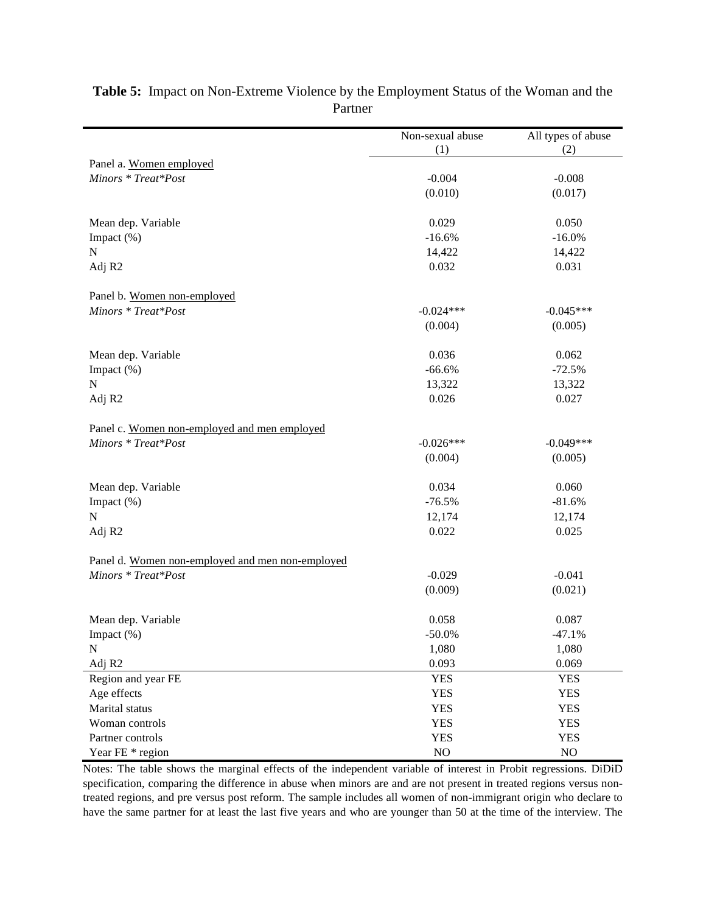**Table 5:** Impact on Non-Extreme Violence by the Employment Status of the Woman and the Partner

| | Non-sexual abuse (1) | All types of abuse (2) |
|---|---|---|
| Panel a. Women employed | | |
| *Minors * Treat*Post* | -0.004 | -0.008 |
| | (0.010) | (0.017) |
| Mean dep. Variable | 0.029 | 0.050 |
| Impact (%) | -16.6% | -16.0% |
| N | 14,422 | 14,422 |
| Adj R2 | 0.032 | 0.031 |
| Panel b. Women non-employed | | |
| *Minors * Treat*Post* | -0.024*** | -0.045*** |
| | (0.004) | (0.005) |
| Mean dep. Variable | 0.036 | 0.062 |
| Impact (%) | -66.6% | -72.5% |
| N | 13,322 | 13,322 |
| Adj R2 | 0.026 | 0.027 |
| Panel c. Women non-employed and men employed | | |
| *Minors * Treat*Post* | -0.026*** | -0.049*** |
| | (0.004) | (0.005) |
| Mean dep. Variable | 0.034 | 0.060 |
| Impact (%) | -76.5% | -81.6% |
| N | 12,174 | 12,174 |
| Adj R2 | 0.022 | 0.025 |
| Panel d. Women non-employed and men non-employed | | |
| *Minors * Treat*Post* | -0.029 | -0.041 |
| | (0.009) | (0.021) |
| Mean dep. Variable | 0.058 | 0.087 |
| Impact (%) | -50.0% | -47.1% |
| N | 1,080 | 1,080 |
| Adj R2 | 0.093 | 0.069 |
| Region and year FE | YES | YES |
| Age effects | YES | YES |
| Marital status | YES | YES |
| Woman controls | YES | YES |
| Partner controls | YES | YES |
| Year FE * region | NO | NO |

Notes: The table shows the marginal effects of the independent variable of interest in Probit regressions. DiDiD specification, comparing the difference in abuse when minors are and are not present in treated regions versus non-treated regions, and pre versus post reform. The sample includes all women of non-immigrant origin who declare to have the same partner for at least the last five years and who are younger than 50 at the time of the interview. The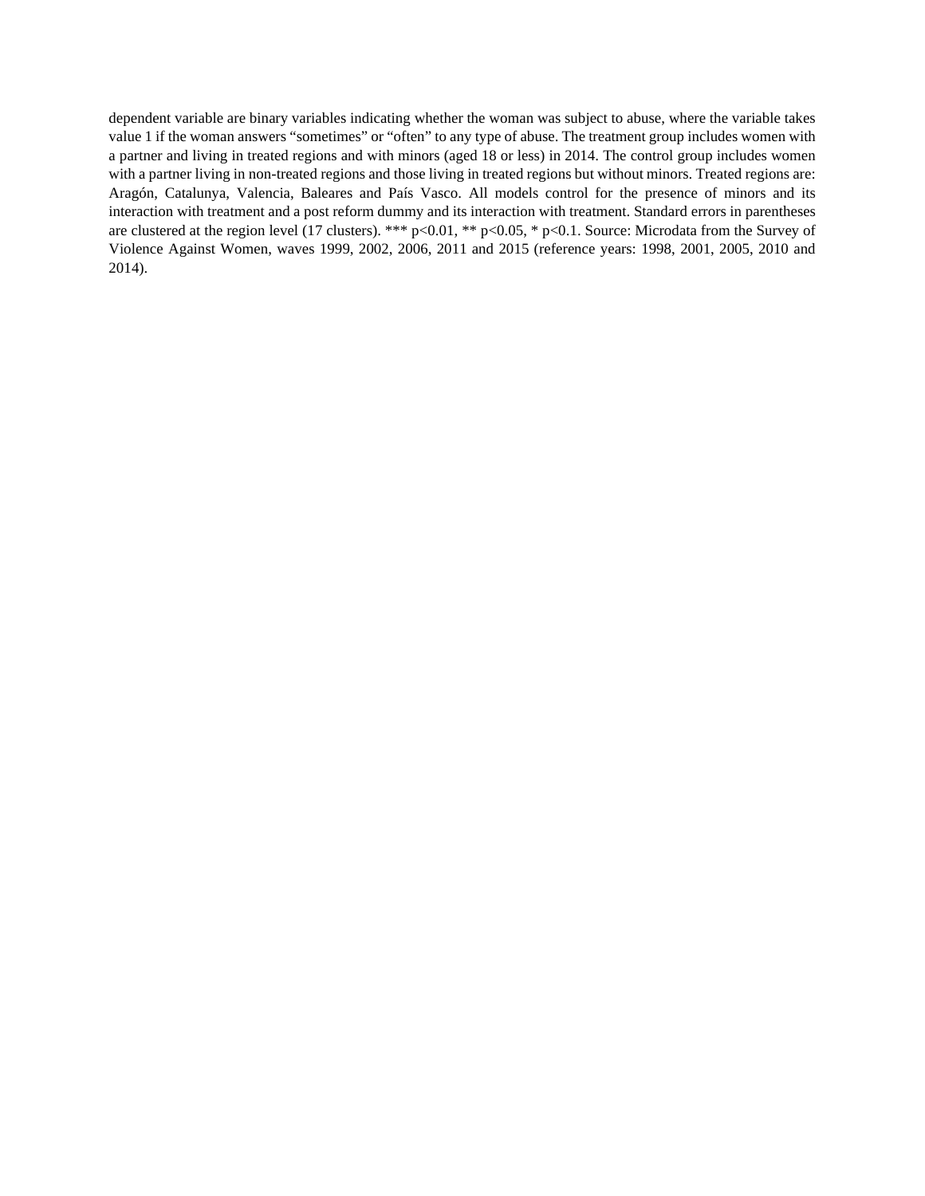dependent variable are binary variables indicating whether the woman was subject to abuse, where the variable takes value 1 if the woman answers “sometimes” or “often” to any type of abuse. The treatment group includes women with a partner and living in treated regions and with minors (aged 18 or less) in 2014. The control group includes women with a partner living in non-treated regions and those living in treated regions but without minors. Treated regions are: Aragón, Catalunya, Valencia, Baleares and País Vasco. All models control for the presence of minors and its interaction with treatment and a post reform dummy and its interaction with treatment. Standard errors in parentheses are clustered at the region level (17 clusters). *** p<0.01, ** p<0.05, * p<0.1. Source: Microdata from the Survey of Violence Against Women, waves 1999, 2002, 2006, 2011 and 2015 (reference years: 1998, 2001, 2005, 2010 and 2014).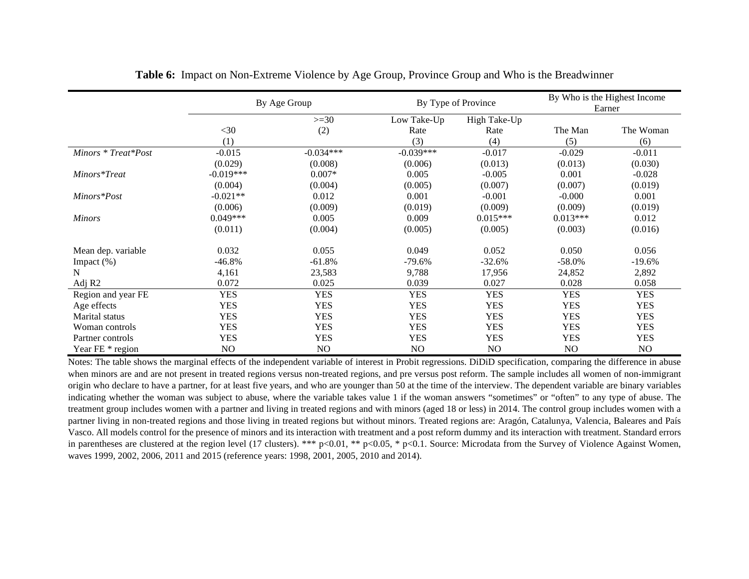**Table 6:** Impact on Non-Extreme Violence by Age Group, Province Group and Who is the Breadwinner

| | By Age Group | | By Type of Province | | By Who is the Highest Income Earner | |
|---|---|---|---|---|---|---|
| | <30 | >=30 | Low Take-Up Rate | High Take-Up Rate | The Man | The Woman |
| | (1) | (2) | (3) | (4) | (5) | (6) |
| *Minors * Treat*Post* | -0.015 | -0.034*** | -0.039*** | -0.017 | -0.029 | -0.011 |
| | (0.029) | (0.008) | (0.006) | (0.013) | (0.013) | (0.030) |
| *Minors*Treat* | -0.019*** | 0.007* | 0.005 | -0.005 | 0.001 | -0.028 |
| | (0.004) | (0.004) | (0.005) | (0.007) | (0.007) | (0.019) |
| *Minors*Post* | -0.021** | 0.012 | 0.001 | -0.001 | -0.000 | 0.001 |
| | (0.006) | (0.009) | (0.019) | (0.009) | (0.009) | (0.019) |
| *Minors* | 0.049*** | 0.005 | 0.009 | 0.015*** | 0.013*** | 0.012 |
| | (0.011) | (0.004) | (0.005) | (0.005) | (0.003) | (0.016) |
| Mean dep. variable | 0.032 | 0.055 | 0.049 | 0.052 | 0.050 | 0.056 |
| Impact (%) | -46.8% | -61.8% | -79.6% | -32.6% | -58.0% | -19.6% |
| N | 4,161 | 23,583 | 9,788 | 17,956 | 24,852 | 2,892 |
| Adj R2 | 0.072 | 0.025 | 0.039 | 0.027 | 0.028 | 0.058 |
| Region and year FE | YES | YES | YES | YES | YES | YES |
| Age effects | YES | YES | YES | YES | YES | YES |
| Marital status | YES | YES | YES | YES | YES | YES |
| Woman controls | YES | YES | YES | YES | YES | YES |
| Partner controls | YES | YES | YES | YES | YES | YES |
| Year FE * region | NO | NO | NO | NO | NO | NO |

Notes: The table shows the marginal effects of the independent variable of interest in Probit regressions. DiDiD specification, comparing the difference in abuse when minors are and are not present in treated regions versus non-treated regions, and pre versus post reform. The sample includes all women of non-immigrant origin who declare to have a partner, for at least five years, and who are younger than 50 at the time of the interview. The dependent variable are binary variables indicating whether the woman was subject to abuse, where the variable takes value 1 if the woman answers "sometimes" or "often" to any type of abuse. The treatment group includes women with a partner and living in treated regions and with minors (aged 18 or less) in 2014. The control group includes women with a partner living in non-treated regions and those living in treated regions but without minors. Treated regions are: Aragón, Catalunya, Valencia, Baleares and País Vasco. All models control for the presence of minors and its interaction with treatment and a post reform dummy and its interaction with treatment. Standard errors in parentheses are clustered at the region level (17 clusters). *** p<0.01, ** p<0.05, * p<0.1. Source: Microdata from the Survey of Violence Against Women, waves 1999, 2002, 2006, 2011 and 2015 (reference years: 1998, 2001, 2005, 2010 and 2014).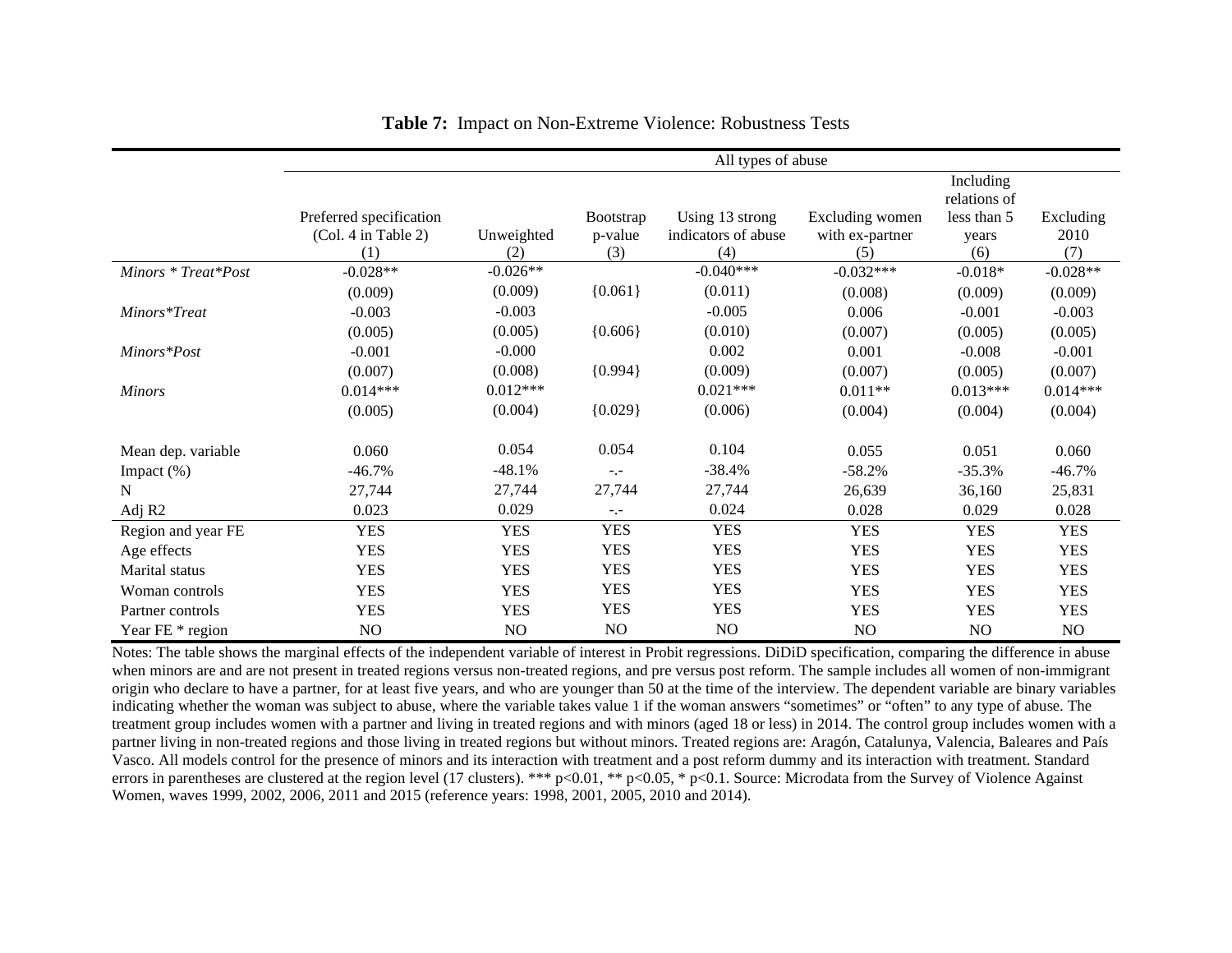**Table 7:** Impact on Non-Extreme Violence: Robustness Tests

| | All types of abuse | | | | | | |
|---|---|---|---|---|---|---|---|
| | Preferred specification (Col. 4 in Table 2) (1) | Unweighted (2) | Bootstrap p-value (3) | Using 13 strong indicators of abuse (4) | Excluding women with ex-partner (5) | Including relations of less than 5 years (6) | Excluding 2010 (7) |
| *Minors * Treat*Post* | -0.028** | -0.026** | | -0.040*** | -0.032*** | -0.018* | -0.028** |
| | (0.009) | (0.009) | {0.061} | (0.011) | (0.008) | (0.009) | (0.009) |
| *Minors*Treat* | -0.003 | -0.003 | | -0.005 | 0.006 | -0.001 | -0.003 |
| | (0.005) | (0.005) | {0.606} | (0.010) | (0.007) | (0.005) | (0.005) |
| *Minors*Post* | -0.001 | -0.000 | | 0.002 | 0.001 | -0.008 | -0.001 |
| | (0.007) | (0.008) | {0.994} | (0.009) | (0.007) | (0.005) | (0.007) |
| *Minors* | 0.014*** | 0.012*** | | 0.021*** | 0.011** | 0.013*** | 0.014*** |
| | (0.005) | (0.004) | {0.029} | (0.006) | (0.004) | (0.004) | (0.004) |
| Mean dep. variable | 0.060 | 0.054 | 0.054 | 0.104 | 0.055 | 0.051 | 0.060 |
| Impact (%) | -46.7% | -48.1% | -.- | -38.4% | -58.2% | -35.3% | -46.7% |
| N | 27,744 | 27,744 | 27,744 | 27,744 | 26,639 | 36,160 | 25,831 |
| Adj R2 | 0.023 | 0.029 | -.- | 0.024 | 0.028 | 0.029 | 0.028 |
| Region and year FE | YES | YES | YES | YES | YES | YES | YES |
| Age effects | YES | YES | YES | YES | YES | YES | YES |
| Marital status | YES | YES | YES | YES | YES | YES | YES |
| Woman controls | YES | YES | YES | YES | YES | YES | YES |
| Partner controls | YES | YES | YES | YES | YES | YES | YES |
| Year FE * region | NO | NO | NO | NO | NO | NO | NO |

Notes: The table shows the marginal effects of the independent variable of interest in Probit regressions. DiDiD specification, comparing the difference in abuse when minors are and are not present in treated regions versus non-treated regions, and pre versus post reform. The sample includes all women of non-immigrant origin who declare to have a partner, for at least five years, and who are younger than 50 at the time of the interview. The dependent variable are binary variables indicating whether the woman was subject to abuse, where the variable takes value 1 if the woman answers "sometimes" or "often" to any type of abuse. The treatment group includes women with a partner and living in treated regions and with minors (aged 18 or less) in 2014. The control group includes women with a partner living in non-treated regions and those living in treated regions but without minors. Treated regions are: Aragón, Catalunya, Valencia, Baleares and País Vasco. All models control for the presence of minors and its interaction with treatment and a post reform dummy and its interaction with treatment. Standard errors in parentheses are clustered at the region level (17 clusters). *** p<0.01, ** p<0.05, * p<0.1. Source: Microdata from the Survey of Violence Against Women, waves 1999, 2002, 2006, 2011 and 2015 (reference years: 1998, 2001, 2005, 2010 and 2014).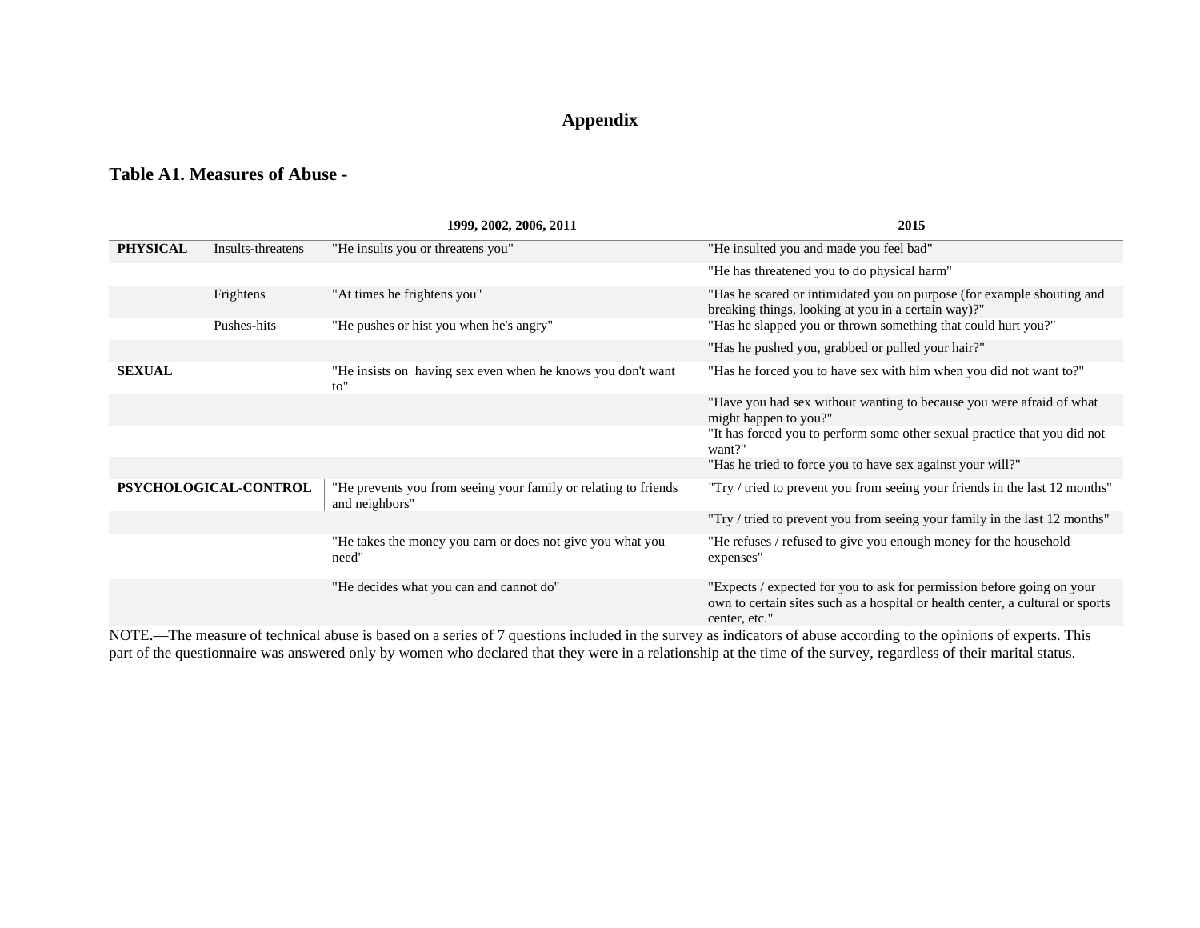# Appendix

## Table A1. Measures of Abuse -

| | | 1999, 2002, 2006, 2011 | 2015 |
|---|---|---|---|
| **PHYSICAL** | Insults-threatens | "He insults you or threatens you" | "He insulted you and made you feel bad" |
| | | | "He has threatened you to do physical harm" |
| | Frightens | "At times he frightens you" | "Has he scared or intimidated you on purpose (for example shouting and breaking things, looking at you in a certain way)?" |
| | Pushes-hits | "He pushes or hist you when he's angry" | "Has he slapped you or thrown something that could hurt you?" |
| | | | "Has he pushed you, grabbed or pulled your hair?" |
| **SEXUAL** | | "He insists on having sex even when he knows you don't want to" | "Has he forced you to have sex with him when you did not want to?" |
| | | | "Have you had sex without wanting to because you were afraid of what might happen to you?" |
| | | | "It has forced you to perform some other sexual practice that you did not want?" |
| | | | "Has he tried to force you to have sex against your will?" |
| **PSYCHOLOGICAL-CONTROL** | | "He prevents you from seeing your family or relating to friends and neighbors" | "Try / tried to prevent you from seeing your friends in the last 12 months" |
| | | | "Try / tried to prevent you from seeing your family in the last 12 months" |
| | | "He takes the money you earn or does not give you what you need" | "He refuses / refused to give you enough money for the household expenses" |
| | | "He decides what you can and cannot do" | "Expects / expected for you to ask for permission before going on your own to certain sites such as a hospital or health center, a cultural or sports center, etc." |

NOTE.—The measure of technical abuse is based on a series of 7 questions included in the survey as indicators of abuse according to the opinions of experts. This part of the questionnaire was answered only by women who declared that they were in a relationship at the time of the survey, regardless of their marital status.